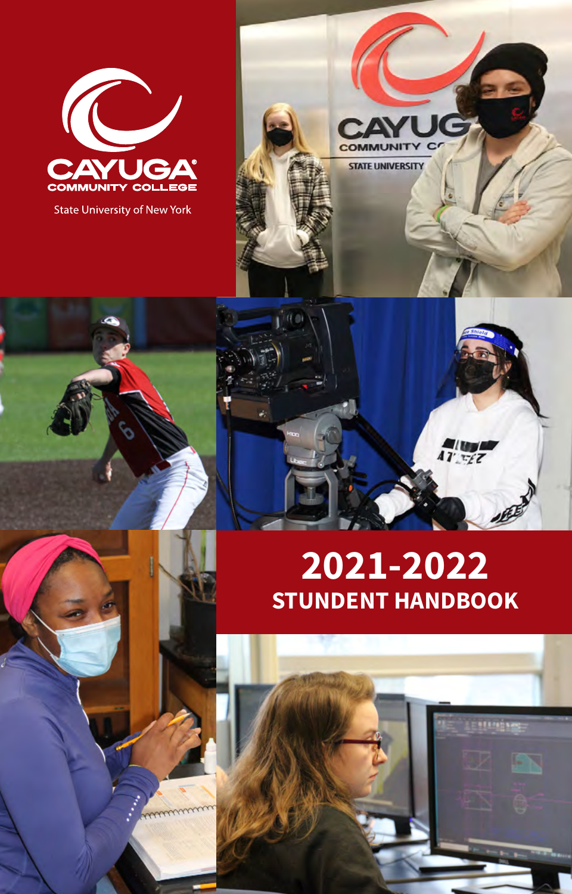CAYUGA COMMUNITY COLLEGE

State University of New York

# 2021-2022 STUDENT HANDBOOK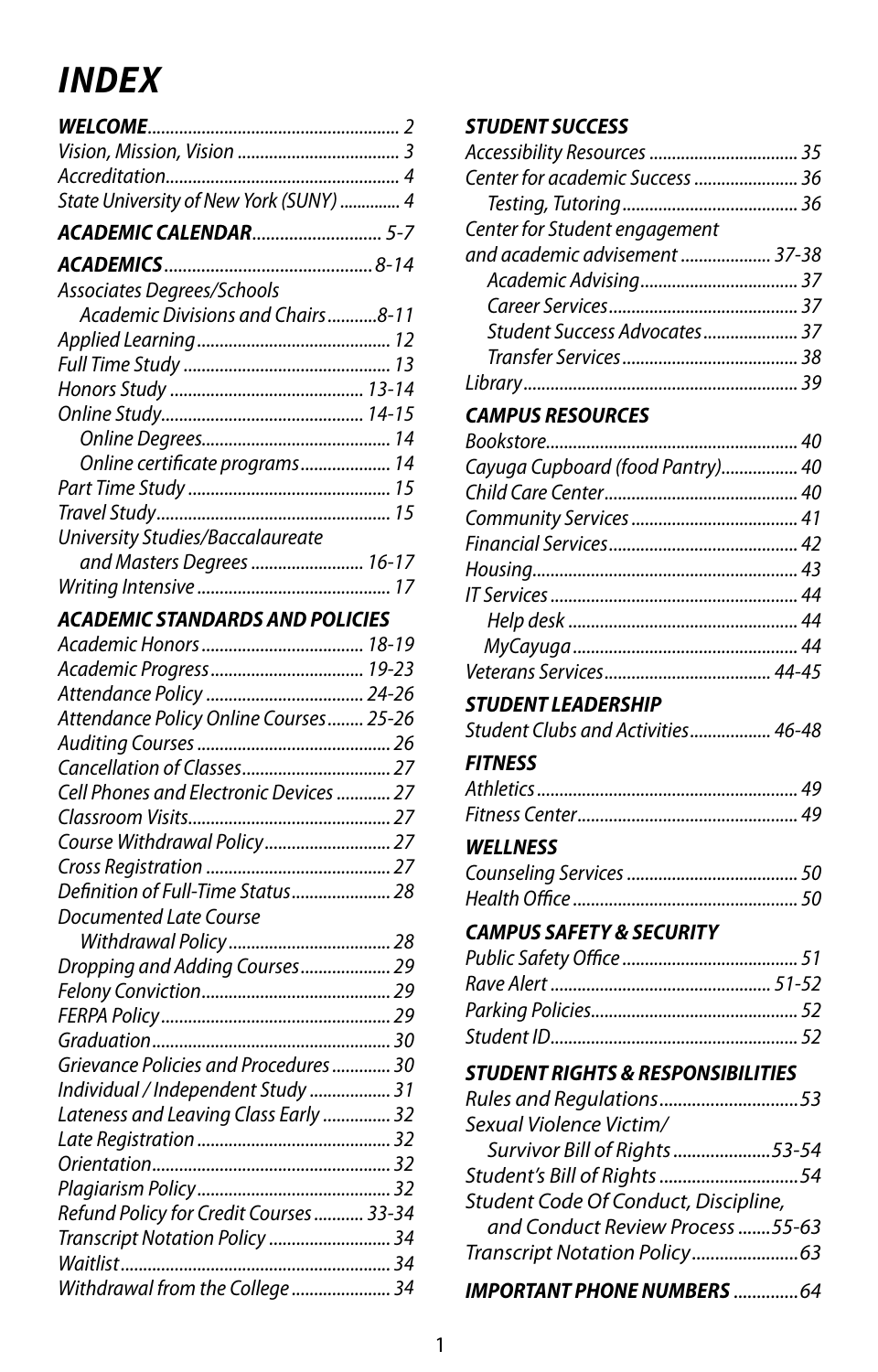# *INDEX*

***WELCOME*** ........................................................ 2
*Vision, Mission, Vision* .................................... 3
*Accreditation*.................................................... 4
*State University of New York (SUNY)* .............. 4

***ACADEMIC CALENDAR*** ............................ 5-7

***ACADEMICS*** ............................................. 8-14
*Associates Degrees/Schools*
  *Academic Divisions and Chairs* ...........8-11
*Applied Learning* ........................................... 12
*Full Time Study* .............................................. 13
*Honors Study* ............................................ 13-14
*Online Study*............................................. 14-15
  *Online Degrees*.......................................... 14
  *Online certificate programs* .................... 14
*Part Time Study* ............................................. 15
*Travel Study*.................................................... 15
*University Studies/Baccalaureate*
  *and Masters Degrees* ......................... 16-17
*Writing Intensive* ........................................... 17

***ACADEMIC STANDARDS AND POLICIES***
*Academic Honors* .................................... 18-19
*Academic Progress* .................................. 19-23
*Attendance Policy* ................................... 24-26
*Attendance Policy Online Courses* ........ 25-26
*Auditing Courses* ........................................... 26
*Cancellation of Classes*.................................. 27
*Cell Phones and Electronic Devices* ............ 27
*Classroom Visits*............................................. 27
*Course Withdrawal Policy* ............................ 27
*Cross Registration* ......................................... 27
*Definition of Full-Time Status* ...................... 28
*Documented Late Course*
  *Withdrawal Policy* .................................... 28
*Dropping and Adding Courses* .................... 29
*Felony Conviction*.......................................... 29
*FERPA Policy* ................................................... 29
*Graduation* ..................................................... 30
*Grievance Policies and Procedures* ............. 30
*Individual / Independent Study* .................. 31
*Lateness and Leaving Class Early* ............... 32
*Late Registration* ........................................... 32
*Orientation* ..................................................... 32
*Plagiarism Policy* ........................................... 32
*Refund Policy for Credit Courses* ........... 33-34
*Transcript Notation Policy* ........................... 34
*Waitlist* ............................................................ 34
*Withdrawal from the College* ...................... 34

***STUDENT SUCCESS***
*Accessibility Resources* ................................ 35
*Center for academic Success* ...................... 36
  *Testing, Tutoring* ....................................... 36
*Center for Student engagement*
*and academic advisement* ................... 37-38
  *Academic Advising* ................................... 37
  *Career Services* .......................................... 37
  *Student Success Advocates* ..................... 37
  *Transfer Services* ....................................... 38
*Library* ............................................................. 39

***CAMPUS RESOURCES***
*Bookstore*........................................................ 40
*Cayuga Cupboard (food Pantry)*................. 40
*Child Care Center* ........................................... 40
*Community Services* ..................................... 41
*Financial Services* .......................................... 42
*Housing* ........................................................... 43
*IT Services* ....................................................... 44
  *Help desk* ................................................... 44
  *MyCayuga* .................................................. 44
*Veterans Services* ..................................... 44-45

***STUDENT LEADERSHIP***
*Student Clubs and Activities* .................. 46-48

***FITNESS***
*Athletics* .......................................................... 49
*Fitness Center* ................................................ 49

***WELLNESS***
*Counseling Services* ..................................... 50
*Health Office* .................................................. 50

***CAMPUS SAFETY & SECURITY***
*Public Safety Office* ...................................... 51
*Rave Alert* ................................................. 51-52
*Parking Policies* ............................................. 52
*Student ID* ...................................................... 52

***STUDENT RIGHTS & RESPONSIBILITIES***
*Rules and Regulations* ..............................53
*Sexual Violence Victim/*
  *Survivor Bill of Rights* .....................53-54
*Student's Bill of Rights* ..............................54
*Student Code Of Conduct, Discipline,*
  *and Conduct Review Process* .......55-63
*Transcript Notation Policy* .......................63

***IMPORTANT PHONE NUMBERS*** ..............64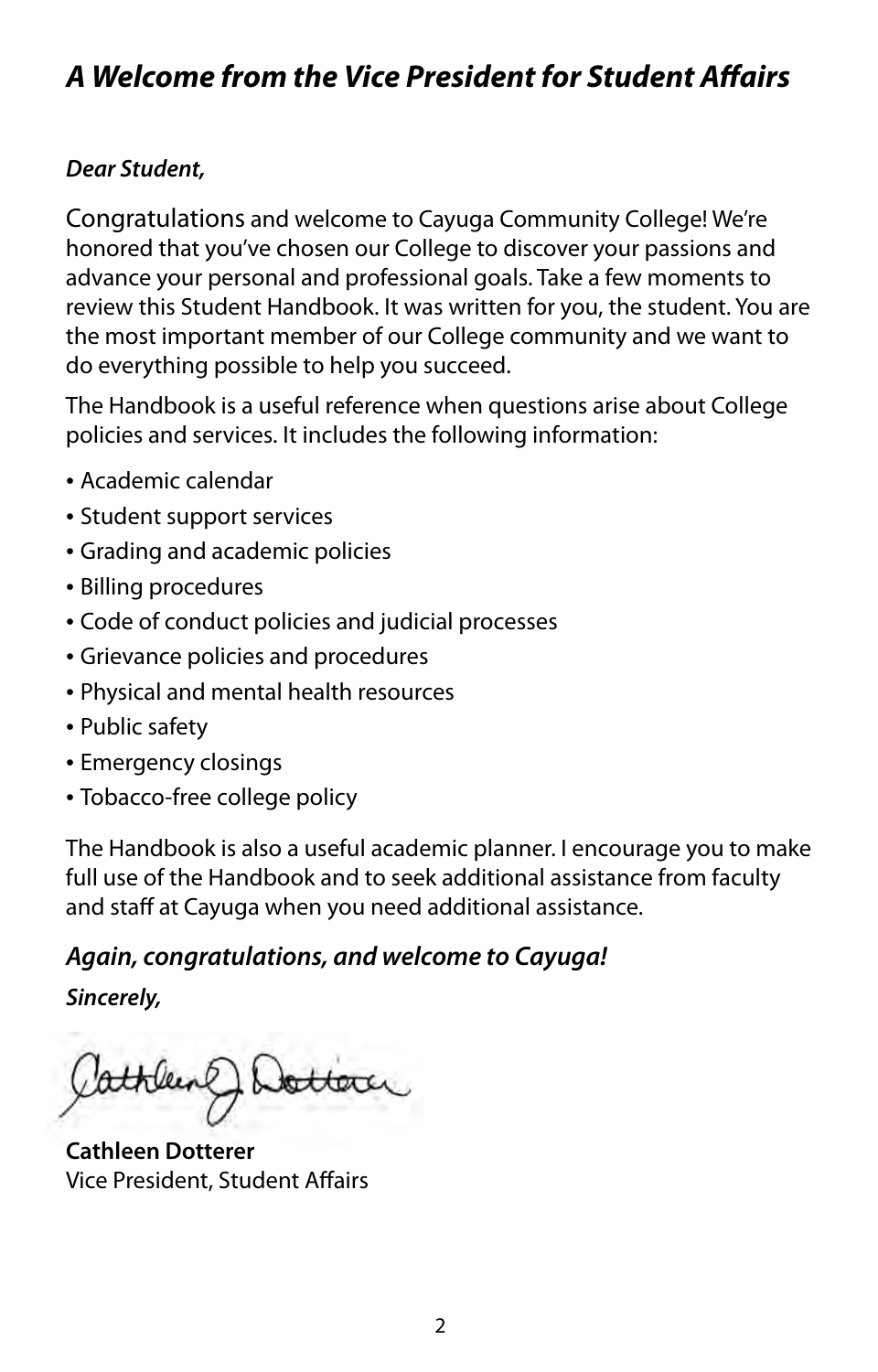# *A Welcome from the Vice President for Student Affairs*

***Dear Student,***

Congratulations and welcome to Cayuga Community College! We're honored that you've chosen our College to discover your passions and advance your personal and professional goals. Take a few moments to review this Student Handbook. It was written for you, the student. You are the most important member of our College community and we want to do everything possible to help you succeed.

The Handbook is a useful reference when questions arise about College policies and services. It includes the following information:

- Academic calendar
- Student support services
- Grading and academic policies
- Billing procedures
- Code of conduct policies and judicial processes
- Grievance policies and procedures
- Physical and mental health resources
- Public safety
- Emergency closings
- Tobacco-free college policy

The Handbook is also a useful academic planner. I encourage you to make full use of the Handbook and to seek additional assistance from faculty and staff at Cayuga when you need additional assistance.

***Again, congratulations, and welcome to Cayuga!***

***Sincerely,***

**Cathleen Dotterer**
Vice President, Student Affairs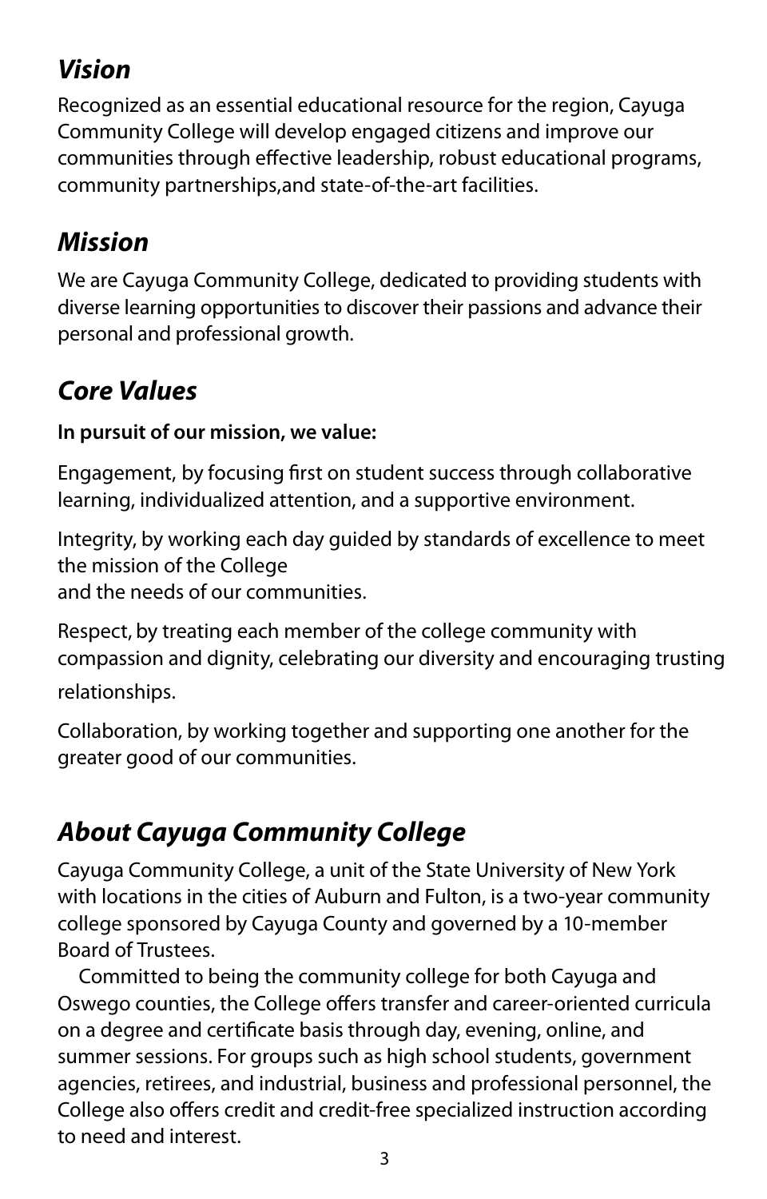## *Vision*

Recognized as an essential educational resource for the region, Cayuga Community College will develop engaged citizens and improve our communities through effective leadership, robust educational programs, community partnerships,and state-of-the-art facilities.

## *Mission*

We are Cayuga Community College, dedicated to providing students with diverse learning opportunities to discover their passions and advance their personal and professional growth.

## *Core Values*

**In pursuit of our mission, we value:**

Engagement, by focusing first on student success through collaborative learning, individualized attention, and a supportive environment.

Integrity, by working each day guided by standards of excellence to meet the mission of the College
and the needs of our communities.

Respect, by treating each member of the college community with compassion and dignity, celebrating our diversity and encouraging trusting relationships.

Collaboration, by working together and supporting one another for the greater good of our communities.

## *About Cayuga Community College*

Cayuga Community College, a unit of the State University of New York with locations in the cities of Auburn and Fulton, is a two-year community college sponsored by Cayuga County and governed by a 10-member Board of Trustees.

Committed to being the community college for both Cayuga and Oswego counties, the College offers transfer and career-oriented curricula on a degree and certificate basis through day, evening, online, and summer sessions. For groups such as high school students, government agencies, retirees, and industrial, business and professional personnel, the College also offers credit and credit-free specialized instruction according to need and interest.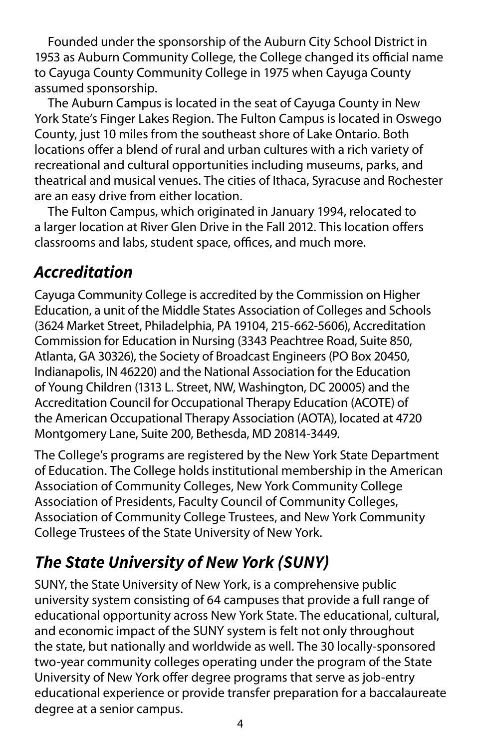Founded under the sponsorship of the Auburn City School District in 1953 as Auburn Community College, the College changed its official name to Cayuga County Community College in 1975 when Cayuga County assumed sponsorship.

The Auburn Campus is located in the seat of Cayuga County in New York State's Finger Lakes Region. The Fulton Campus is located in Oswego County, just 10 miles from the southeast shore of Lake Ontario. Both locations offer a blend of rural and urban cultures with a rich variety of recreational and cultural opportunities including museums, parks, and theatrical and musical venues. The cities of Ithaca, Syracuse and Rochester are an easy drive from either location.

The Fulton Campus, which originated in January 1994, relocated to a larger location at River Glen Drive in the Fall 2012. This location offers classrooms and labs, student space, offices, and much more.

## *Accreditation*

Cayuga Community College is accredited by the Commission on Higher Education, a unit of the Middle States Association of Colleges and Schools (3624 Market Street, Philadelphia, PA 19104, 215-662-5606), Accreditation Commission for Education in Nursing (3343 Peachtree Road, Suite 850, Atlanta, GA 30326), the Society of Broadcast Engineers (PO Box 20450, Indianapolis, IN 46220) and the National Association for the Education of Young Children (1313 L. Street, NW, Washington, DC 20005) and the Accreditation Council for Occupational Therapy Education (ACOTE) of the American Occupational Therapy Association (AOTA), located at 4720 Montgomery Lane, Suite 200, Bethesda, MD 20814-3449.

The College's programs are registered by the New York State Department of Education. The College holds institutional membership in the American Association of Community Colleges, New York Community College Association of Presidents, Faculty Council of Community Colleges, Association of Community College Trustees, and New York Community College Trustees of the State University of New York.

## *The State University of New York (SUNY)*

SUNY, the State University of New York, is a comprehensive public university system consisting of 64 campuses that provide a full range of educational opportunity across New York State. The educational, cultural, and economic impact of the SUNY system is felt not only throughout the state, but nationally and worldwide as well. The 30 locally-sponsored two-year community colleges operating under the program of the State University of New York offer degree programs that serve as job-entry educational experience or provide transfer preparation for a baccalaureate degree at a senior campus.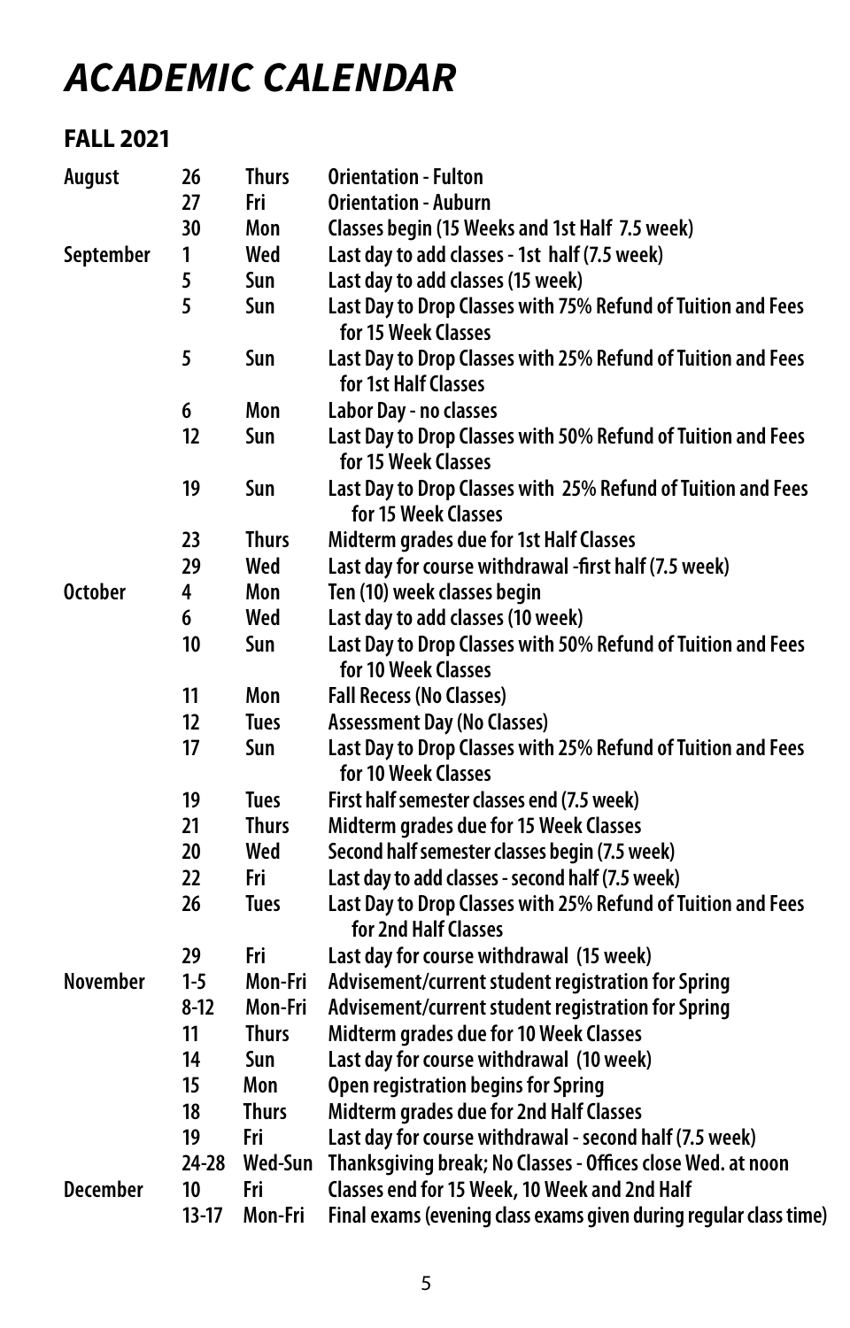# *ACADEMIC CALENDAR*

## FALL 2021

| Month | Date | Day | Event |
|---|---|---|---|
| August | 26 | Thurs | Orientation - Fulton |
| | 27 | Fri | Orientation - Auburn |
| | 30 | Mon | Classes begin (15 Weeks and 1st Half 7.5 week) |
| September | 1 | Wed | Last day to add classes - 1st half (7.5 week) |
| | 5 | Sun | Last day to add classes (15 week) |
| | 5 | Sun | Last Day to Drop Classes with 75% Refund of Tuition and Fees for 15 Week Classes |
| | 5 | Sun | Last Day to Drop Classes with 25% Refund of Tuition and Fees for 1st Half Classes |
| | 6 | Mon | Labor Day - no classes |
| | 12 | Sun | Last Day to Drop Classes with 50% Refund of Tuition and Fees for 15 Week Classes |
| | 19 | Sun | Last Day to Drop Classes with 25% Refund of Tuition and Fees for 15 Week Classes |
| | 23 | Thurs | Midterm grades due for 1st Half Classes |
| | 29 | Wed | Last day for course withdrawal -first half (7.5 week) |
| October | 4 | Mon | Ten (10) week classes begin |
| | 6 | Wed | Last day to add classes (10 week) |
| | 10 | Sun | Last Day to Drop Classes with 50% Refund of Tuition and Fees for 10 Week Classes |
| | 11 | Mon | Fall Recess (No Classes) |
| | 12 | Tues | Assessment Day (No Classes) |
| | 17 | Sun | Last Day to Drop Classes with 25% Refund of Tuition and Fees for 10 Week Classes |
| | 19 | Tues | First half semester classes end (7.5 week) |
| | 21 | Thurs | Midterm grades due for 15 Week Classes |
| | 20 | Wed | Second half semester classes begin (7.5 week) |
| | 22 | Fri | Last day to add classes - second half (7.5 week) |
| | 26 | Tues | Last Day to Drop Classes with 25% Refund of Tuition and Fees for 2nd Half Classes |
| | 29 | Fri | Last day for course withdrawal (15 week) |
| November | 1-5 | Mon-Fri | Advisement/current student registration for Spring |
| | 8-12 | Mon-Fri | Advisement/current student registration for Spring |
| | 11 | Thurs | Midterm grades due for 10 Week Classes |
| | 14 | Sun | Last day for course withdrawal (10 week) |
| | 15 | Mon | Open registration begins for Spring |
| | 18 | Thurs | Midterm grades due for 2nd Half Classes |
| | 19 | Fri | Last day for course withdrawal - second half (7.5 week) |
| | 24-28 | Wed-Sun | Thanksgiving break; No Classes - Offices close Wed. at noon |
| December | 10 | Fri | Classes end for 15 Week, 10 Week and 2nd Half |
| | 13-17 | Mon-Fri | Final exams (evening class exams given during regular class time) |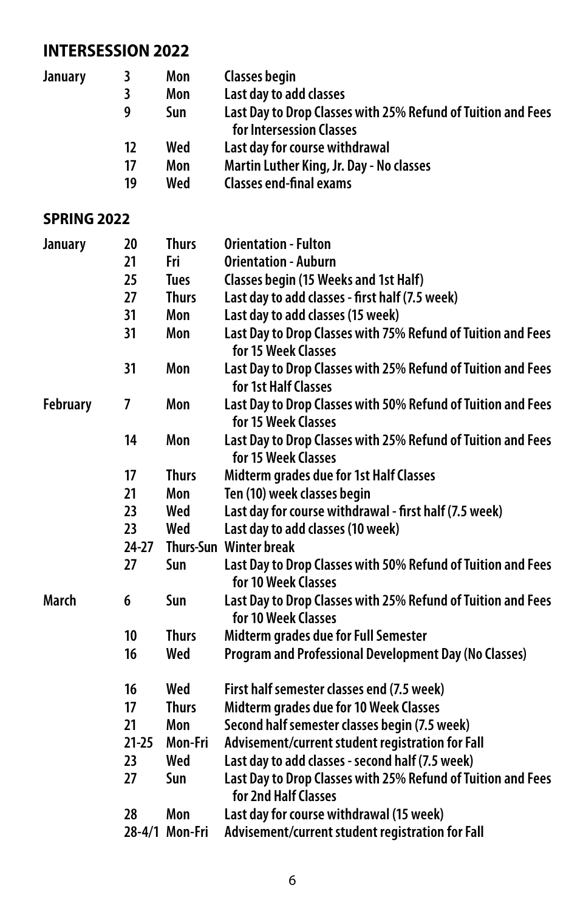## INTERSESSION 2022

| | | | |
|---|---|---|---|
| January | 3 | Mon | Classes begin |
| | 3 | Mon | Last day to add classes |
| | 9 | Sun | Last Day to Drop Classes with 25% Refund of Tuition and Fees for Intersession Classes |
| | 12 | Wed | Last day for course withdrawal |
| | 17 | Mon | Martin Luther King, Jr. Day - No classes |
| | 19 | Wed | Classes end-final exams |

## SPRING 2022

| | | | |
|---|---|---|---|
| January | 20 | Thurs | Orientation - Fulton |
| | 21 | Fri | Orientation - Auburn |
| | 25 | Tues | Classes begin (15 Weeks and 1st Half) |
| | 27 | Thurs | Last day to add classes - first half (7.5 week) |
| | 31 | Mon | Last day to add classes (15 week) |
| | 31 | Mon | Last Day to Drop Classes with 75% Refund of Tuition and Fees for 15 Week Classes |
| | 31 | Mon | Last Day to Drop Classes with 25% Refund of Tuition and Fees for 1st Half Classes |
| February | 7 | Mon | Last Day to Drop Classes with 50% Refund of Tuition and Fees for 15 Week Classes |
| | 14 | Mon | Last Day to Drop Classes with 25% Refund of Tuition and Fees for 15 Week Classes |
| | 17 | Thurs | Midterm grades due for 1st Half Classes |
| | 21 | Mon | Ten (10) week classes begin |
| | 23 | Wed | Last day for course withdrawal - first half (7.5 week) |
| | 23 | Wed | Last day to add classes (10 week) |
| | 24-27 | Thurs-Sun | Winter break |
| | 27 | Sun | Last Day to Drop Classes with 50% Refund of Tuition and Fees for 10 Week Classes |
| March | 6 | Sun | Last Day to Drop Classes with 25% Refund of Tuition and Fees for 10 Week Classes |
| | 10 | Thurs | Midterm grades due for Full Semester |
| | 16 | Wed | Program and Professional Development Day (No Classes) |
| | 16 | Wed | First half semester classes end (7.5 week) |
| | 17 | Thurs | Midterm grades due for 10 Week Classes |
| | 21 | Mon | Second half semester classes begin (7.5 week) |
| | 21-25 | Mon-Fri | Advisement/current student registration for Fall |
| | 23 | Wed | Last day to add classes - second half (7.5 week) |
| | 27 | Sun | Last Day to Drop Classes with 25% Refund of Tuition and Fees for 2nd Half Classes |
| | 28 | Mon | Last day for course withdrawal (15 week) |
| | 28-4/1 | Mon-Fri | Advisement/current student registration for Fall |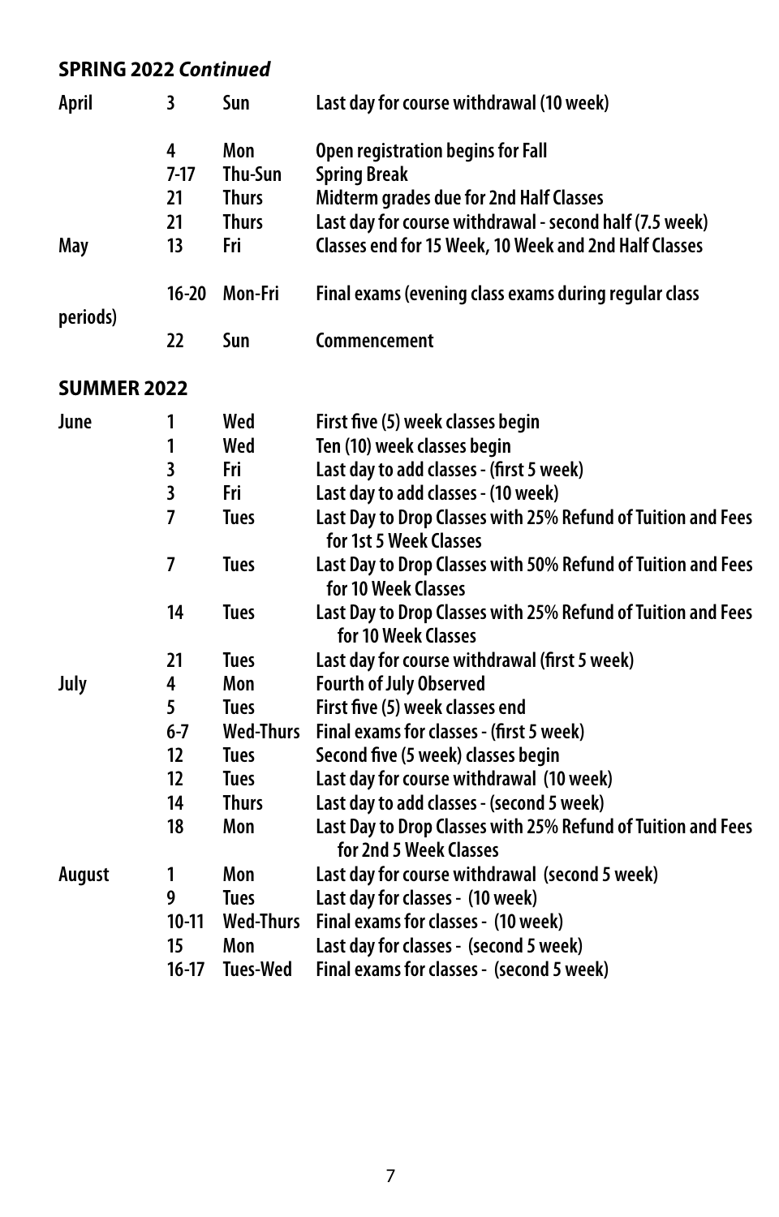**SPRING 2022 *Continued***

| Month | Date | Day | Event |
|---|---|---|---|
| April | 3 | Sun | Last day for course withdrawal (10 week) |
| | 4 | Mon | Open registration begins for Fall |
| | 7-17 | Thu-Sun | Spring Break |
| | 21 | Thurs | Midterm grades due for 2nd Half Classes |
| | 21 | Thurs | Last day for course withdrawal - second half (7.5 week) |
| May | 13 | Fri | Classes end for 15 Week, 10 Week and 2nd Half Classes |
| | 16-20 | Mon-Fri | Final exams (evening class exams during regular class periods) |
| | 22 | Sun | Commencement |

**SUMMER 2022**

| Month | Date | Day | Event |
|---|---|---|---|
| June | 1 | Wed | First five (5) week classes begin |
| | 1 | Wed | Ten (10) week classes begin |
| | 3 | Fri | Last day to add classes - (first 5 week) |
| | 3 | Fri | Last day to add classes - (10 week) |
| | 7 | Tues | Last Day to Drop Classes with 25% Refund of Tuition and Fees for 1st 5 Week Classes |
| | 7 | Tues | Last Day to Drop Classes with 50% Refund of Tuition and Fees for 10 Week Classes |
| | 14 | Tues | Last Day to Drop Classes with 25% Refund of Tuition and Fees for 10 Week Classes |
| | 21 | Tues | Last day for course withdrawal (first 5 week) |
| July | 4 | Mon | Fourth of July Observed |
| | 5 | Tues | First five (5) week classes end |
| | 6-7 | Wed-Thurs | Final exams for classes - (first 5 week) |
| | 12 | Tues | Second five (5 week) classes begin |
| | 12 | Tues | Last day for course withdrawal (10 week) |
| | 14 | Thurs | Last day to add classes - (second 5 week) |
| | 18 | Mon | Last Day to Drop Classes with 25% Refund of Tuition and Fees for 2nd 5 Week Classes |
| August | 1 | Mon | Last day for course withdrawal (second 5 week) |
| | 9 | Tues | Last day for classes - (10 week) |
| | 10-11 | Wed-Thurs | Final exams for classes - (10 week) |
| | 15 | Mon | Last day for classes - (second 5 week) |
| | 16-17 | Tues-Wed | Final exams for classes - (second 5 week) |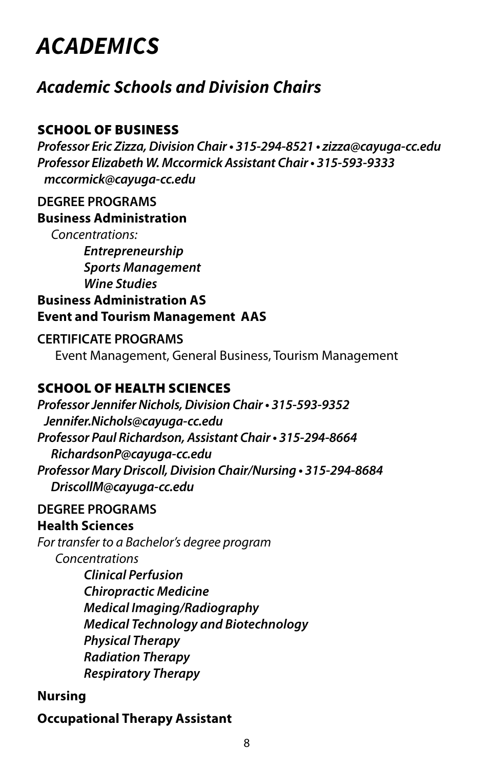# ACADEMICS

## Academic Schools and Division Chairs

### SCHOOL OF BUSINESS

***Professor Eric Zizza, Division Chair • 315-294-8521 • zizza@cayuga-cc.edu***
***Professor Elizabeth W. Mccormick Assistant Chair • 315-593-9333***
***mccormick@cayuga-cc.edu***

**DEGREE PROGRAMS**

**Business Administration**

*Concentrations:*

- ***Entrepreneurship***
- ***Sports Management***
- ***Wine Studies***

**Business Administration AS**

**Event and Tourism Management AAS**

**CERTIFICATE PROGRAMS**

Event Management, General Business, Tourism Management

### SCHOOL OF HEALTH SCIENCES

***Professor Jennifer Nichols, Division Chair • 315-593-9352***
***Jennifer.Nichols@cayuga-cc.edu***
***Professor Paul Richardson, Assistant Chair • 315-294-8664***
***RichardsonP@cayuga-cc.edu***
***Professor Mary Driscoll, Division Chair/Nursing • 315-294-8684***
***DriscollM@cayuga-cc.edu***

**DEGREE PROGRAMS**

**Health Sciences**

*For transfer to a Bachelor's degree program*

*Concentrations*

- ***Clinical Perfusion***
- ***Chiropractic Medicine***
- ***Medical Imaging/Radiography***
- ***Medical Technology and Biotechnology***
- ***Physical Therapy***
- ***Radiation Therapy***
- ***Respiratory Therapy***

**Nursing**

**Occupational Therapy Assistant**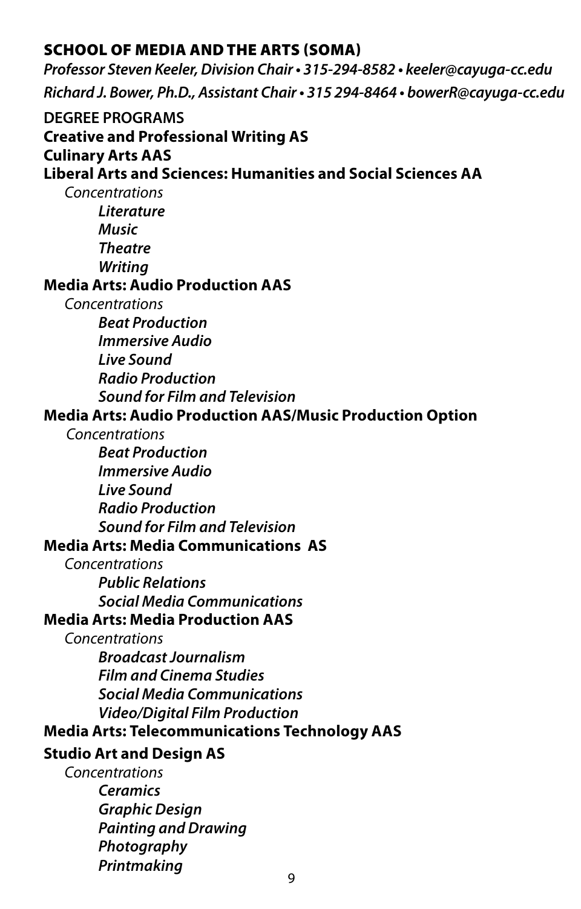## SCHOOL OF MEDIA AND THE ARTS (SOMA)

*Professor Steven Keeler, Division Chair • 315-294-8582 • keeler@cayuga-cc.edu*

*Richard J. Bower, Ph.D., Assistant Chair • 315 294-8464 • bowerR@cayuga-cc.edu*

### DEGREE PROGRAMS

**Creative and Professional Writing AS**

**Culinary Arts AAS**

**Liberal Arts and Sciences: Humanities and Social Sciences AA**

*Concentrations*

- ***Literature***
- ***Music***
- ***Theatre***
- ***Writing***

**Media Arts: Audio Production AAS**

*Concentrations*

- ***Beat Production***
- ***Immersive Audio***
- ***Live Sound***
- ***Radio Production***
- ***Sound for Film and Television***

**Media Arts: Audio Production AAS/Music Production Option**

*Concentrations*

- ***Beat Production***
- ***Immersive Audio***
- ***Live Sound***
- ***Radio Production***
- ***Sound for Film and Television***

**Media Arts: Media Communications AS**

*Concentrations*

- ***Public Relations***
- ***Social Media Communications***

**Media Arts: Media Production AAS**

*Concentrations*

- ***Broadcast Journalism***
- ***Film and Cinema Studies***
- ***Social Media Communications***
- ***Video/Digital Film Production***

**Media Arts: Telecommunications Technology AAS**

**Studio Art and Design AS**

*Concentrations*

- ***Ceramics***
- ***Graphic Design***
- ***Painting and Drawing***
- ***Photography***
- ***Printmaking***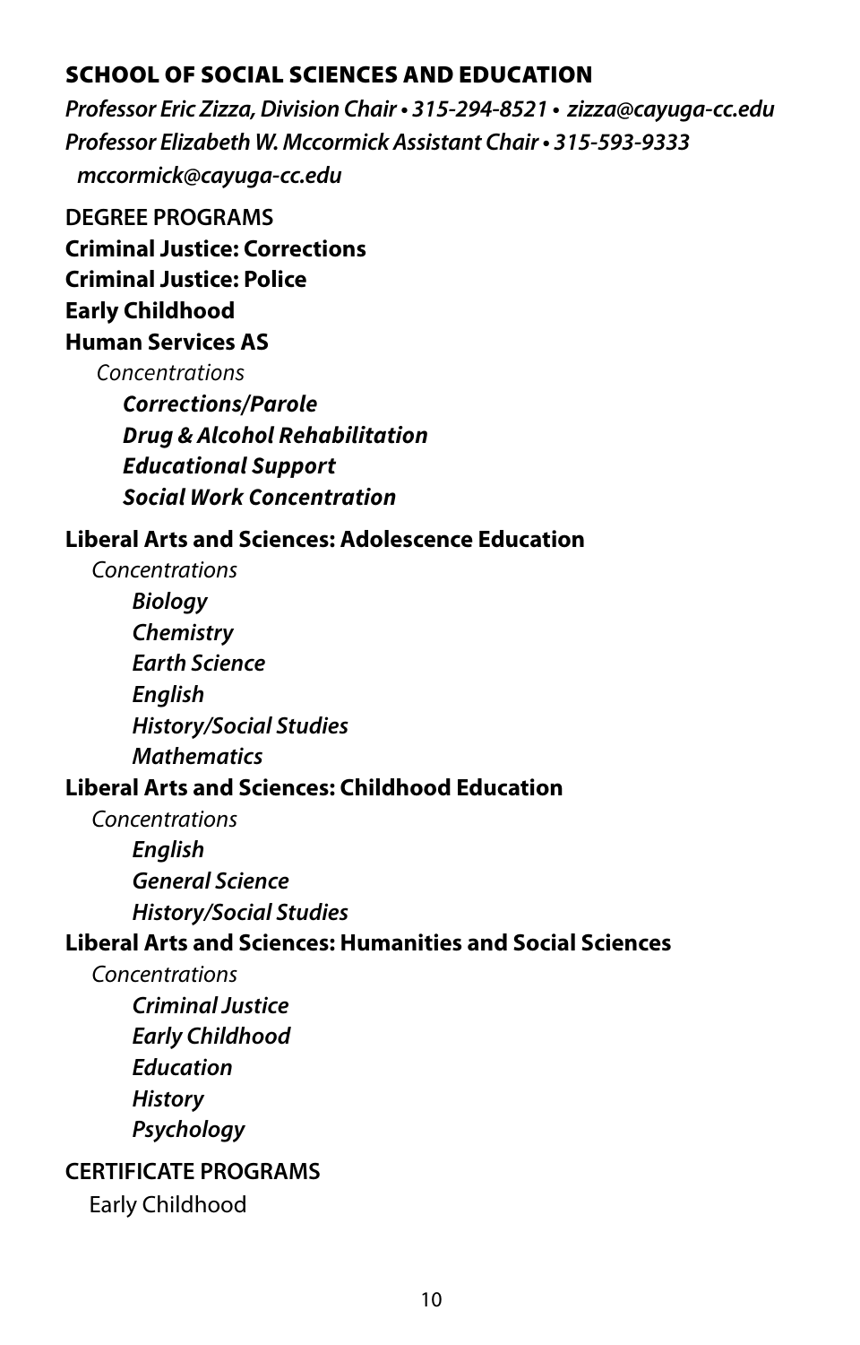## SCHOOL OF SOCIAL SCIENCES AND EDUCATION

*Professor Eric Zizza, Division Chair • 315-294-8521 • zizza@cayuga-cc.edu*
*Professor Elizabeth W. Mccormick Assistant Chair • 315-593-9333*
*mccormick@cayuga-cc.edu*

### DEGREE PROGRAMS

**Criminal Justice: Corrections**
**Criminal Justice: Police**
**Early Childhood**
**Human Services AS**

*Concentrations*

- ***Corrections/Parole***
- ***Drug & Alcohol Rehabilitation***
- ***Educational Support***
- ***Social Work Concentration***

**Liberal Arts and Sciences: Adolescence Education**

*Concentrations*

- ***Biology***
- ***Chemistry***
- ***Earth Science***
- ***English***
- ***History/Social Studies***
- ***Mathematics***

**Liberal Arts and Sciences: Childhood Education**

*Concentrations*

- ***English***
- ***General Science***
- ***History/Social Studies***

**Liberal Arts and Sciences: Humanities and Social Sciences**

*Concentrations*

- ***Criminal Justice***
- ***Early Childhood***
- ***Education***
- ***History***
- ***Psychology***

### CERTIFICATE PROGRAMS

Early Childhood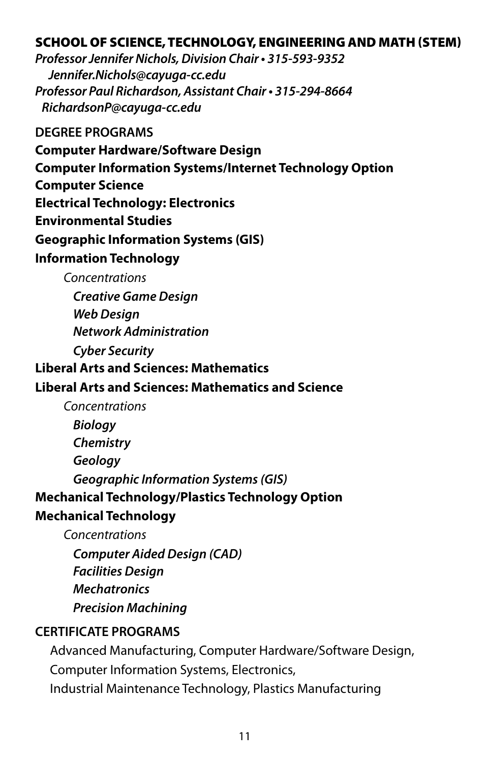## SCHOOL OF SCIENCE, TECHNOLOGY, ENGINEERING AND MATH (STEM)

***Professor Jennifer Nichols, Division Chair • 315-593-9352***
***Jennifer.Nichols@cayuga-cc.edu***
***Professor Paul Richardson, Assistant Chair • 315-294-8664***
***RichardsonP@cayuga-cc.edu***

### DEGREE PROGRAMS

**Computer Hardware/Software Design**

**Computer Information Systems/Internet Technology Option**

**Computer Science**

**Electrical Technology: Electronics**

**Environmental Studies**

**Geographic Information Systems (GIS)**

**Information Technology**

- *Concentrations*
  - ***Creative Game Design***
  - ***Web Design***
  - ***Network Administration***
  - ***Cyber Security***

**Liberal Arts and Sciences: Mathematics**

**Liberal Arts and Sciences: Mathematics and Science**

- *Concentrations*
  - ***Biology***
  - ***Chemistry***
  - ***Geology***
  - ***Geographic Information Systems (GIS)***

**Mechanical Technology/Plastics Technology Option**

**Mechanical Technology**

- *Concentrations*
  - ***Computer Aided Design (CAD)***
  - ***Facilities Design***
  - ***Mechatronics***
  - ***Precision Machining***

### CERTIFICATE PROGRAMS

Advanced Manufacturing, Computer Hardware/Software Design, Computer Information Systems, Electronics, Industrial Maintenance Technology, Plastics Manufacturing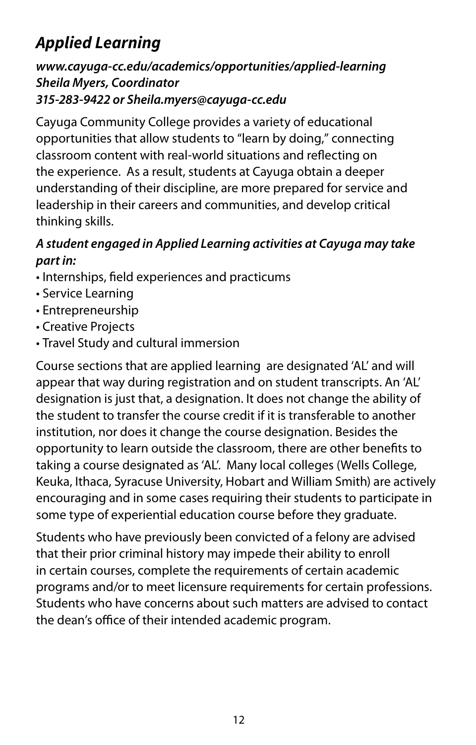## *Applied Learning*

***www.cayuga-cc.edu/academics/opportunities/applied-learning***
***Sheila Myers, Coordinator***
***315-283-9422 or Sheila.myers@cayuga-cc.edu***

Cayuga Community College provides a variety of educational opportunities that allow students to "learn by doing," connecting classroom content with real-world situations and reflecting on the experience. As a result, students at Cayuga obtain a deeper understanding of their discipline, are more prepared for service and leadership in their careers and communities, and develop critical thinking skills.

***A student engaged in Applied Learning activities at Cayuga may take part in:***

- Internships, field experiences and practicums
- Service Learning
- Entrepreneurship
- Creative Projects
- Travel Study and cultural immersion

Course sections that are applied learning are designated 'AL' and will appear that way during registration and on student transcripts. An 'AL' designation is just that, a designation. It does not change the ability of the student to transfer the course credit if it is transferable to another institution, nor does it change the course designation. Besides the opportunity to learn outside the classroom, there are other benefits to taking a course designated as 'AL'. Many local colleges (Wells College, Keuka, Ithaca, Syracuse University, Hobart and William Smith) are actively encouraging and in some cases requiring their students to participate in some type of experiential education course before they graduate.

Students who have previously been convicted of a felony are advised that their prior criminal history may impede their ability to enroll in certain courses, complete the requirements of certain academic programs and/or to meet licensure requirements for certain professions. Students who have concerns about such matters are advised to contact the dean's office of their intended academic program.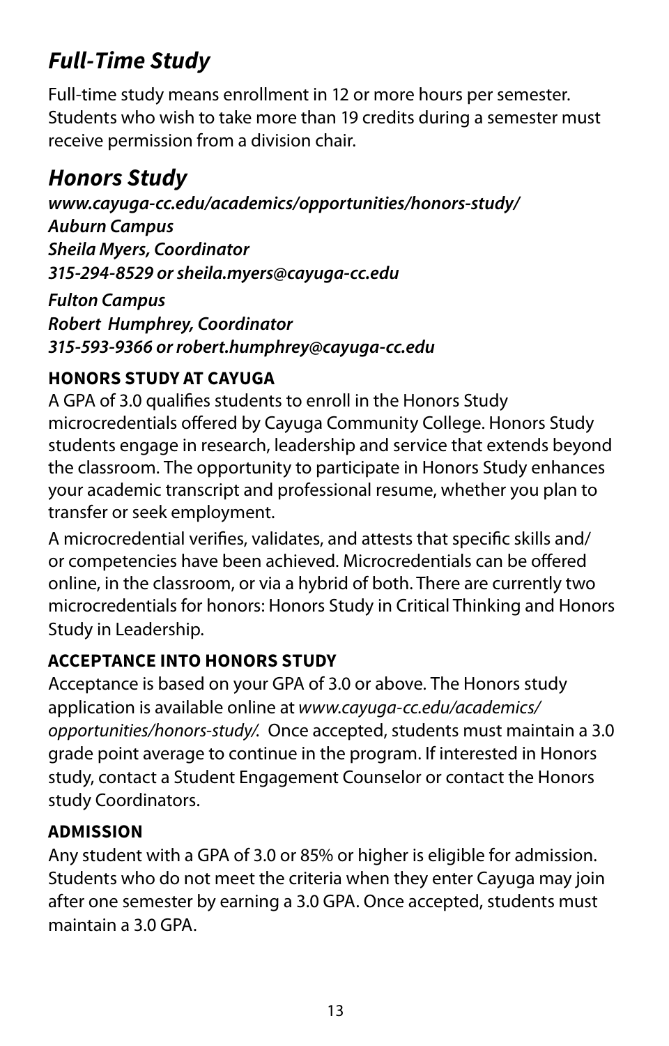## *Full-Time Study*

Full-time study means enrollment in 12 or more hours per semester. Students who wish to take more than 19 credits during a semester must receive permission from a division chair.

## *Honors Study*

***www.cayuga-cc.edu/academics/opportunities/honors-study/***
***Auburn Campus***
***Sheila Myers, Coordinator***
***315-294-8529 or sheila.myers@cayuga-cc.edu***

***Fulton Campus***
***Robert Humphrey, Coordinator***
***315-593-9366 or robert.humphrey@cayuga-cc.edu***

### HONORS STUDY AT CAYUGA

A GPA of 3.0 qualifies students to enroll in the Honors Study microcredentials offered by Cayuga Community College. Honors Study students engage in research, leadership and service that extends beyond the classroom. The opportunity to participate in Honors Study enhances your academic transcript and professional resume, whether you plan to transfer or seek employment.

A microcredential verifies, validates, and attests that specific skills and/or competencies have been achieved. Microcredentials can be offered online, in the classroom, or via a hybrid of both. There are currently two microcredentials for honors: Honors Study in Critical Thinking and Honors Study in Leadership.

### ACCEPTANCE INTO HONORS STUDY

Acceptance is based on your GPA of 3.0 or above. The Honors study application is available online at *www.cayuga-cc.edu/academics/opportunities/honors-study/.* Once accepted, students must maintain a 3.0 grade point average to continue in the program. If interested in Honors study, contact a Student Engagement Counselor or contact the Honors study Coordinators.

### ADMISSION

Any student with a GPA of 3.0 or 85% or higher is eligible for admission. Students who do not meet the criteria when they enter Cayuga may join after one semester by earning a 3.0 GPA. Once accepted, students must maintain a 3.0 GPA.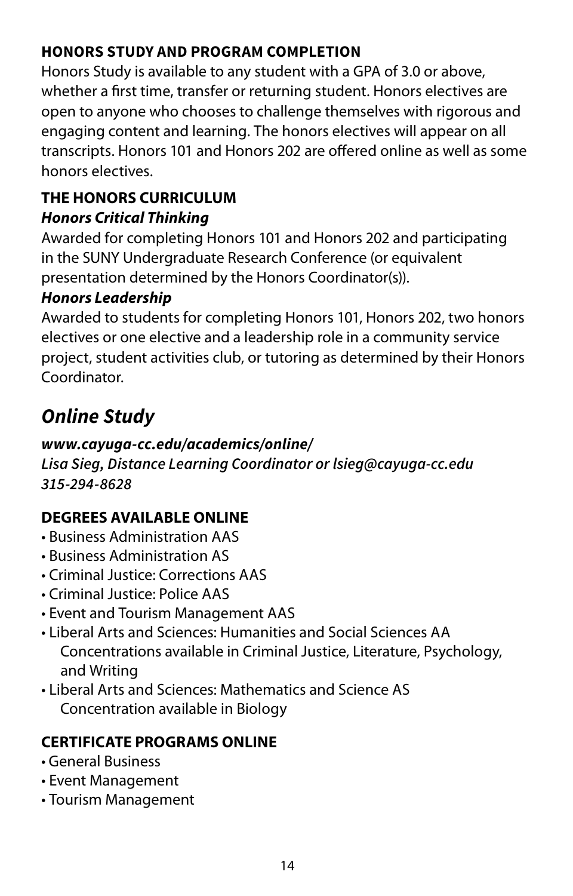**HONORS STUDY AND PROGRAM COMPLETION**

Honors Study is available to any student with a GPA of 3.0 or above, whether a first time, transfer or returning student. Honors electives are open to anyone who chooses to challenge themselves with rigorous and engaging content and learning. The honors electives will appear on all transcripts. Honors 101 and Honors 202 are offered online as well as some honors electives.

**THE HONORS CURRICULUM**

***Honors Critical Thinking***

Awarded for completing Honors 101 and Honors 202 and participating in the SUNY Undergraduate Research Conference (or equivalent presentation determined by the Honors Coordinator(s)).

***Honors Leadership***

Awarded to students for completing Honors 101, Honors 202, two honors electives or one elective and a leadership role in a community service project, student activities club, or tutoring as determined by their Honors Coordinator.

## *Online Study*

***www.cayuga-cc.edu/academics/online/***
***Lisa Sieg, Distance Learning Coordinator or lsieg@cayuga-cc.edu***
***315-294-8628***

**DEGREES AVAILABLE ONLINE**

- Business Administration AAS
- Business Administration AS
- Criminal Justice: Corrections AAS
- Criminal Justice: Police AAS
- Event and Tourism Management AAS
- Liberal Arts and Sciences: Humanities and Social Sciences AA
  Concentrations available in Criminal Justice, Literature, Psychology, and Writing
- Liberal Arts and Sciences: Mathematics and Science AS
  Concentration available in Biology

**CERTIFICATE PROGRAMS ONLINE**

- General Business
- Event Management
- Tourism Management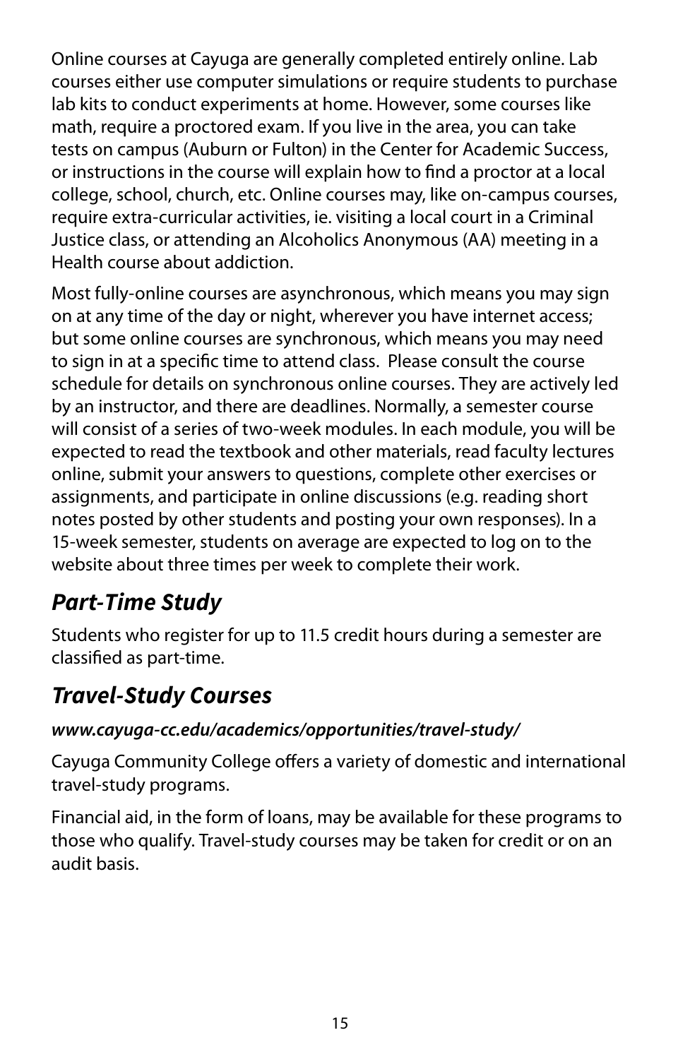Online courses at Cayuga are generally completed entirely online. Lab courses either use computer simulations or require students to purchase lab kits to conduct experiments at home. However, some courses like math, require a proctored exam. If you live in the area, you can take tests on campus (Auburn or Fulton) in the Center for Academic Success, or instructions in the course will explain how to find a proctor at a local college, school, church, etc. Online courses may, like on-campus courses, require extra-curricular activities, ie. visiting a local court in a Criminal Justice class, or attending an Alcoholics Anonymous (AA) meeting in a Health course about addiction.

Most fully-online courses are asynchronous, which means you may sign on at any time of the day or night, wherever you have internet access; but some online courses are synchronous, which means you may need to sign in at a specific time to attend class. Please consult the course schedule for details on synchronous online courses. They are actively led by an instructor, and there are deadlines. Normally, a semester course will consist of a series of two-week modules. In each module, you will be expected to read the textbook and other materials, read faculty lectures online, submit your answers to questions, complete other exercises or assignments, and participate in online discussions (e.g. reading short notes posted by other students and posting your own responses). In a 15-week semester, students on average are expected to log on to the website about three times per week to complete their work.

## *Part-Time Study*

Students who register for up to 11.5 credit hours during a semester are classified as part-time.

## *Travel-Study Courses*

***www.cayuga-cc.edu/academics/opportunities/travel-study/***

Cayuga Community College offers a variety of domestic and international travel-study programs.

Financial aid, in the form of loans, may be available for these programs to those who qualify. Travel-study courses may be taken for credit or on an audit basis.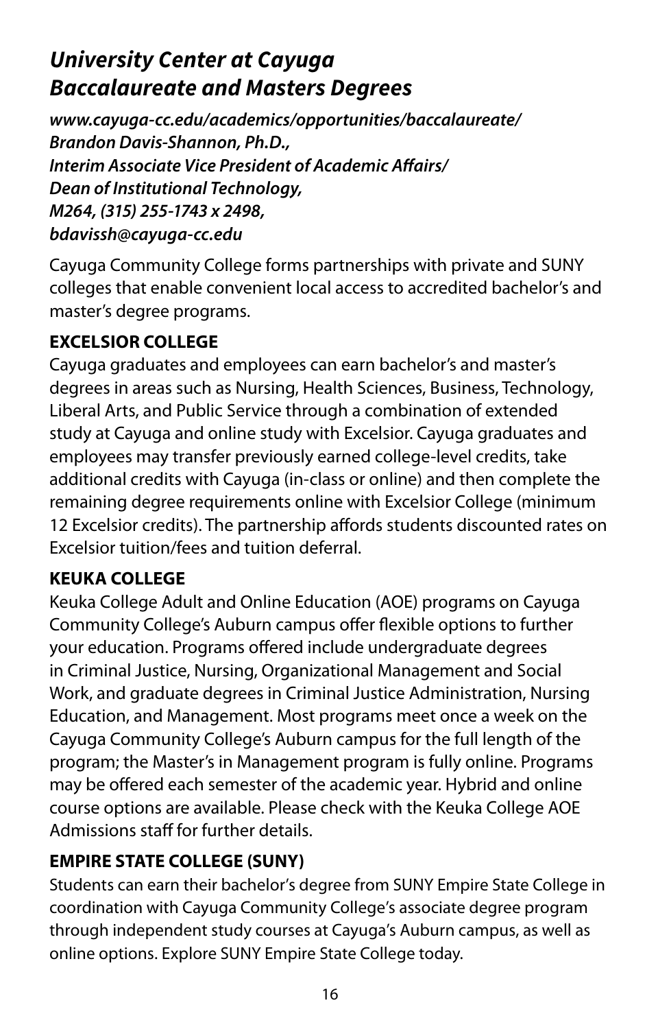## *University Center at Cayuga Baccalaureate and Masters Degrees*

***www.cayuga-cc.edu/academics/opportunities/baccalaureate/***
***Brandon Davis-Shannon, Ph.D.,***
***Interim Associate Vice President of Academic Affairs/***
***Dean of Institutional Technology,***
***M264, (315) 255-1743 x 2498,***
***bdavissh@cayuga-cc.edu***

Cayuga Community College forms partnerships with private and SUNY colleges that enable convenient local access to accredited bachelor's and master's degree programs.

**EXCELSIOR COLLEGE**

Cayuga graduates and employees can earn bachelor's and master's degrees in areas such as Nursing, Health Sciences, Business, Technology, Liberal Arts, and Public Service through a combination of extended study at Cayuga and online study with Excelsior. Cayuga graduates and employees may transfer previously earned college-level credits, take additional credits with Cayuga (in-class or online) and then complete the remaining degree requirements online with Excelsior College (minimum 12 Excelsior credits). The partnership affords students discounted rates on Excelsior tuition/fees and tuition deferral.

**KEUKA COLLEGE**

Keuka College Adult and Online Education (AOE) programs on Cayuga Community College's Auburn campus offer flexible options to further your education. Programs offered include undergraduate degrees in Criminal Justice, Nursing, Organizational Management and Social Work, and graduate degrees in Criminal Justice Administration, Nursing Education, and Management. Most programs meet once a week on the Cayuga Community College's Auburn campus for the full length of the program; the Master's in Management program is fully online. Programs may be offered each semester of the academic year. Hybrid and online course options are available. Please check with the Keuka College AOE Admissions staff for further details.

**EMPIRE STATE COLLEGE (SUNY)**

Students can earn their bachelor's degree from SUNY Empire State College in coordination with Cayuga Community College's associate degree program through independent study courses at Cayuga's Auburn campus, as well as online options. Explore SUNY Empire State College today.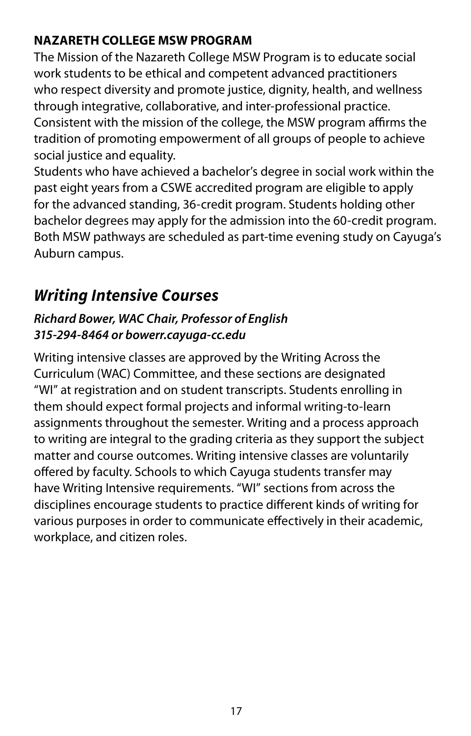**NAZARETH COLLEGE MSW PROGRAM**

The Mission of the Nazareth College MSW Program is to educate social work students to be ethical and competent advanced practitioners who respect diversity and promote justice, dignity, health, and wellness through integrative, collaborative, and inter-professional practice. Consistent with the mission of the college, the MSW program affirms the tradition of promoting empowerment of all groups of people to achieve social justice and equality.

Students who have achieved a bachelor's degree in social work within the past eight years from a CSWE accredited program are eligible to apply for the advanced standing, 36-credit program. Students holding other bachelor degrees may apply for the admission into the 60-credit program. Both MSW pathways are scheduled as part-time evening study on Cayuga's Auburn campus.

## *Writing Intensive Courses*

***Richard Bower, WAC Chair, Professor of English***
***315-294-8464 or bowerr.cayuga-cc.edu***

Writing intensive classes are approved by the Writing Across the Curriculum (WAC) Committee, and these sections are designated "WI" at registration and on student transcripts. Students enrolling in them should expect formal projects and informal writing-to-learn assignments throughout the semester. Writing and a process approach to writing are integral to the grading criteria as they support the subject matter and course outcomes. Writing intensive classes are voluntarily offered by faculty. Schools to which Cayuga students transfer may have Writing Intensive requirements. "WI" sections from across the disciplines encourage students to practice different kinds of writing for various purposes in order to communicate effectively in their academic, workplace, and citizen roles.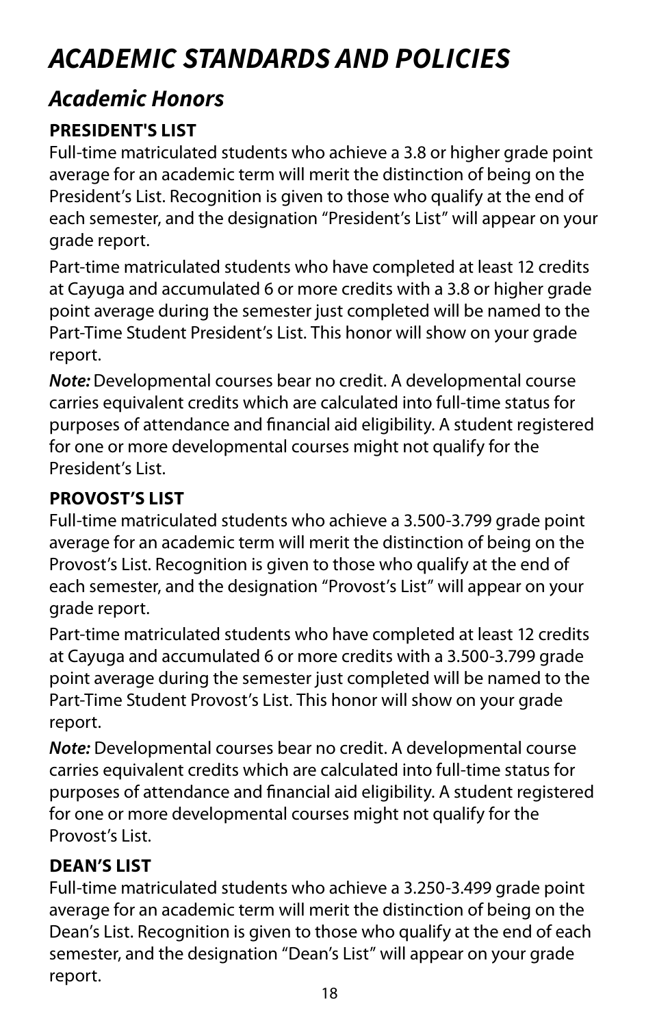# *ACADEMIC STANDARDS AND POLICIES*

## *Academic Honors*

### PRESIDENT'S LIST

Full-time matriculated students who achieve a 3.8 or higher grade point average for an academic term will merit the distinction of being on the President's List. Recognition is given to those who qualify at the end of each semester, and the designation "President's List" will appear on your grade report.

Part-time matriculated students who have completed at least 12 credits at Cayuga and accumulated 6 or more credits with a 3.8 or higher grade point average during the semester just completed will be named to the Part-Time Student President's List. This honor will show on your grade report.

***Note:*** Developmental courses bear no credit. A developmental course carries equivalent credits which are calculated into full-time status for purposes of attendance and financial aid eligibility. A student registered for one or more developmental courses might not qualify for the President's List.

### PROVOST'S LIST

Full-time matriculated students who achieve a 3.500-3.799 grade point average for an academic term will merit the distinction of being on the Provost's List. Recognition is given to those who qualify at the end of each semester, and the designation "Provost's List" will appear on your grade report.

Part-time matriculated students who have completed at least 12 credits at Cayuga and accumulated 6 or more credits with a 3.500-3.799 grade point average during the semester just completed will be named to the Part-Time Student Provost's List. This honor will show on your grade report.

***Note:*** Developmental courses bear no credit. A developmental course carries equivalent credits which are calculated into full-time status for purposes of attendance and financial aid eligibility. A student registered for one or more developmental courses might not qualify for the Provost's List.

### DEAN'S LIST

Full-time matriculated students who achieve a 3.250-3.499 grade point average for an academic term will merit the distinction of being on the Dean's List. Recognition is given to those who qualify at the end of each semester, and the designation "Dean's List" will appear on your grade report.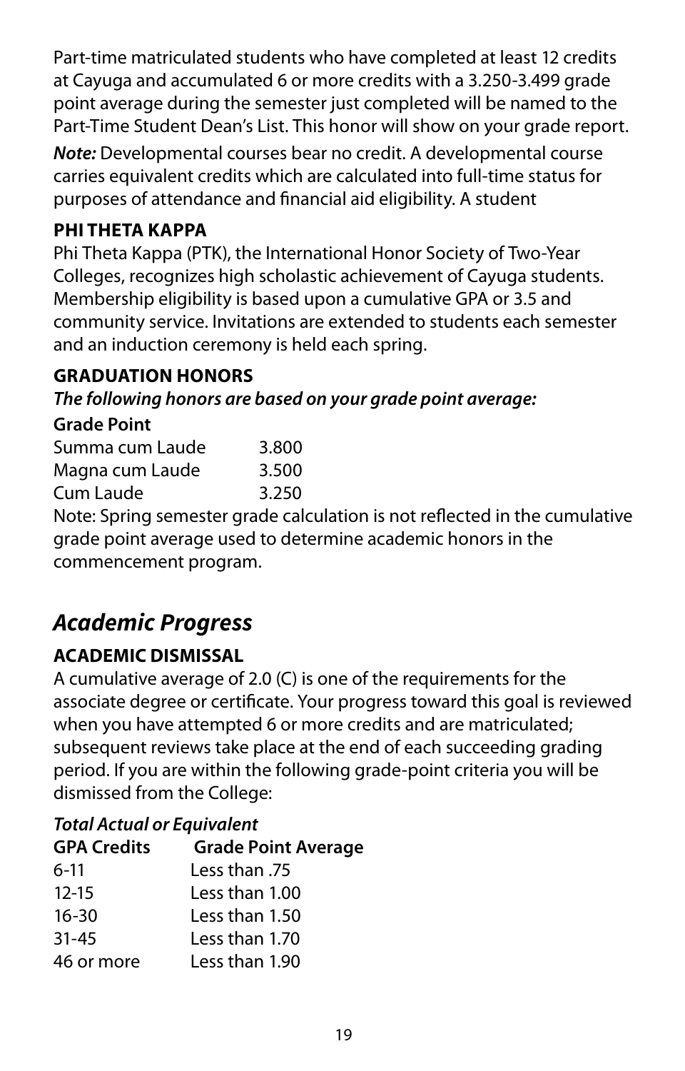Part-time matriculated students who have completed at least 12 credits at Cayuga and accumulated 6 or more credits with a 3.250-3.499 grade point average during the semester just completed will be named to the Part-Time Student Dean's List. This honor will show on your grade report.

***Note:*** Developmental courses bear no credit. A developmental course carries equivalent credits which are calculated into full-time status for purposes of attendance and financial aid eligibility. A student

**PHI THETA KAPPA**

Phi Theta Kappa (PTK), the International Honor Society of Two-Year Colleges, recognizes high scholastic achievement of Cayuga students. Membership eligibility is based upon a cumulative GPA or 3.5 and community service. Invitations are extended to students each semester and an induction ceremony is held each spring.

**GRADUATION HONORS**

***The following honors are based on your grade point average:***

| Grade Point | |
|---|---|
| Summa cum Laude | 3.800 |
| Magna cum Laude | 3.500 |
| Cum Laude | 3.250 |

Note: Spring semester grade calculation is not reflected in the cumulative grade point average used to determine academic honors in the commencement program.

## *Academic Progress*

**ACADEMIC DISMISSAL**

A cumulative average of 2.0 (C) is one of the requirements for the associate degree or certificate. Your progress toward this goal is reviewed when you have attempted 6 or more credits and are matriculated; subsequent reviews take place at the end of each succeeding grading period. If you are within the following grade-point criteria you will be dismissed from the College:

***Total Actual or Equivalent***

| GPA Credits | Grade Point Average |
|---|---|
| 6-11 | Less than .75 |
| 12-15 | Less than 1.00 |
| 16-30 | Less than 1.50 |
| 31-45 | Less than 1.70 |
| 46 or more | Less than 1.90 |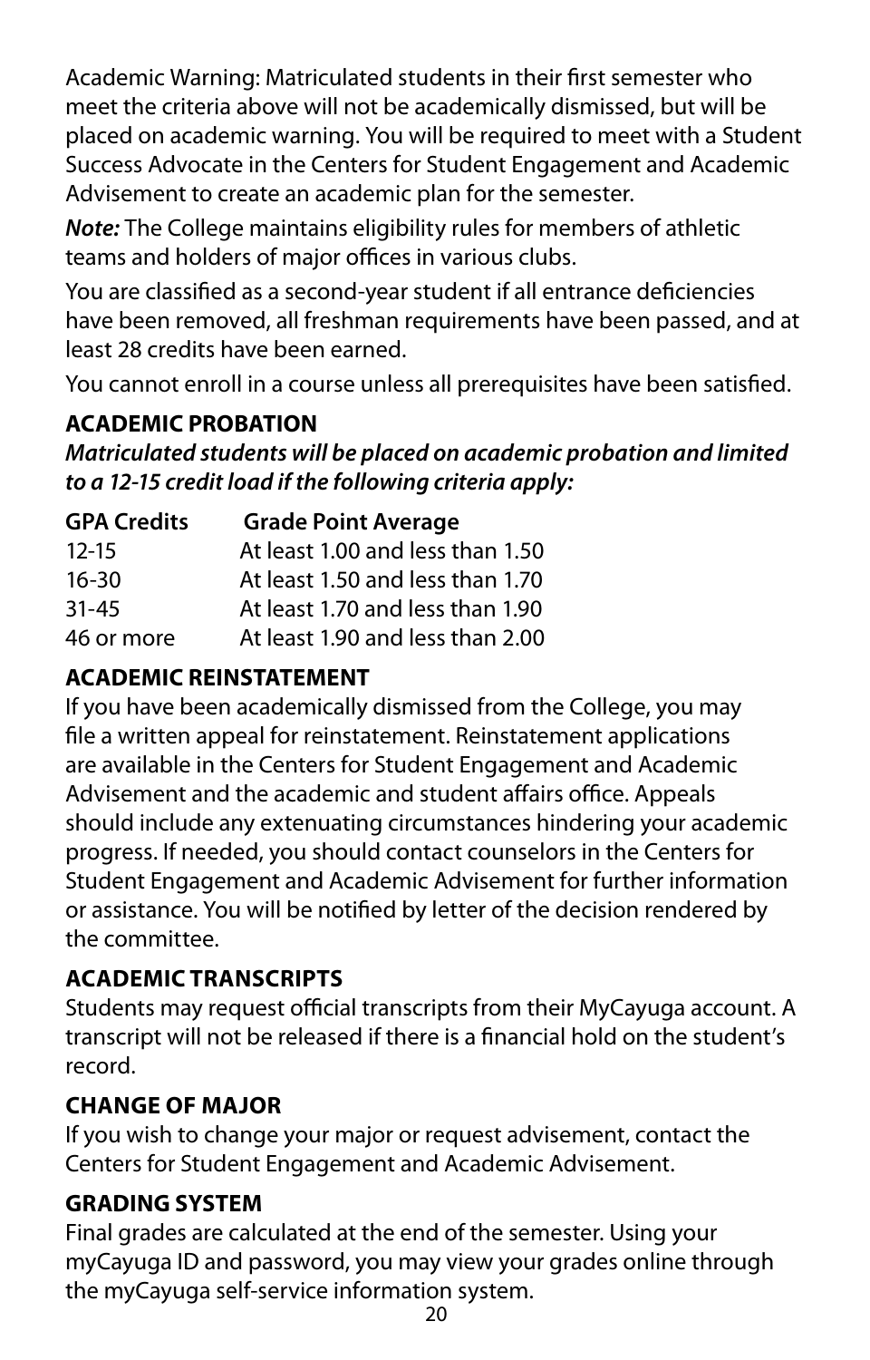Academic Warning: Matriculated students in their first semester who meet the criteria above will not be academically dismissed, but will be placed on academic warning. You will be required to meet with a Student Success Advocate in the Centers for Student Engagement and Academic Advisement to create an academic plan for the semester.

***Note:*** The College maintains eligibility rules for members of athletic teams and holders of major offices in various clubs.

You are classified as a second-year student if all entrance deficiencies have been removed, all freshman requirements have been passed, and at least 28 credits have been earned.

You cannot enroll in a course unless all prerequisites have been satisfied.

**ACADEMIC PROBATION**

***Matriculated students will be placed on academic probation and limited to a 12-15 credit load if the following criteria apply:***

| GPA Credits | Grade Point Average |
|---|---|
| 12-15 | At least 1.00 and less than 1.50 |
| 16-30 | At least 1.50 and less than 1.70 |
| 31-45 | At least 1.70 and less than 1.90 |
| 46 or more | At least 1.90 and less than 2.00 |

**ACADEMIC REINSTATEMENT**

If you have been academically dismissed from the College, you may file a written appeal for reinstatement. Reinstatement applications are available in the Centers for Student Engagement and Academic Advisement and the academic and student affairs office. Appeals should include any extenuating circumstances hindering your academic progress. If needed, you should contact counselors in the Centers for Student Engagement and Academic Advisement for further information or assistance. You will be notified by letter of the decision rendered by the committee.

**ACADEMIC TRANSCRIPTS**

Students may request official transcripts from their MyCayuga account. A transcript will not be released if there is a financial hold on the student's record.

**CHANGE OF MAJOR**

If you wish to change your major or request advisement, contact the Centers for Student Engagement and Academic Advisement.

**GRADING SYSTEM**

Final grades are calculated at the end of the semester. Using your myCayuga ID and password, you may view your grades online through the myCayuga self-service information system.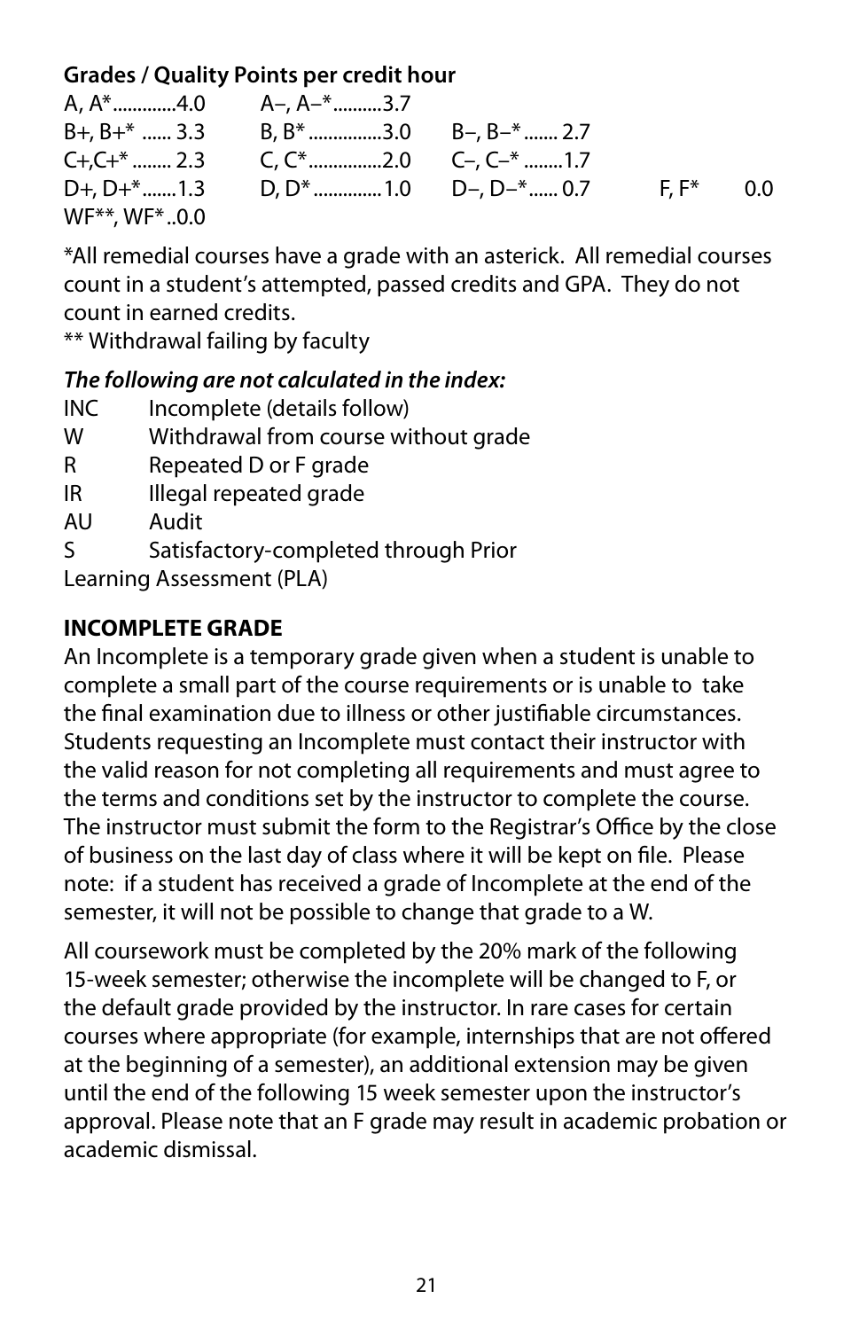**Grades / Quality Points per credit hour**

| | | | | |
|---|---|---|---|---|
| A, A*............4.0 | A–, A–*..........3.7 | | | |
| B+, B+* ...... 3.3 | B, B* ...............3.0 | B–, B–* ....... 2.7 | | |
| C+,C+* ........ 2.3 | C, C*...............2.0 | C–, C–* ........1.7 | | |
| D+, D+*.......1.3 | D, D* .............1.0 | D–, D–*...... 0.7 | F, F* | 0.0 |
| WF**, WF*..0.0 | | | | |

*All remedial courses have a grade with an asterick. All remedial courses count in a student's attempted, passed credits and GPA. They do not count in earned credits.

** Withdrawal failing by faculty

***The following are not calculated in the index:***

| | |
|---|---|
| INC | Incomplete (details follow) |
| W | Withdrawal from course without grade |
| R | Repeated D or F grade |
| IR | Illegal repeated grade |
| AU | Audit |
| S | Satisfactory-completed through Prior Learning Assessment (PLA) |

**INCOMPLETE GRADE**

An Incomplete is a temporary grade given when a student is unable to complete a small part of the course requirements or is unable to take the final examination due to illness or other justifiable circumstances. Students requesting an Incomplete must contact their instructor with the valid reason for not completing all requirements and must agree to the terms and conditions set by the instructor to complete the course. The instructor must submit the form to the Registrar's Office by the close of business on the last day of class where it will be kept on file. Please note: if a student has received a grade of Incomplete at the end of the semester, it will not be possible to change that grade to a W.

All coursework must be completed by the 20% mark of the following 15-week semester; otherwise the incomplete will be changed to F, or the default grade provided by the instructor. In rare cases for certain courses where appropriate (for example, internships that are not offered at the beginning of a semester), an additional extension may be given until the end of the following 15 week semester upon the instructor's approval. Please note that an F grade may result in academic probation or academic dismissal.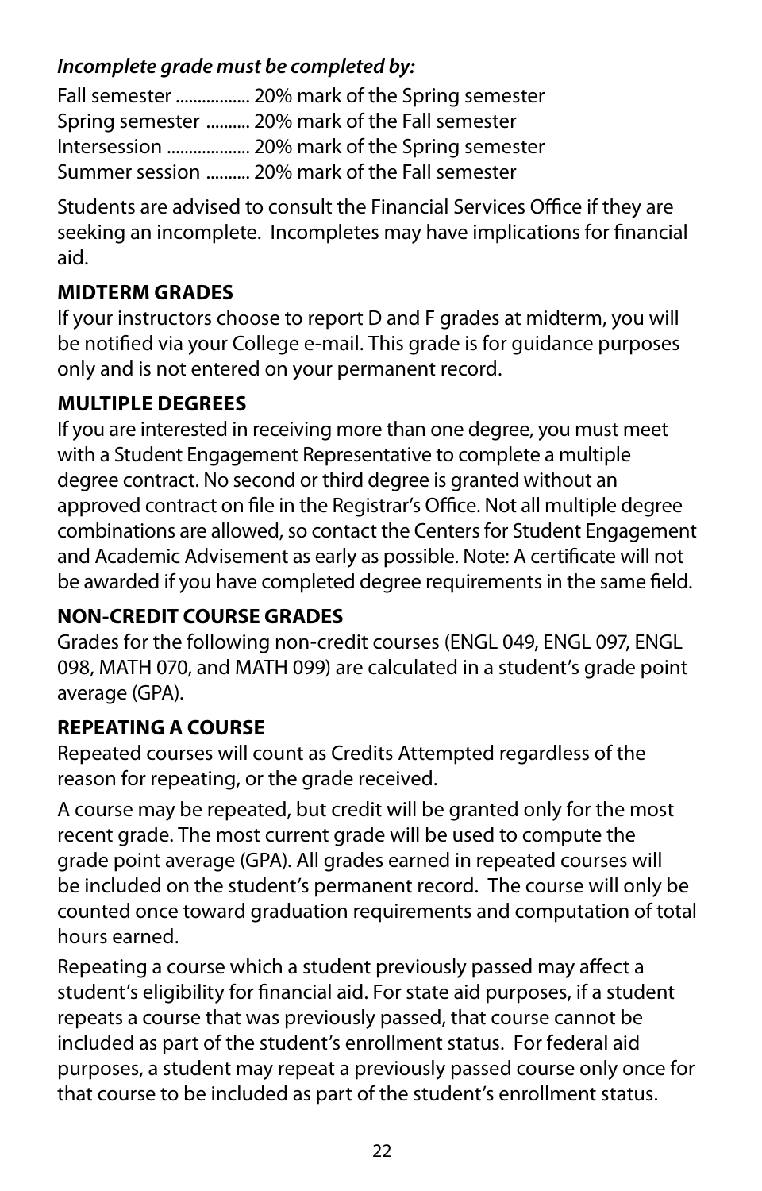***Incomplete grade must be completed by:***

Fall semester ................. 20% mark of the Spring semester
Spring semester .......... 20% mark of the Fall semester
Intersession ................... 20% mark of the Spring semester
Summer session .......... 20% mark of the Fall semester

Students are advised to consult the Financial Services Office if they are seeking an incomplete. Incompletes may have implications for financial aid.

**MIDTERM GRADES**

If your instructors choose to report D and F grades at midterm, you will be notified via your College e-mail. This grade is for guidance purposes only and is not entered on your permanent record.

**MULTIPLE DEGREES**

If you are interested in receiving more than one degree, you must meet with a Student Engagement Representative to complete a multiple degree contract. No second or third degree is granted without an approved contract on file in the Registrar's Office. Not all multiple degree combinations are allowed, so contact the Centers for Student Engagement and Academic Advisement as early as possible. Note: A certificate will not be awarded if you have completed degree requirements in the same field.

**NON-CREDIT COURSE GRADES**

Grades for the following non-credit courses (ENGL 049, ENGL 097, ENGL 098, MATH 070, and MATH 099) are calculated in a student's grade point average (GPA).

**REPEATING A COURSE**

Repeated courses will count as Credits Attempted regardless of the reason for repeating, or the grade received.

A course may be repeated, but credit will be granted only for the most recent grade. The most current grade will be used to compute the grade point average (GPA). All grades earned in repeated courses will be included on the student's permanent record. The course will only be counted once toward graduation requirements and computation of total hours earned.

Repeating a course which a student previously passed may affect a student's eligibility for financial aid. For state aid purposes, if a student repeats a course that was previously passed, that course cannot be included as part of the student's enrollment status. For federal aid purposes, a student may repeat a previously passed course only once for that course to be included as part of the student's enrollment status.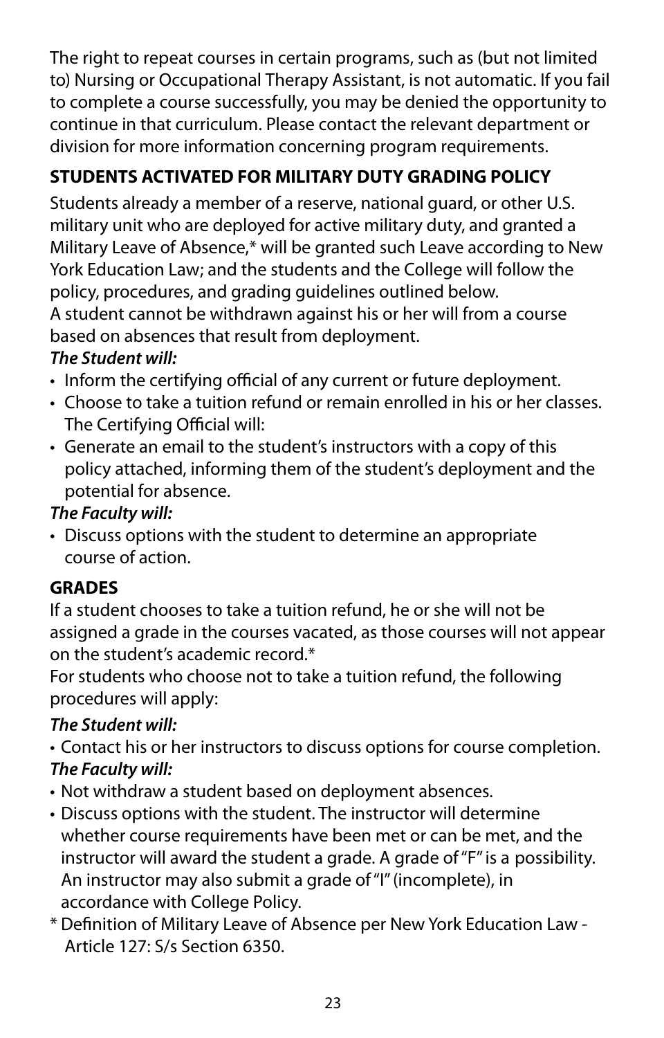The right to repeat courses in certain programs, such as (but not limited to) Nursing or Occupational Therapy Assistant, is not automatic. If you fail to complete a course successfully, you may be denied the opportunity to continue in that curriculum. Please contact the relevant department or division for more information concerning program requirements.

### STUDENTS ACTIVATED FOR MILITARY DUTY GRADING POLICY

Students already a member of a reserve, national guard, or other U.S. military unit who are deployed for active military duty, and granted a Military Leave of Absence,* will be granted such Leave according to New York Education Law; and the students and the College will follow the policy, procedures, and grading guidelines outlined below.

A student cannot be withdrawn against his or her will from a course based on absences that result from deployment.

***The Student will:***

- Inform the certifying official of any current or future deployment.
- Choose to take a tuition refund or remain enrolled in his or her classes.

The Certifying Official will:

- Generate an email to the student's instructors with a copy of this policy attached, informing them of the student's deployment and the potential for absence.

***The Faculty will:***

- Discuss options with the student to determine an appropriate course of action.

### GRADES

If a student chooses to take a tuition refund, he or she will not be assigned a grade in the courses vacated, as those courses will not appear on the student's academic record.*

For students who choose not to take a tuition refund, the following procedures will apply:

***The Student will:***

- Contact his or her instructors to discuss options for course completion.

***The Faculty will:***

- Not withdraw a student based on deployment absences.
- Discuss options with the student. The instructor will determine whether course requirements have been met or can be met, and the instructor will award the student a grade. A grade of "F" is a possibility. An instructor may also submit a grade of "I" (incomplete), in accordance with College Policy.

\* Definition of Military Leave of Absence per New York Education Law - Article 127: S/s Section 6350.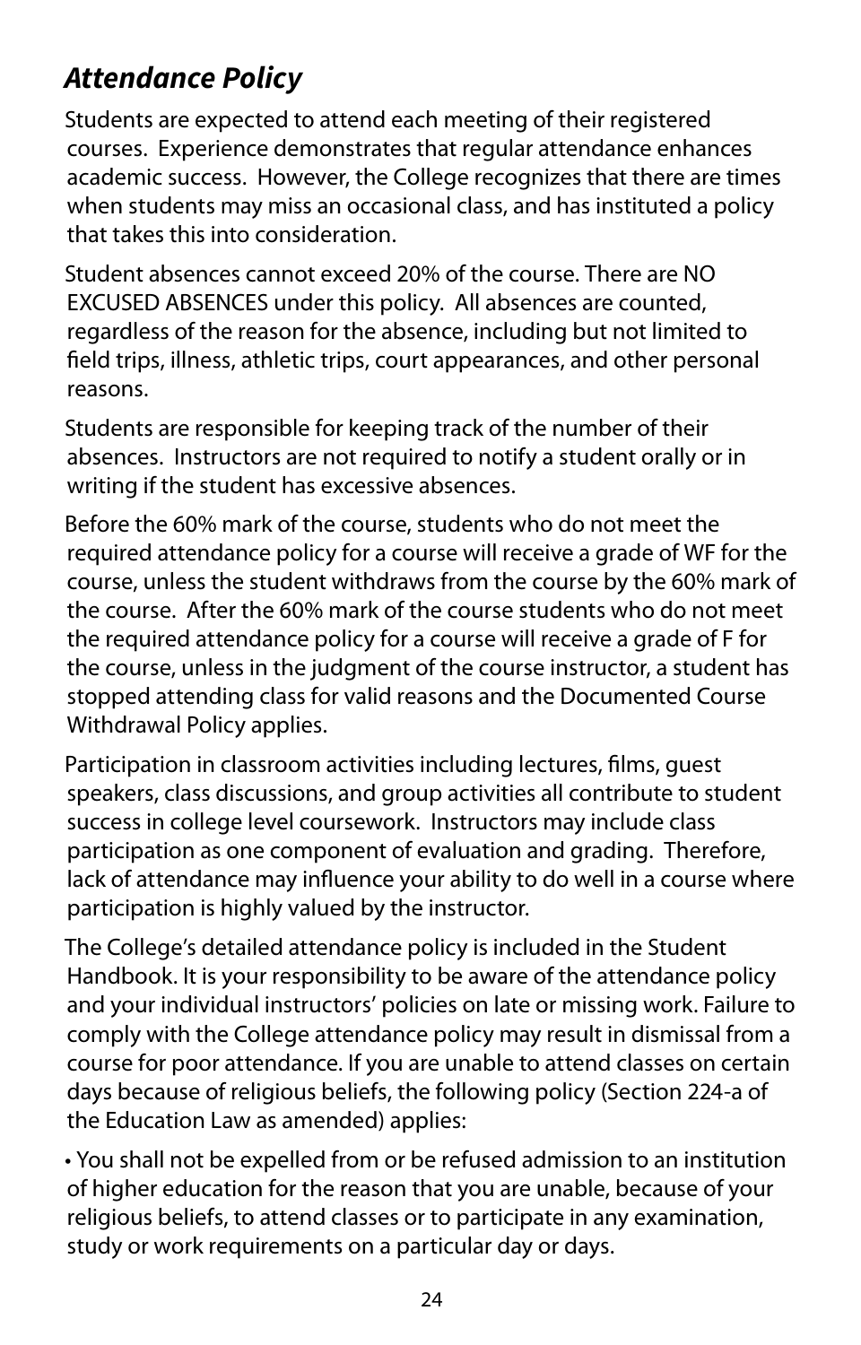## *Attendance Policy*

Students are expected to attend each meeting of their registered courses. Experience demonstrates that regular attendance enhances academic success. However, the College recognizes that there are times when students may miss an occasional class, and has instituted a policy that takes this into consideration.

Student absences cannot exceed 20% of the course. There are NO EXCUSED ABSENCES under this policy. All absences are counted, regardless of the reason for the absence, including but not limited to field trips, illness, athletic trips, court appearances, and other personal reasons.

Students are responsible for keeping track of the number of their absences. Instructors are not required to notify a student orally or in writing if the student has excessive absences.

Before the 60% mark of the course, students who do not meet the required attendance policy for a course will receive a grade of WF for the course, unless the student withdraws from the course by the 60% mark of the course. After the 60% mark of the course students who do not meet the required attendance policy for a course will receive a grade of F for the course, unless in the judgment of the course instructor, a student has stopped attending class for valid reasons and the Documented Course Withdrawal Policy applies.

Participation in classroom activities including lectures, films, guest speakers, class discussions, and group activities all contribute to student success in college level coursework. Instructors may include class participation as one component of evaluation and grading. Therefore, lack of attendance may influence your ability to do well in a course where participation is highly valued by the instructor.

The College's detailed attendance policy is included in the Student Handbook. It is your responsibility to be aware of the attendance policy and your individual instructors' policies on late or missing work. Failure to comply with the College attendance policy may result in dismissal from a course for poor attendance. If you are unable to attend classes on certain days because of religious beliefs, the following policy (Section 224-a of the Education Law as amended) applies:

- You shall not be expelled from or be refused admission to an institution of higher education for the reason that you are unable, because of your religious beliefs, to attend classes or to participate in any examination, study or work requirements on a particular day or days.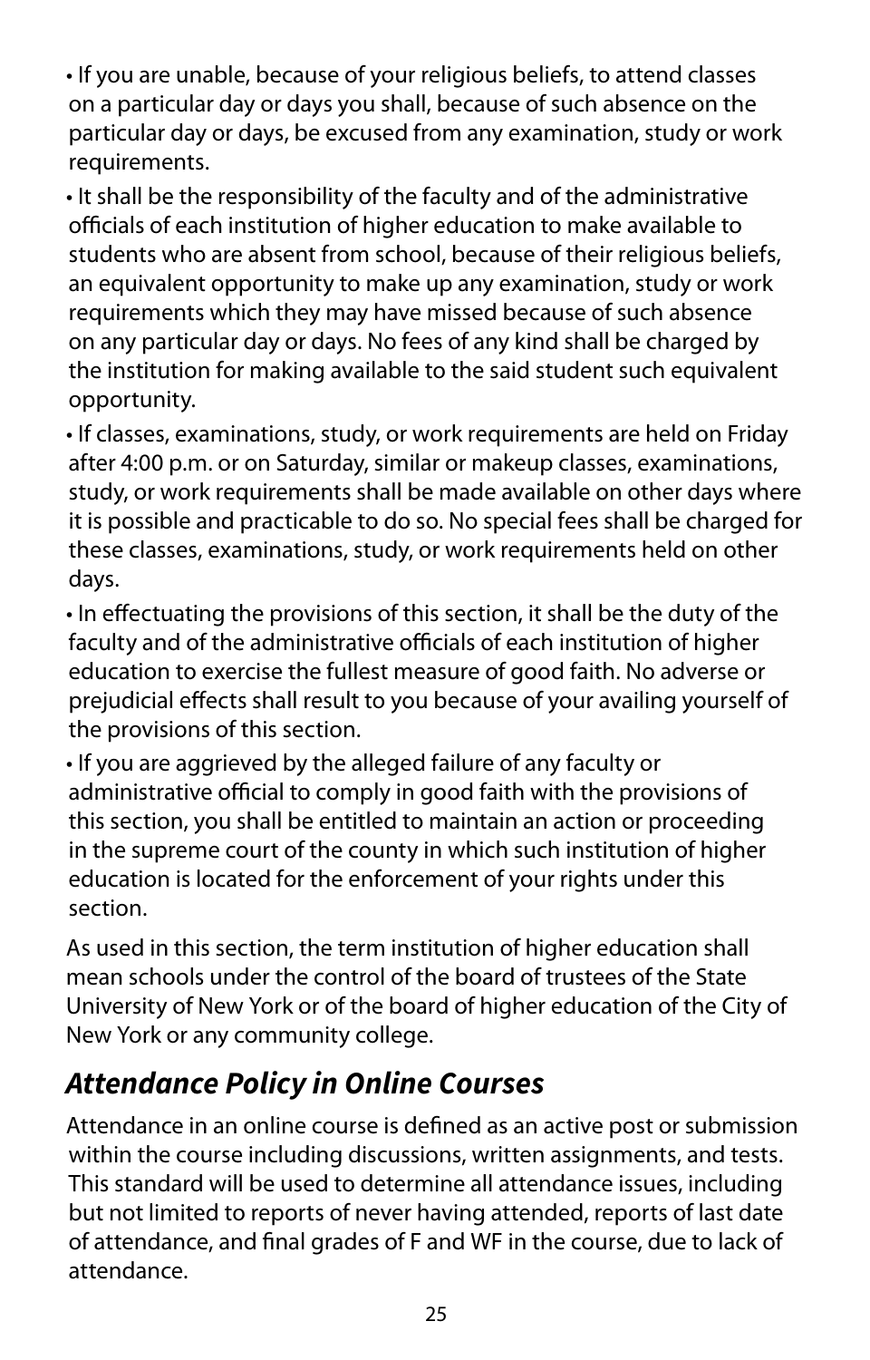- If you are unable, because of your religious beliefs, to attend classes on a particular day or days you shall, because of such absence on the particular day or days, be excused from any examination, study or work requirements.
- It shall be the responsibility of the faculty and of the administrative officials of each institution of higher education to make available to students who are absent from school, because of their religious beliefs, an equivalent opportunity to make up any examination, study or work requirements which they may have missed because of such absence on any particular day or days. No fees of any kind shall be charged by the institution for making available to the said student such equivalent opportunity.
- If classes, examinations, study, or work requirements are held on Friday after 4:00 p.m. or on Saturday, similar or makeup classes, examinations, study, or work requirements shall be made available on other days where it is possible and practicable to do so. No special fees shall be charged for these classes, examinations, study, or work requirements held on other days.
- In effectuating the provisions of this section, it shall be the duty of the faculty and of the administrative officials of each institution of higher education to exercise the fullest measure of good faith. No adverse or prejudicial effects shall result to you because of your availing yourself of the provisions of this section.
- If you are aggrieved by the alleged failure of any faculty or administrative official to comply in good faith with the provisions of this section, you shall be entitled to maintain an action or proceeding in the supreme court of the county in which such institution of higher education is located for the enforcement of your rights under this section.

As used in this section, the term institution of higher education shall mean schools under the control of the board of trustees of the State University of New York or of the board of higher education of the City of New York or any community college.

## *Attendance Policy in Online Courses*

Attendance in an online course is defined as an active post or submission within the course including discussions, written assignments, and tests. This standard will be used to determine all attendance issues, including but not limited to reports of never having attended, reports of last date of attendance, and final grades of F and WF in the course, due to lack of attendance.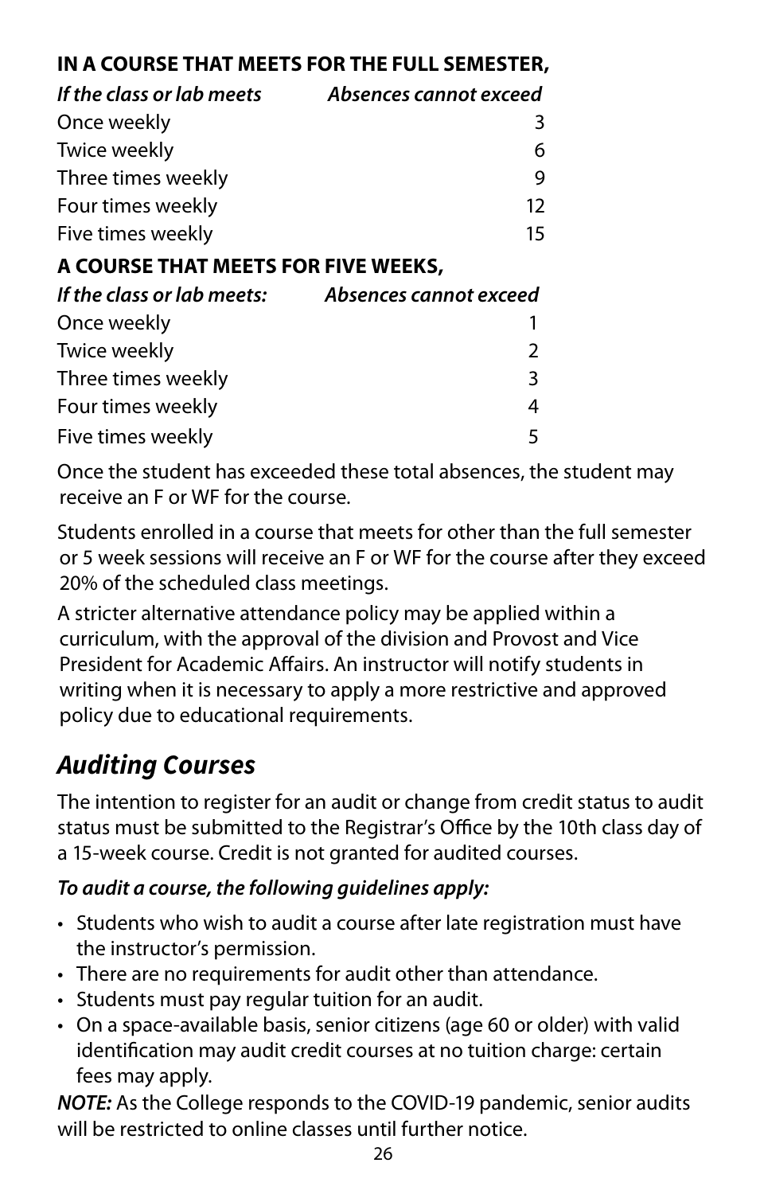**IN A COURSE THAT MEETS FOR THE FULL SEMESTER,**

| *If the class or lab meets* | *Absences cannot exceed* |
|---|---|
| Once weekly | 3 |
| Twice weekly | 6 |
| Three times weekly | 9 |
| Four times weekly | 12 |
| Five times weekly | 15 |

**A COURSE THAT MEETS FOR FIVE WEEKS,**

| *If the class or lab meets:* | *Absences cannot exceed* |
|---|---|
| Once weekly | 1 |
| Twice weekly | 2 |
| Three times weekly | 3 |
| Four times weekly | 4 |
| Five times weekly | 5 |

Once the student has exceeded these total absences, the student may receive an F or WF for the course.

Students enrolled in a course that meets for other than the full semester or 5 week sessions will receive an F or WF for the course after they exceed 20% of the scheduled class meetings.

A stricter alternative attendance policy may be applied within a curriculum, with the approval of the division and Provost and Vice President for Academic Affairs. An instructor will notify students in writing when it is necessary to apply a more restrictive and approved policy due to educational requirements.

## *Auditing Courses*

The intention to register for an audit or change from credit status to audit status must be submitted to the Registrar's Office by the 10th class day of a 15-week course. Credit is not granted for audited courses.

***To audit a course, the following guidelines apply:***

- Students who wish to audit a course after late registration must have the instructor's permission.
- There are no requirements for audit other than attendance.
- Students must pay regular tuition for an audit.
- On a space-available basis, senior citizens (age 60 or older) with valid identification may audit credit courses at no tuition charge: certain fees may apply.

***NOTE:*** As the College responds to the COVID-19 pandemic, senior audits will be restricted to online classes until further notice.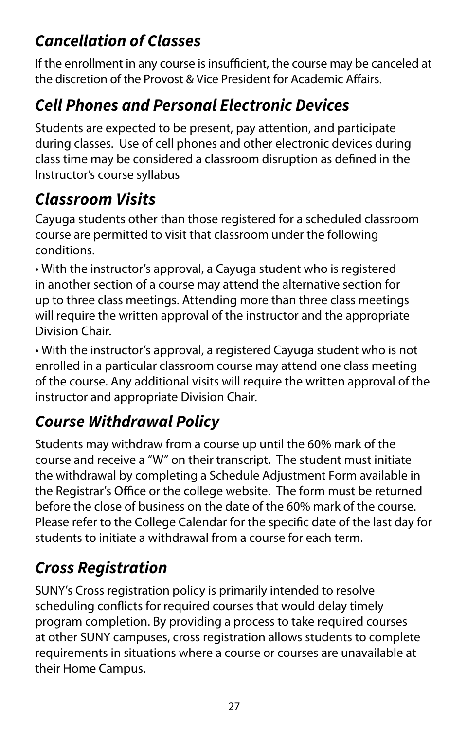## *Cancellation of Classes*

If the enrollment in any course is insufficient, the course may be canceled at the discretion of the Provost & Vice President for Academic Affairs.

## *Cell Phones and Personal Electronic Devices*

Students are expected to be present, pay attention, and participate during classes. Use of cell phones and other electronic devices during class time may be considered a classroom disruption as defined in the Instructor's course syllabus

## *Classroom Visits*

Cayuga students other than those registered for a scheduled classroom course are permitted to visit that classroom under the following conditions.

- With the instructor's approval, a Cayuga student who is registered in another section of a course may attend the alternative section for up to three class meetings. Attending more than three class meetings will require the written approval of the instructor and the appropriate Division Chair.
- With the instructor's approval, a registered Cayuga student who is not enrolled in a particular classroom course may attend one class meeting of the course. Any additional visits will require the written approval of the instructor and appropriate Division Chair.

## *Course Withdrawal Policy*

Students may withdraw from a course up until the 60% mark of the course and receive a "W" on their transcript. The student must initiate the withdrawal by completing a Schedule Adjustment Form available in the Registrar's Office or the college website. The form must be returned before the close of business on the date of the 60% mark of the course. Please refer to the College Calendar for the specific date of the last day for students to initiate a withdrawal from a course for each term.

## *Cross Registration*

SUNY's Cross registration policy is primarily intended to resolve scheduling conflicts for required courses that would delay timely program completion. By providing a process to take required courses at other SUNY campuses, cross registration allows students to complete requirements in situations where a course or courses are unavailable at their Home Campus.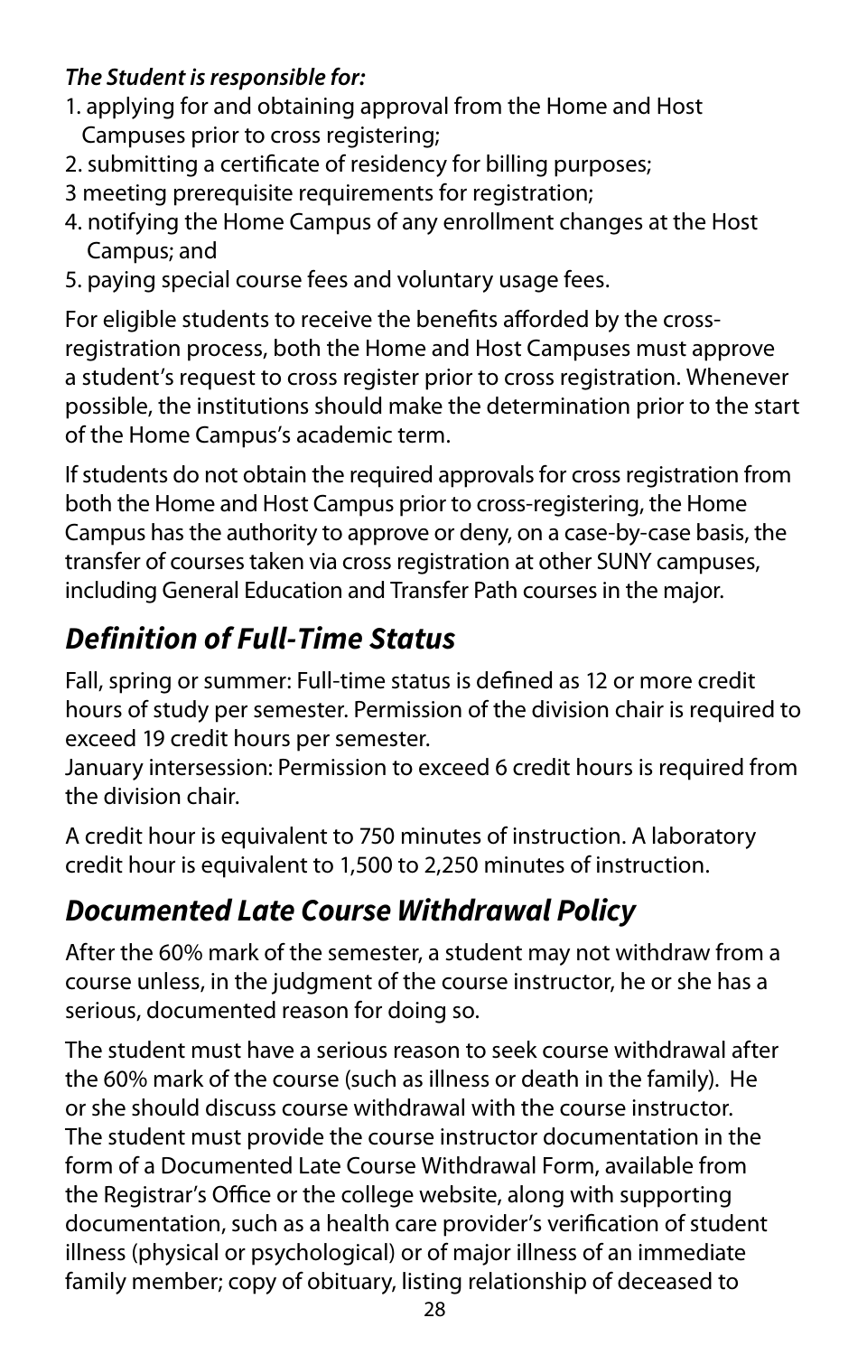***The Student is responsible for:***

1. applying for and obtaining approval from the Home and Host Campuses prior to cross registering;
2. submitting a certificate of residency for billing purposes;
3 meeting prerequisite requirements for registration;
4. notifying the Home Campus of any enrollment changes at the Host Campus; and
5. paying special course fees and voluntary usage fees.

For eligible students to receive the benefits afforded by the cross-registration process, both the Home and Host Campuses must approve a student's request to cross register prior to cross registration. Whenever possible, the institutions should make the determination prior to the start of the Home Campus's academic term.

If students do not obtain the required approvals for cross registration from both the Home and Host Campus prior to cross-registering, the Home Campus has the authority to approve or deny, on a case-by-case basis, the transfer of courses taken via cross registration at other SUNY campuses, including General Education and Transfer Path courses in the major.

## *Definition of Full-Time Status*

Fall, spring or summer: Full-time status is defined as 12 or more credit hours of study per semester. Permission of the division chair is required to exceed 19 credit hours per semester.
January intersession: Permission to exceed 6 credit hours is required from the division chair.

A credit hour is equivalent to 750 minutes of instruction. A laboratory credit hour is equivalent to 1,500 to 2,250 minutes of instruction.

## *Documented Late Course Withdrawal Policy*

After the 60% mark of the semester, a student may not withdraw from a course unless, in the judgment of the course instructor, he or she has a serious, documented reason for doing so.

The student must have a serious reason to seek course withdrawal after the 60% mark of the course (such as illness or death in the family). He or she should discuss course withdrawal with the course instructor. The student must provide the course instructor documentation in the form of a Documented Late Course Withdrawal Form, available from the Registrar's Office or the college website, along with supporting documentation, such as a health care provider's verification of student illness (physical or psychological) or of major illness of an immediate family member; copy of obituary, listing relationship of deceased to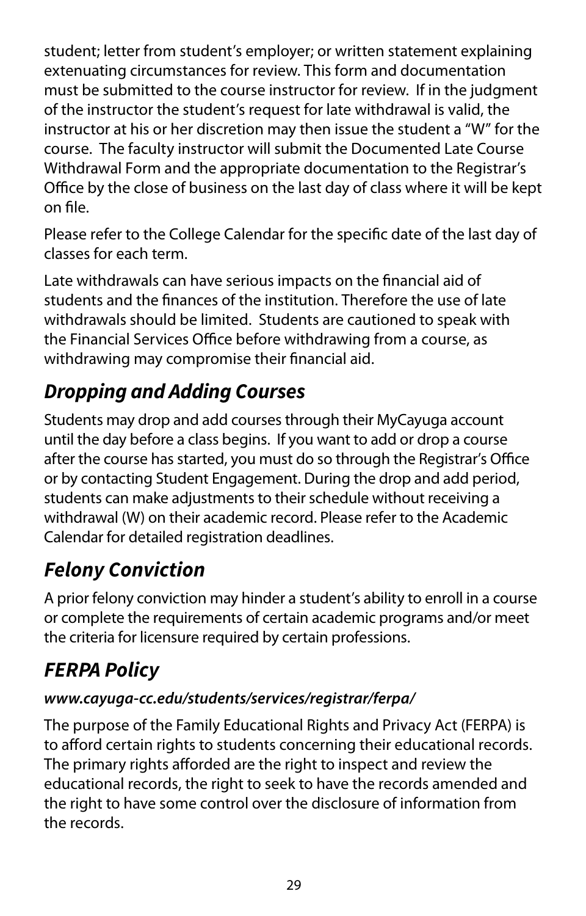student; letter from student's employer; or written statement explaining extenuating circumstances for review. This form and documentation must be submitted to the course instructor for review. If in the judgment of the instructor the student's request for late withdrawal is valid, the instructor at his or her discretion may then issue the student a "W" for the course. The faculty instructor will submit the Documented Late Course Withdrawal Form and the appropriate documentation to the Registrar's Office by the close of business on the last day of class where it will be kept on file.

Please refer to the College Calendar for the specific date of the last day of classes for each term.

Late withdrawals can have serious impacts on the financial aid of students and the finances of the institution. Therefore the use of late withdrawals should be limited. Students are cautioned to speak with the Financial Services Office before withdrawing from a course, as withdrawing may compromise their financial aid.

## *Dropping and Adding Courses*

Students may drop and add courses through their MyCayuga account until the day before a class begins. If you want to add or drop a course after the course has started, you must do so through the Registrar's Office or by contacting Student Engagement. During the drop and add period, students can make adjustments to their schedule without receiving a withdrawal (W) on their academic record. Please refer to the Academic Calendar for detailed registration deadlines.

## *Felony Conviction*

A prior felony conviction may hinder a student's ability to enroll in a course or complete the requirements of certain academic programs and/or meet the criteria for licensure required by certain professions.

## *FERPA Policy*

***www.cayuga-cc.edu/students/services/registrar/ferpa/***

The purpose of the Family Educational Rights and Privacy Act (FERPA) is to afford certain rights to students concerning their educational records. The primary rights afforded are the right to inspect and review the educational records, the right to seek to have the records amended and the right to have some control over the disclosure of information from the records.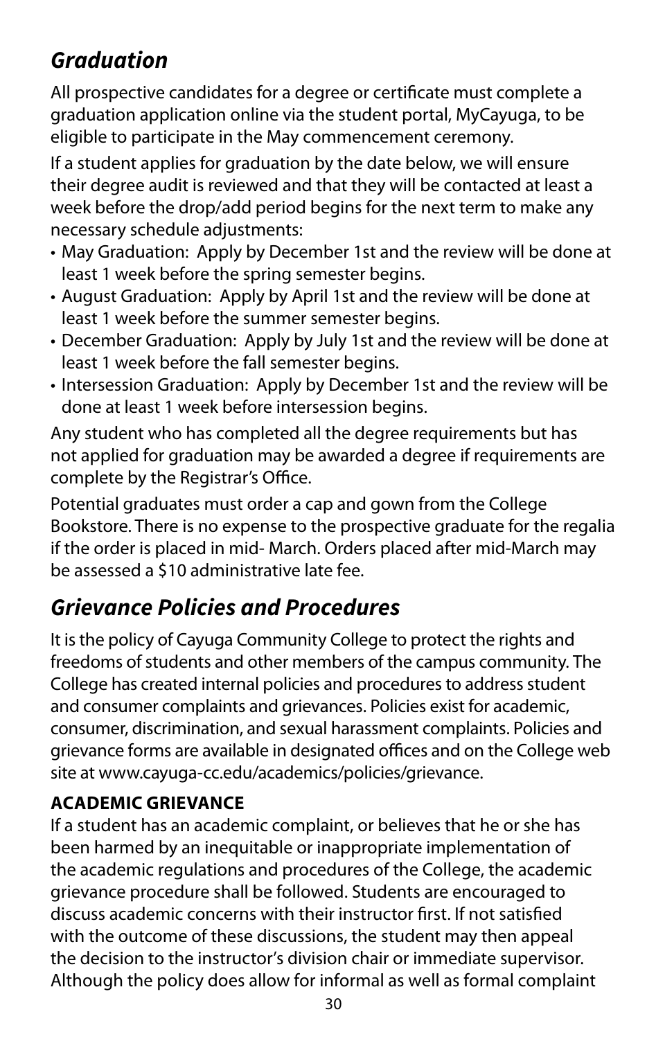## *Graduation*

All prospective candidates for a degree or certificate must complete a graduation application online via the student portal, MyCayuga, to be eligible to participate in the May commencement ceremony.

If a student applies for graduation by the date below, we will ensure their degree audit is reviewed and that they will be contacted at least a week before the drop/add period begins for the next term to make any necessary schedule adjustments:

- May Graduation: Apply by December 1st and the review will be done at least 1 week before the spring semester begins.
- August Graduation: Apply by April 1st and the review will be done at least 1 week before the summer semester begins.
- December Graduation: Apply by July 1st and the review will be done at least 1 week before the fall semester begins.
- Intersession Graduation: Apply by December 1st and the review will be done at least 1 week before intersession begins.

Any student who has completed all the degree requirements but has not applied for graduation may be awarded a degree if requirements are complete by the Registrar's Office.

Potential graduates must order a cap and gown from the College Bookstore. There is no expense to the prospective graduate for the regalia if the order is placed in mid- March. Orders placed after mid-March may be assessed a $10 administrative late fee.

## *Grievance Policies and Procedures*

It is the policy of Cayuga Community College to protect the rights and freedoms of students and other members of the campus community. The College has created internal policies and procedures to address student and consumer complaints and grievances. Policies exist for academic, consumer, discrimination, and sexual harassment complaints. Policies and grievance forms are available in designated offices and on the College web site at www.cayuga-cc.edu/academics/policies/grievance.

**ACADEMIC GRIEVANCE**

If a student has an academic complaint, or believes that he or she has been harmed by an inequitable or inappropriate implementation of the academic regulations and procedures of the College, the academic grievance procedure shall be followed. Students are encouraged to discuss academic concerns with their instructor first. If not satisfied with the outcome of these discussions, the student may then appeal the decision to the instructor's division chair or immediate supervisor. Although the policy does allow for informal as well as formal complaint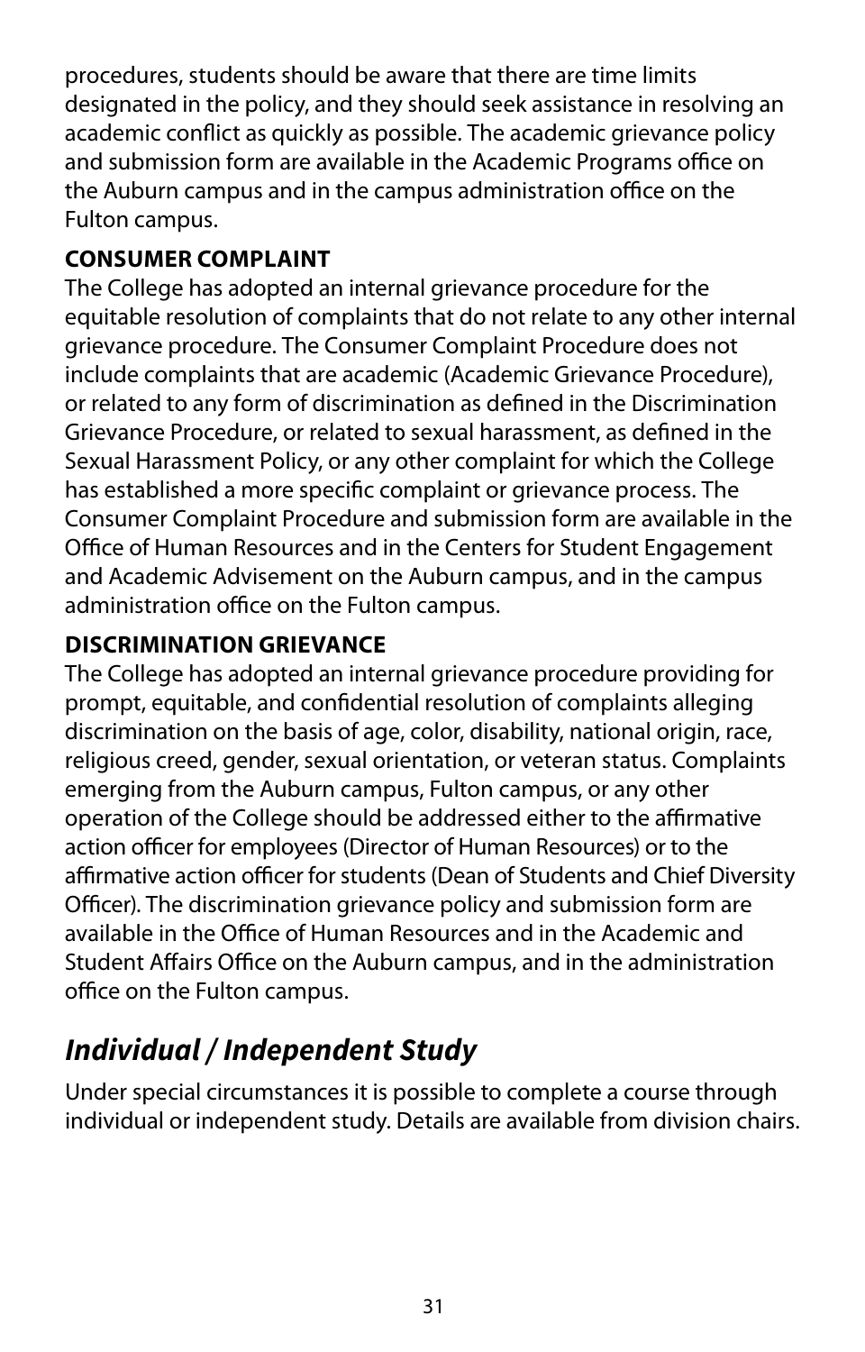procedures, students should be aware that there are time limits designated in the policy, and they should seek assistance in resolving an academic conflict as quickly as possible. The academic grievance policy and submission form are available in the Academic Programs office on the Auburn campus and in the campus administration office on the Fulton campus.

**CONSUMER COMPLAINT**

The College has adopted an internal grievance procedure for the equitable resolution of complaints that do not relate to any other internal grievance procedure. The Consumer Complaint Procedure does not include complaints that are academic (Academic Grievance Procedure), or related to any form of discrimination as defined in the Discrimination Grievance Procedure, or related to sexual harassment, as defined in the Sexual Harassment Policy, or any other complaint for which the College has established a more specific complaint or grievance process. The Consumer Complaint Procedure and submission form are available in the Office of Human Resources and in the Centers for Student Engagement and Academic Advisement on the Auburn campus, and in the campus administration office on the Fulton campus.

**DISCRIMINATION GRIEVANCE**

The College has adopted an internal grievance procedure providing for prompt, equitable, and confidential resolution of complaints alleging discrimination on the basis of age, color, disability, national origin, race, religious creed, gender, sexual orientation, or veteran status. Complaints emerging from the Auburn campus, Fulton campus, or any other operation of the College should be addressed either to the affirmative action officer for employees (Director of Human Resources) or to the affirmative action officer for students (Dean of Students and Chief Diversity Officer). The discrimination grievance policy and submission form are available in the Office of Human Resources and in the Academic and Student Affairs Office on the Auburn campus, and in the administration office on the Fulton campus.

## *Individual / Independent Study*

Under special circumstances it is possible to complete a course through individual or independent study. Details are available from division chairs.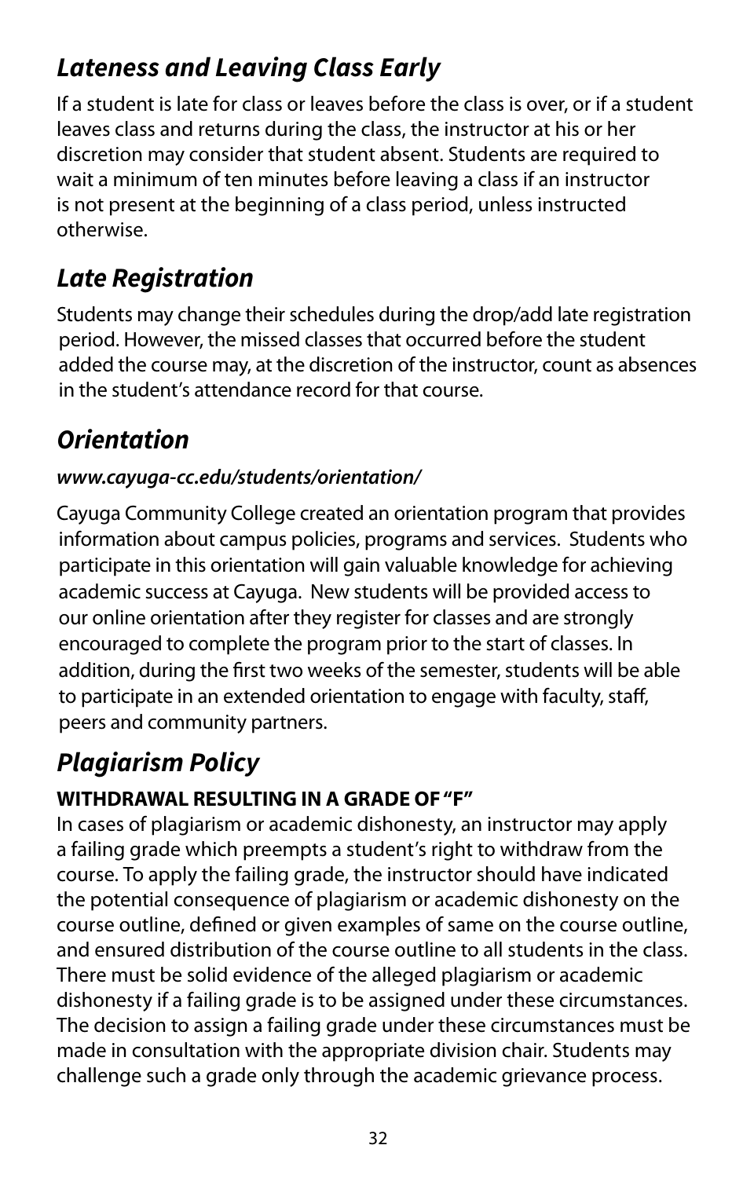## *Lateness and Leaving Class Early*

If a student is late for class or leaves before the class is over, or if a student leaves class and returns during the class, the instructor at his or her discretion may consider that student absent. Students are required to wait a minimum of ten minutes before leaving a class if an instructor is not present at the beginning of a class period, unless instructed otherwise.

## *Late Registration*

Students may change their schedules during the drop/add late registration period. However, the missed classes that occurred before the student added the course may, at the discretion of the instructor, count as absences in the student's attendance record for that course.

## *Orientation*

***www.cayuga-cc.edu/students/orientation/***

Cayuga Community College created an orientation program that provides information about campus policies, programs and services. Students who participate in this orientation will gain valuable knowledge for achieving academic success at Cayuga. New students will be provided access to our online orientation after they register for classes and are strongly encouraged to complete the program prior to the start of classes. In addition, during the first two weeks of the semester, students will be able to participate in an extended orientation to engage with faculty, staff, peers and community partners.

## *Plagiarism Policy*

**WITHDRAWAL RESULTING IN A GRADE OF "F"**

In cases of plagiarism or academic dishonesty, an instructor may apply a failing grade which preempts a student's right to withdraw from the course. To apply the failing grade, the instructor should have indicated the potential consequence of plagiarism or academic dishonesty on the course outline, defined or given examples of same on the course outline, and ensured distribution of the course outline to all students in the class. There must be solid evidence of the alleged plagiarism or academic dishonesty if a failing grade is to be assigned under these circumstances. The decision to assign a failing grade under these circumstances must be made in consultation with the appropriate division chair. Students may challenge such a grade only through the academic grievance process.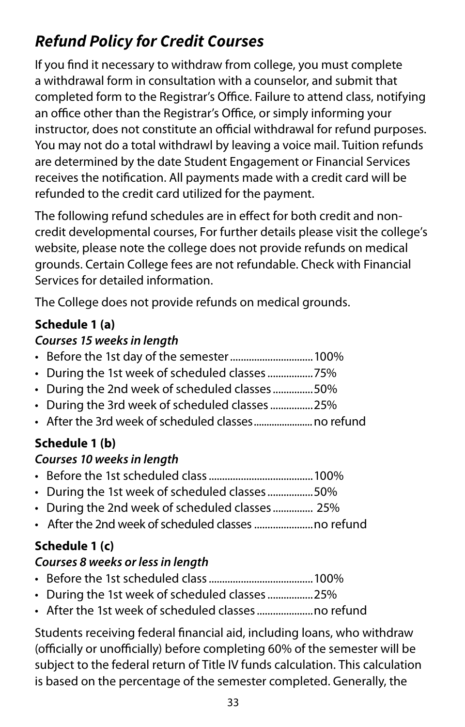## *Refund Policy for Credit Courses*

If you find it necessary to withdraw from college, you must complete a withdrawal form in consultation with a counselor, and submit that completed form to the Registrar's Office. Failure to attend class, notifying an office other than the Registrar's Office, or simply informing your instructor, does not constitute an official withdrawal for refund purposes. You may not do a total withdrawl by leaving a voice mail. Tuition refunds are determined by the date Student Engagement or Financial Services receives the notification. All payments made with a credit card will be refunded to the credit card utilized for the payment.

The following refund schedules are in effect for both credit and non-credit developmental courses, For further details please visit the college's website, please note the college does not provide refunds on medical grounds. Certain College fees are not refundable. Check with Financial Services for detailed information.

The College does not provide refunds on medical grounds.

**Schedule 1 (a)**

***Courses 15 weeks in length***

- Before the 1st day of the semester ................................ 100%
- During the 1st week of scheduled classes ................. 75%
- During the 2nd week of scheduled classes ............... 50%
- During the 3rd week of scheduled classes ................ 25%
- After the 3rd week of scheduled classes ...................... no refund

**Schedule 1 (b)**

***Courses 10 weeks in length***

- Before the 1st scheduled class ....................................... 100%
- During the 1st week of scheduled classes ................. 50%
- During the 2nd week of scheduled classes ............... 25%
- After the 2nd week of scheduled classes ...................... no refund

**Schedule 1 (c)**

***Courses 8 weeks or less in length***

- Before the 1st scheduled class ....................................... 100%
- During the 1st week of scheduled classes ................. 25%
- After the 1st week of scheduled classes ..................... no refund

Students receiving federal financial aid, including loans, who withdraw (officially or unofficially) before completing 60% of the semester will be subject to the federal return of Title IV funds calculation. This calculation is based on the percentage of the semester completed. Generally, the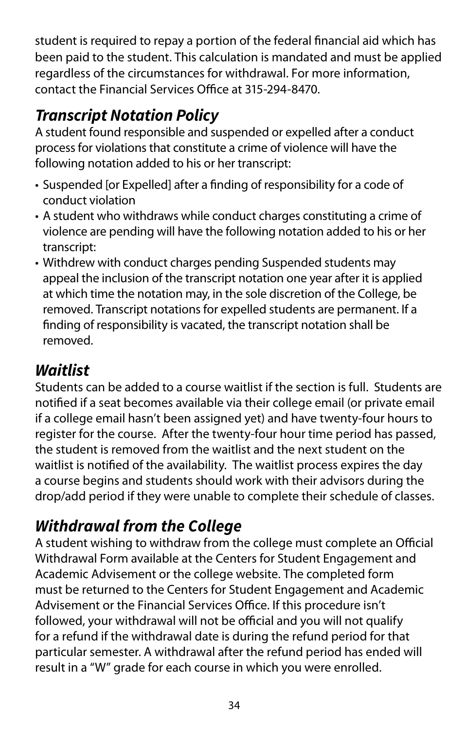student is required to repay a portion of the federal financial aid which has been paid to the student. This calculation is mandated and must be applied regardless of the circumstances for withdrawal. For more information, contact the Financial Services Office at 315-294-8470.

## *Transcript Notation Policy*

A student found responsible and suspended or expelled after a conduct process for violations that constitute a crime of violence will have the following notation added to his or her transcript:

- Suspended [or Expelled] after a finding of responsibility for a code of conduct violation
- A student who withdraws while conduct charges constituting a crime of violence are pending will have the following notation added to his or her transcript:
- Withdrew with conduct charges pending Suspended students may appeal the inclusion of the transcript notation one year after it is applied at which time the notation may, in the sole discretion of the College, be removed. Transcript notations for expelled students are permanent. If a finding of responsibility is vacated, the transcript notation shall be removed.

## *Waitlist*

Students can be added to a course waitlist if the section is full. Students are notified if a seat becomes available via their college email (or private email if a college email hasn't been assigned yet) and have twenty-four hours to register for the course. After the twenty-four hour time period has passed, the student is removed from the waitlist and the next student on the waitlist is notified of the availability. The waitlist process expires the day a course begins and students should work with their advisors during the drop/add period if they were unable to complete their schedule of classes.

## *Withdrawal from the College*

A student wishing to withdraw from the college must complete an Official Withdrawal Form available at the Centers for Student Engagement and Academic Advisement or the college website. The completed form must be returned to the Centers for Student Engagement and Academic Advisement or the Financial Services Office. If this procedure isn't followed, your withdrawal will not be official and you will not qualify for a refund if the withdrawal date is during the refund period for that particular semester. A withdrawal after the refund period has ended will result in a "W" grade for each course in which you were enrolled.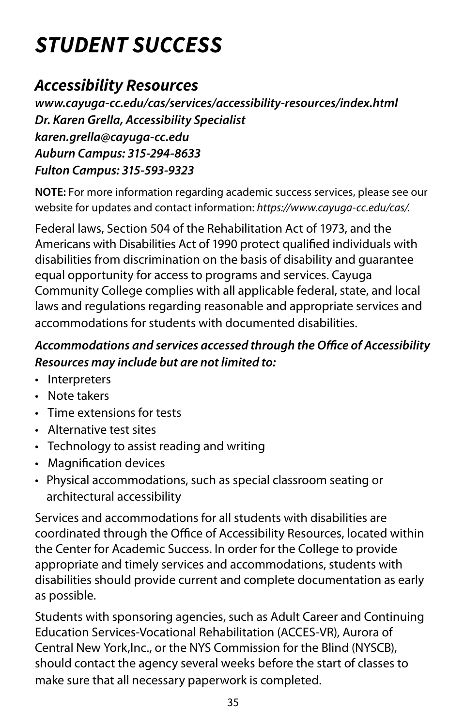# *STUDENT SUCCESS*

## *Accessibility Resources*

***www.cayuga-cc.edu/cas/services/accessibility-resources/index.html***
***Dr. Karen Grella, Accessibility Specialist***
***karen.grella@cayuga-cc.edu***
***Auburn Campus: 315-294-8633***
***Fulton Campus: 315-593-9323***

**NOTE:** For more information regarding academic success services, please see our website for updates and contact information: *https://www.cayuga-cc.edu/cas/.*

Federal laws, Section 504 of the Rehabilitation Act of 1973, and the Americans with Disabilities Act of 1990 protect qualified individuals with disabilities from discrimination on the basis of disability and guarantee equal opportunity for access to programs and services. Cayuga Community College complies with all applicable federal, state, and local laws and regulations regarding reasonable and appropriate services and accommodations for students with documented disabilities.

***Accommodations and services accessed through the Office of Accessibility Resources may include but are not limited to:***

- Interpreters
- Note takers
- Time extensions for tests
- Alternative test sites
- Technology to assist reading and writing
- Magnification devices
- Physical accommodations, such as special classroom seating or architectural accessibility

Services and accommodations for all students with disabilities are coordinated through the Office of Accessibility Resources, located within the Center for Academic Success. In order for the College to provide appropriate and timely services and accommodations, students with disabilities should provide current and complete documentation as early as possible.

Students with sponsoring agencies, such as Adult Career and Continuing Education Services-Vocational Rehabilitation (ACCES-VR), Aurora of Central New York,Inc., or the NYS Commission for the Blind (NYSCB), should contact the agency several weeks before the start of classes to make sure that all necessary paperwork is completed.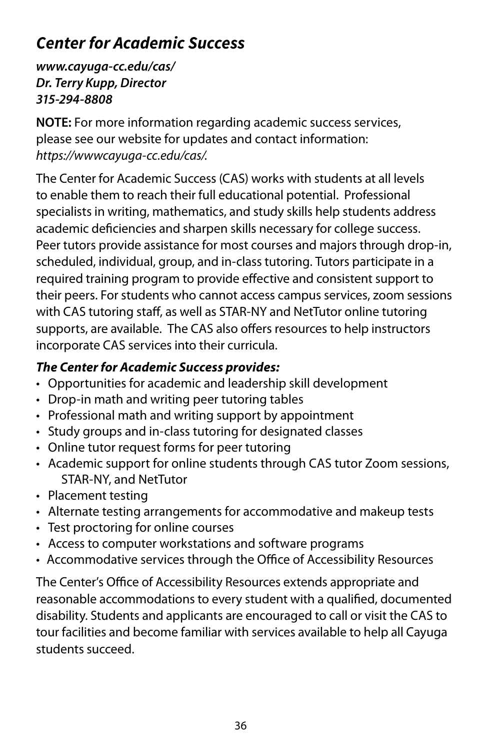## *Center for Academic Success*

***www.cayuga-cc.edu/cas/***
***Dr. Terry Kupp, Director***
***315-294-8808***

**NOTE:** For more information regarding academic success services, please see our website for updates and contact information: *https://wwwcayuga-cc.edu/cas/.*

The Center for Academic Success (CAS) works with students at all levels to enable them to reach their full educational potential. Professional specialists in writing, mathematics, and study skills help students address academic deficiencies and sharpen skills necessary for college success. Peer tutors provide assistance for most courses and majors through drop-in, scheduled, individual, group, and in-class tutoring. Tutors participate in a required training program to provide effective and consistent support to their peers. For students who cannot access campus services, zoom sessions with CAS tutoring staff, as well as STAR-NY and NetTutor online tutoring supports, are available. The CAS also offers resources to help instructors incorporate CAS services into their curricula.

***The Center for Academic Success provides:***

- Opportunities for academic and leadership skill development
- Drop-in math and writing peer tutoring tables
- Professional math and writing support by appointment
- Study groups and in-class tutoring for designated classes
- Online tutor request forms for peer tutoring
- Academic support for online students through CAS tutor Zoom sessions, STAR-NY, and NetTutor
- Placement testing
- Alternate testing arrangements for accommodative and makeup tests
- Test proctoring for online courses
- Access to computer workstations and software programs
- Accommodative services through the Office of Accessibility Resources

The Center's Office of Accessibility Resources extends appropriate and reasonable accommodations to every student with a qualified, documented disability. Students and applicants are encouraged to call or visit the CAS to tour facilities and become familiar with services available to help all Cayuga students succeed.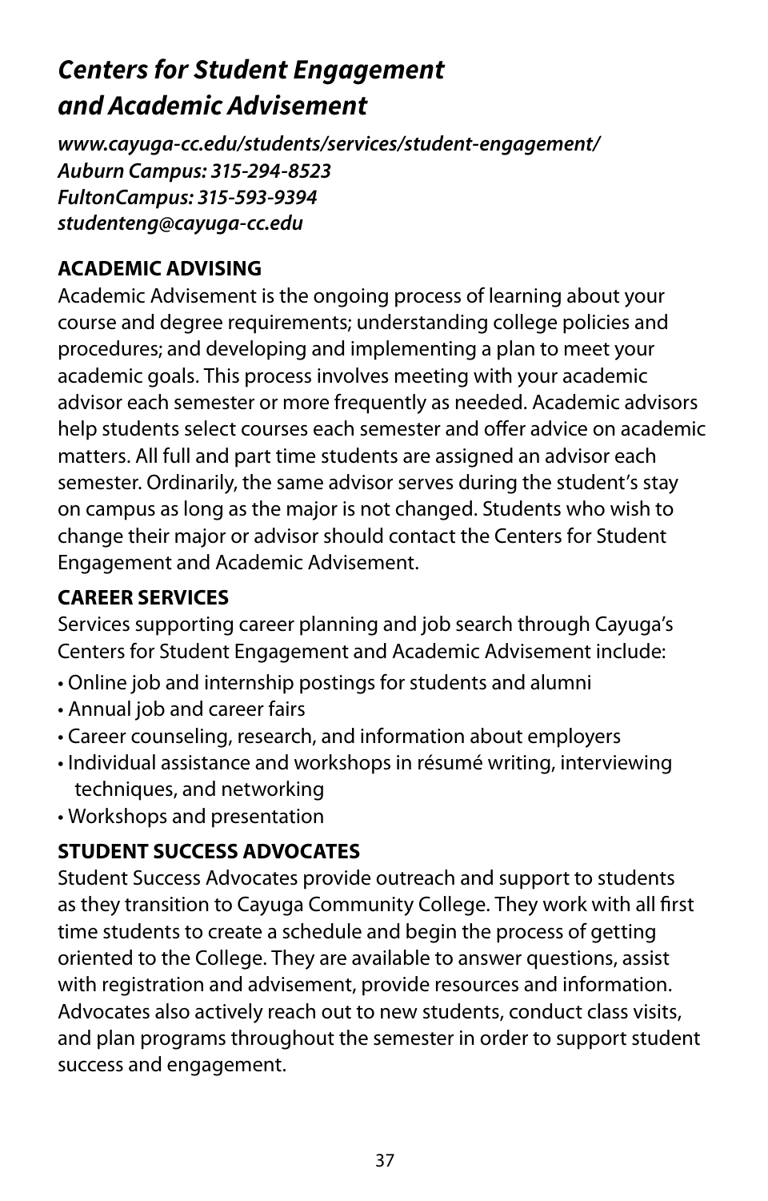## *Centers for Student Engagement and Academic Advisement*

***www.cayuga-cc.edu/students/services/student-engagement/***
***Auburn Campus: 315-294-8523***
***FultonCampus: 315-593-9394***
***studenteng@cayuga-cc.edu***

### ACADEMIC ADVISING

Academic Advisement is the ongoing process of learning about your course and degree requirements; understanding college policies and procedures; and developing and implementing a plan to meet your academic goals. This process involves meeting with your academic advisor each semester or more frequently as needed. Academic advisors help students select courses each semester and offer advice on academic matters. All full and part time students are assigned an advisor each semester. Ordinarily, the same advisor serves during the student's stay on campus as long as the major is not changed. Students who wish to change their major or advisor should contact the Centers for Student Engagement and Academic Advisement.

### CAREER SERVICES

Services supporting career planning and job search through Cayuga's Centers for Student Engagement and Academic Advisement include:

- Online job and internship postings for students and alumni
- Annual job and career fairs
- Career counseling, research, and information about employers
- Individual assistance and workshops in résumé writing, interviewing techniques, and networking
- Workshops and presentation

### STUDENT SUCCESS ADVOCATES

Student Success Advocates provide outreach and support to students as they transition to Cayuga Community College. They work with all first time students to create a schedule and begin the process of getting oriented to the College. They are available to answer questions, assist with registration and advisement, provide resources and information. Advocates also actively reach out to new students, conduct class visits, and plan programs throughout the semester in order to support student success and engagement.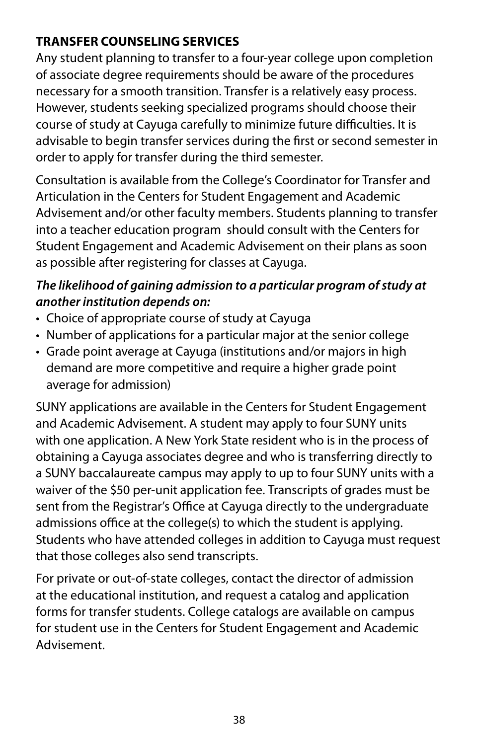## TRANSFER COUNSELING SERVICES

Any student planning to transfer to a four-year college upon completion of associate degree requirements should be aware of the procedures necessary for a smooth transition. Transfer is a relatively easy process. However, students seeking specialized programs should choose their course of study at Cayuga carefully to minimize future difficulties. It is advisable to begin transfer services during the first or second semester in order to apply for transfer during the third semester.

Consultation is available from the College's Coordinator for Transfer and Articulation in the Centers for Student Engagement and Academic Advisement and/or other faculty members. Students planning to transfer into a teacher education program should consult with the Centers for Student Engagement and Academic Advisement on their plans as soon as possible after registering for classes at Cayuga.

***The likelihood of gaining admission to a particular program of study at another institution depends on:***

- Choice of appropriate course of study at Cayuga
- Number of applications for a particular major at the senior college
- Grade point average at Cayuga (institutions and/or majors in high demand are more competitive and require a higher grade point average for admission)

SUNY applications are available in the Centers for Student Engagement and Academic Advisement. A student may apply to four SUNY units with one application. A New York State resident who is in the process of obtaining a Cayuga associates degree and who is transferring directly to a SUNY baccalaureate campus may apply to up to four SUNY units with a waiver of the $50 per-unit application fee. Transcripts of grades must be sent from the Registrar's Office at Cayuga directly to the undergraduate admissions office at the college(s) to which the student is applying. Students who have attended colleges in addition to Cayuga must request that those colleges also send transcripts.

For private or out-of-state colleges, contact the director of admission at the educational institution, and request a catalog and application forms for transfer students. College catalogs are available on campus for student use in the Centers for Student Engagement and Academic Advisement.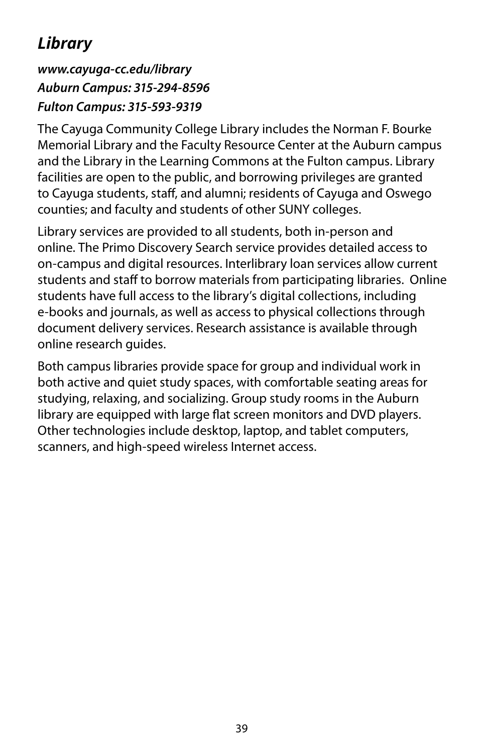## *Library*

***www.cayuga-cc.edu/library***
***Auburn Campus: 315-294-8596***
***Fulton Campus: 315-593-9319***

The Cayuga Community College Library includes the Norman F. Bourke Memorial Library and the Faculty Resource Center at the Auburn campus and the Library in the Learning Commons at the Fulton campus. Library facilities are open to the public, and borrowing privileges are granted to Cayuga students, staff, and alumni; residents of Cayuga and Oswego counties; and faculty and students of other SUNY colleges.

Library services are provided to all students, both in-person and online. The Primo Discovery Search service provides detailed access to on-campus and digital resources. Interlibrary loan services allow current students and staff to borrow materials from participating libraries. Online students have full access to the library's digital collections, including e-books and journals, as well as access to physical collections through document delivery services. Research assistance is available through online research guides.

Both campus libraries provide space for group and individual work in both active and quiet study spaces, with comfortable seating areas for studying, relaxing, and socializing. Group study rooms in the Auburn library are equipped with large flat screen monitors and DVD players. Other technologies include desktop, laptop, and tablet computers, scanners, and high-speed wireless Internet access.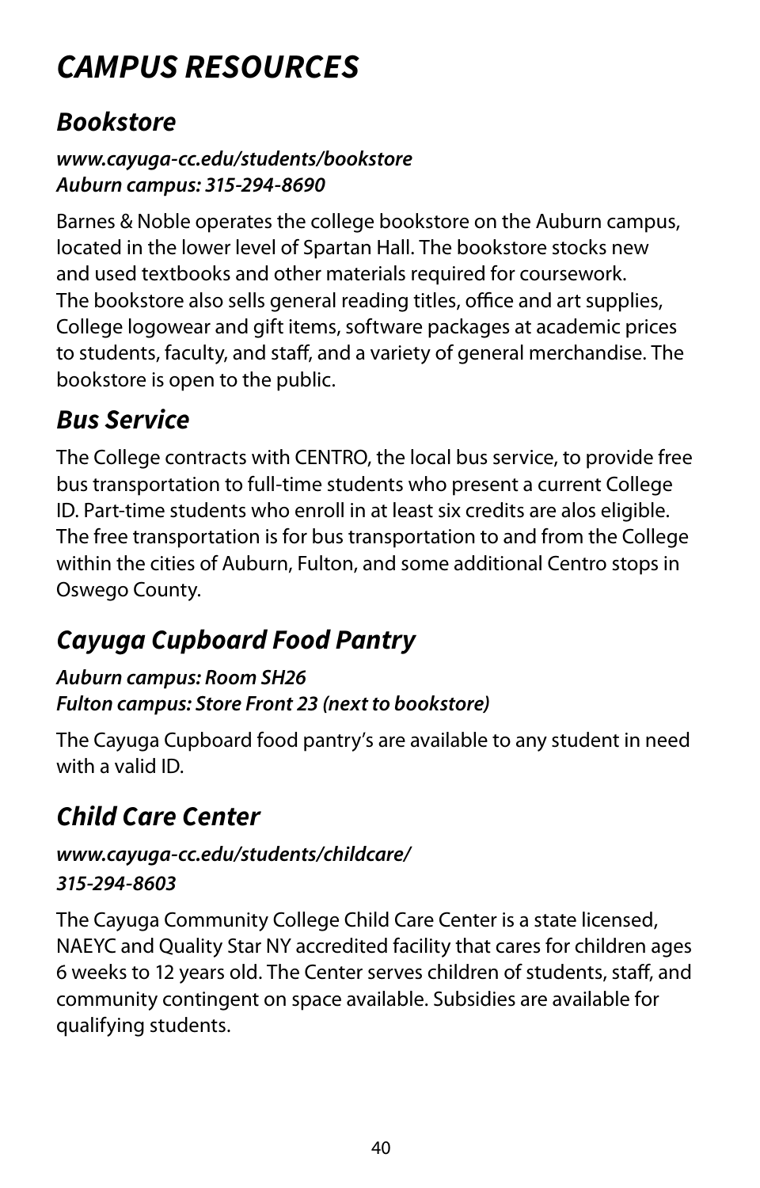# *CAMPUS RESOURCES*

## *Bookstore*

***www.cayuga-cc.edu/students/bookstore***
***Auburn campus: 315-294-8690***

Barnes & Noble operates the college bookstore on the Auburn campus, located in the lower level of Spartan Hall. The bookstore stocks new and used textbooks and other materials required for coursework. The bookstore also sells general reading titles, office and art supplies, College logowear and gift items, software packages at academic prices to students, faculty, and staff, and a variety of general merchandise. The bookstore is open to the public.

## *Bus Service*

The College contracts with CENTRO, the local bus service, to provide free bus transportation to full-time students who present a current College ID. Part-time students who enroll in at least six credits are alos eligible. The free transportation is for bus transportation to and from the College within the cities of Auburn, Fulton, and some additional Centro stops in Oswego County.

## *Cayuga Cupboard Food Pantry*

***Auburn campus: Room SH26***
***Fulton campus: Store Front 23 (next to bookstore)***

The Cayuga Cupboard food pantry's are available to any student in need with a valid ID.

## *Child Care Center*

***www.cayuga-cc.edu/students/childcare/***
***315-294-8603***

The Cayuga Community College Child Care Center is a state licensed, NAEYC and Quality Star NY accredited facility that cares for children ages 6 weeks to 12 years old. The Center serves children of students, staff, and community contingent on space available. Subsidies are available for qualifying students.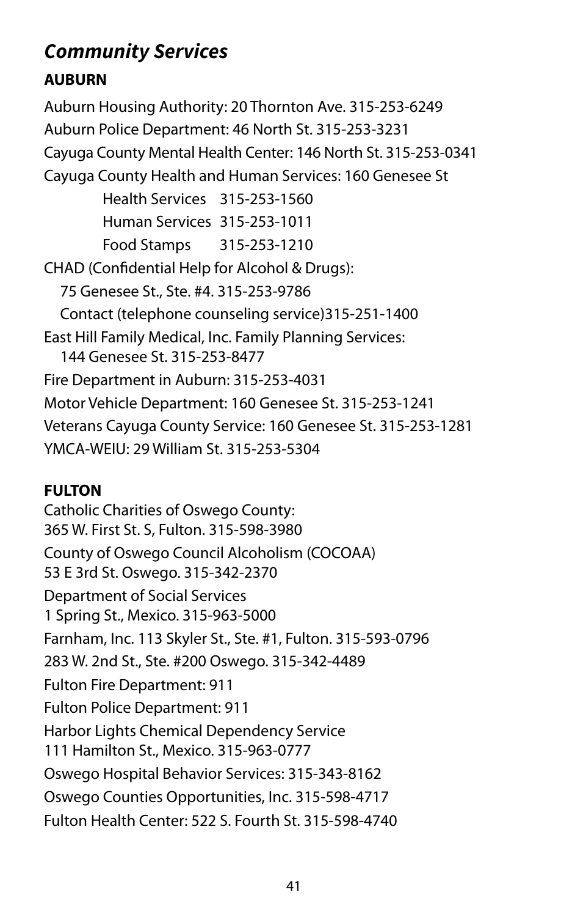## *Community Services*

### AUBURN

Auburn Housing Authority: 20 Thornton Ave. 315-253-6249

Auburn Police Department: 46 North St. 315-253-3231

Cayuga County Mental Health Center: 146 North St. 315-253-0341

Cayuga County Health and Human Services: 160 Genesee St

- Health Services 315-253-1560
- Human Services 315-253-1011
- Food Stamps 315-253-1210

CHAD (Confidential Help for Alcohol & Drugs):
75 Genesee St., Ste. #4. 315-253-9786
Contact (telephone counseling service)315-251-1400

East Hill Family Medical, Inc. Family Planning Services:
144 Genesee St. 315-253-8477

Fire Department in Auburn: 315-253-4031

Motor Vehicle Department: 160 Genesee St. 315-253-1241

Veterans Cayuga County Service: 160 Genesee St. 315-253-1281

YMCA-WEIU: 29 William St. 315-253-5304

### FULTON

Catholic Charities of Oswego County:
365 W. First St. S, Fulton. 315-598-3980

County of Oswego Council Alcoholism (COCOAA)
53 E 3rd St. Oswego. 315-342-2370

Department of Social Services
1 Spring St., Mexico. 315-963-5000

Farnham, Inc. 113 Skyler St., Ste. #1, Fulton. 315-593-0796

283 W. 2nd St., Ste. #200 Oswego. 315-342-4489

Fulton Fire Department: 911

Fulton Police Department: 911

Harbor Lights Chemical Dependency Service
111 Hamilton St., Mexico. 315-963-0777

Oswego Hospital Behavior Services: 315-343-8162

Oswego Counties Opportunities, Inc. 315-598-4717

Fulton Health Center: 522 S. Fourth St. 315-598-4740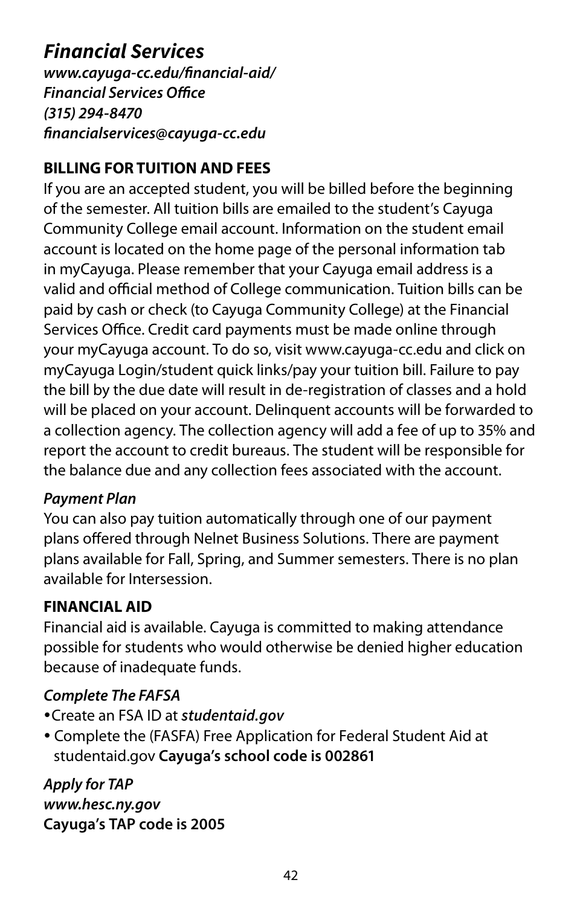## *Financial Services*

***www.cayuga-cc.edu/financial-aid/***
***Financial Services Office***
***(315) 294-8470***
***financialservices@cayuga-cc.edu***

### BILLING FOR TUITION AND FEES

If you are an accepted student, you will be billed before the beginning of the semester. All tuition bills are emailed to the student's Cayuga Community College email account. Information on the student email account is located on the home page of the personal information tab in myCayuga. Please remember that your Cayuga email address is a valid and official method of College communication. Tuition bills can be paid by cash or check (to Cayuga Community College) at the Financial Services Office. Credit card payments must be made online through your myCayuga account. To do so, visit www.cayuga-cc.edu and click on myCayuga Login/student quick links/pay your tuition bill. Failure to pay the bill by the due date will result in de-registration of classes and a hold will be placed on your account. Delinquent accounts will be forwarded to a collection agency. The collection agency will add a fee of up to 35% and report the account to credit bureaus. The student will be responsible for the balance due and any collection fees associated with the account.

***Payment Plan***

You can also pay tuition automatically through one of our payment plans offered through Nelnet Business Solutions. There are payment plans available for Fall, Spring, and Summer semesters. There is no plan available for Intersession.

### FINANCIAL AID

Financial aid is available. Cayuga is committed to making attendance possible for students who would otherwise be denied higher education because of inadequate funds.

***Complete The FAFSA***

- Create an FSA ID at ***studentaid.gov***
- Complete the (FASFA) Free Application for Federal Student Aid at studentaid.gov **Cayuga's school code is 002861**

***Apply for TAP***
***www.hesc.ny.gov***
**Cayuga's TAP code is 2005**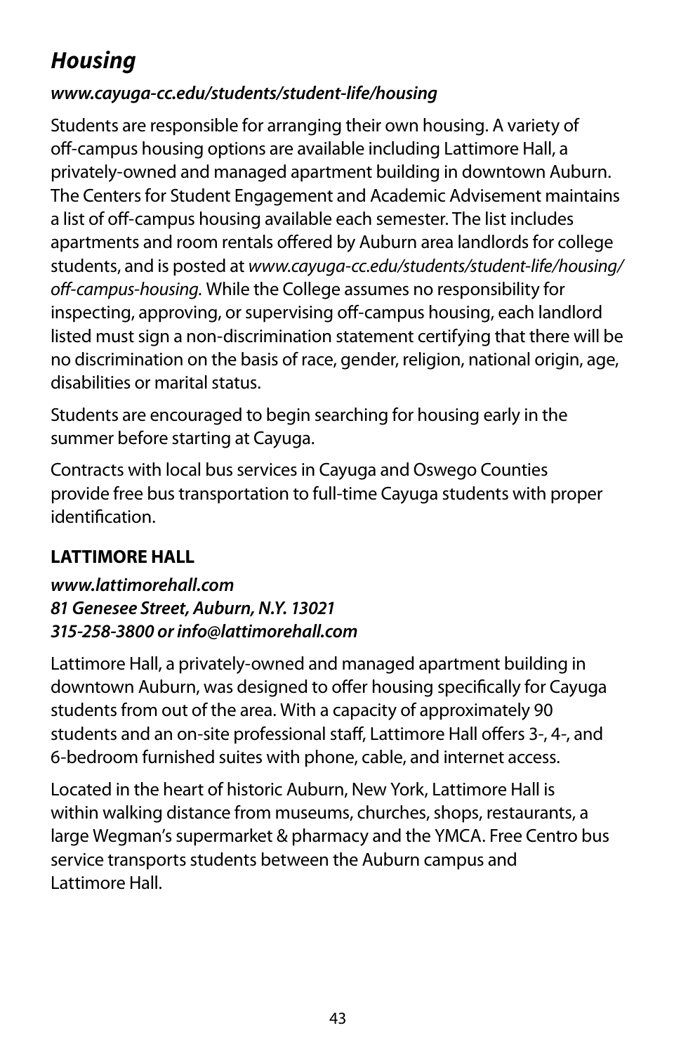## *Housing*

***www.cayuga-cc.edu/students/student-life/housing***

Students are responsible for arranging their own housing. A variety of off-campus housing options are available including Lattimore Hall, a privately-owned and managed apartment building in downtown Auburn. The Centers for Student Engagement and Academic Advisement maintains a list of off-campus housing available each semester. The list includes apartments and room rentals offered by Auburn area landlords for college students, and is posted at *www.cayuga-cc.edu/students/student-life/housing/off-campus-housing*. While the College assumes no responsibility for inspecting, approving, or supervising off-campus housing, each landlord listed must sign a non-discrimination statement certifying that there will be no discrimination on the basis of race, gender, religion, national origin, age, disabilities or marital status.

Students are encouraged to begin searching for housing early in the summer before starting at Cayuga.

Contracts with local bus services in Cayuga and Oswego Counties provide free bus transportation to full-time Cayuga students with proper identification.

### LATTIMORE HALL

***www.lattimorehall.com***
***81 Genesee Street, Auburn, N.Y. 13021***
***315-258-3800 or info@lattimorehall.com***

Lattimore Hall, a privately-owned and managed apartment building in downtown Auburn, was designed to offer housing specifically for Cayuga students from out of the area. With a capacity of approximately 90 students and an on-site professional staff, Lattimore Hall offers 3-, 4-, and 6-bedroom furnished suites with phone, cable, and internet access.

Located in the heart of historic Auburn, New York, Lattimore Hall is within walking distance from museums, churches, shops, restaurants, a large Wegman's supermarket & pharmacy and the YMCA. Free Centro bus service transports students between the Auburn campus and Lattimore Hall.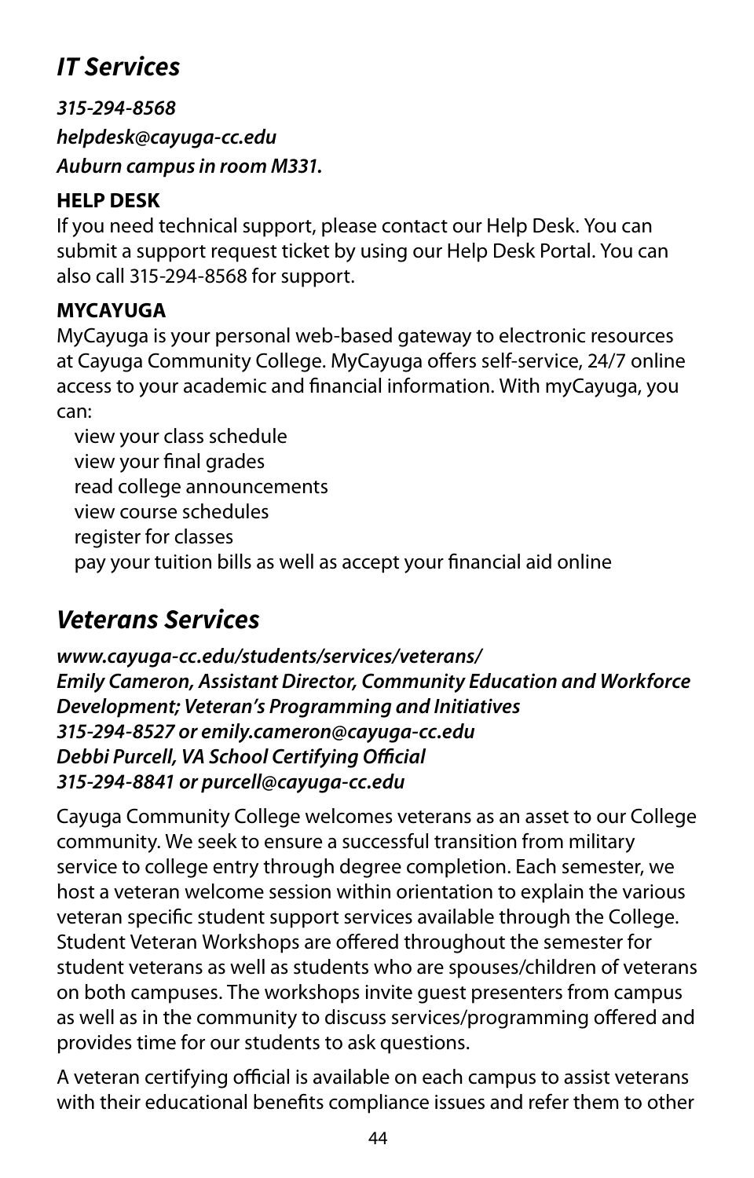## *IT Services*

***315-294-8568***

***helpdesk@cayuga-cc.edu***

***Auburn campus in room M331.***

**HELP DESK**

If you need technical support, please contact our Help Desk. You can submit a support request ticket by using our Help Desk Portal. You can also call 315-294-8568 for support.

**MYCAYUGA**

MyCayuga is your personal web-based gateway to electronic resources at Cayuga Community College. MyCayuga offers self-service, 24/7 online access to your academic and financial information. With myCayuga, you can:

- view your class schedule
- view your final grades
- read college announcements
- view course schedules
- register for classes
- pay your tuition bills as well as accept your financial aid online

## *Veterans Services*

***www.cayuga-cc.edu/students/services/veterans/***
***Emily Cameron, Assistant Director, Community Education and Workforce Development; Veteran's Programming and Initiatives***
***315-294-8527 or emily.cameron@cayuga-cc.edu***
***Debbi Purcell, VA School Certifying Official***
***315-294-8841 or purcell@cayuga-cc.edu***

Cayuga Community College welcomes veterans as an asset to our College community. We seek to ensure a successful transition from military service to college entry through degree completion. Each semester, we host a veteran welcome session within orientation to explain the various veteran specific student support services available through the College. Student Veteran Workshops are offered throughout the semester for student veterans as well as students who are spouses/children of veterans on both campuses. The workshops invite guest presenters from campus as well as in the community to discuss services/programming offered and provides time for our students to ask questions.

A veteran certifying official is available on each campus to assist veterans with their educational benefits compliance issues and refer them to other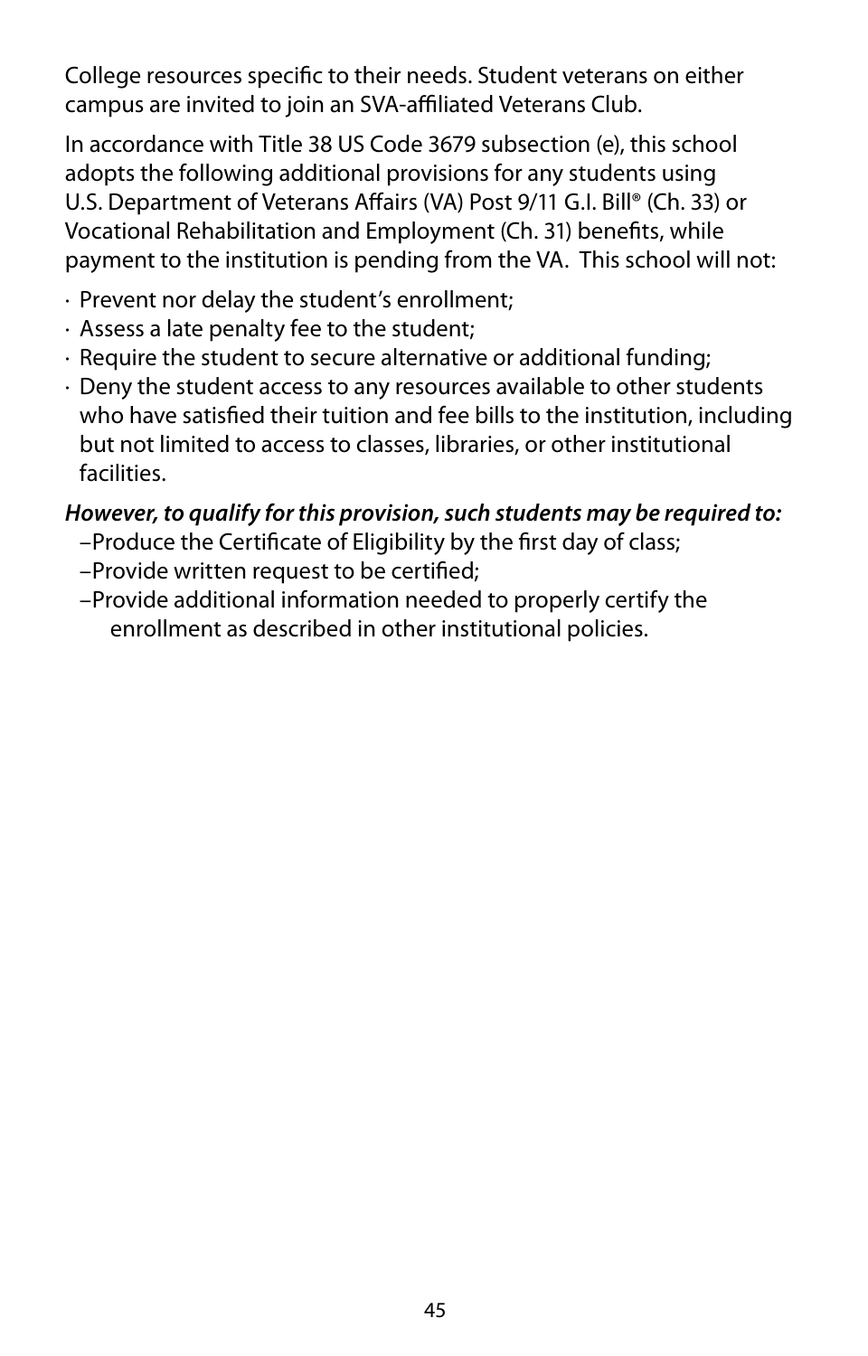College resources specific to their needs. Student veterans on either campus are invited to join an SVA-affiliated Veterans Club.

In accordance with Title 38 US Code 3679 subsection (e), this school adopts the following additional provisions for any students using U.S. Department of Veterans Affairs (VA) Post 9/11 G.I. Bill® (Ch. 33) or Vocational Rehabilitation and Employment (Ch. 31) benefits, while payment to the institution is pending from the VA. This school will not:

- Prevent nor delay the student's enrollment;
- Assess a late penalty fee to the student;
- Require the student to secure alternative or additional funding;
- Deny the student access to any resources available to other students who have satisfied their tuition and fee bills to the institution, including but not limited to access to classes, libraries, or other institutional facilities.

***However, to qualify for this provision, such students may be required to:***

- Produce the Certificate of Eligibility by the first day of class;
- Provide written request to be certified;
- Provide additional information needed to properly certify the enrollment as described in other institutional policies.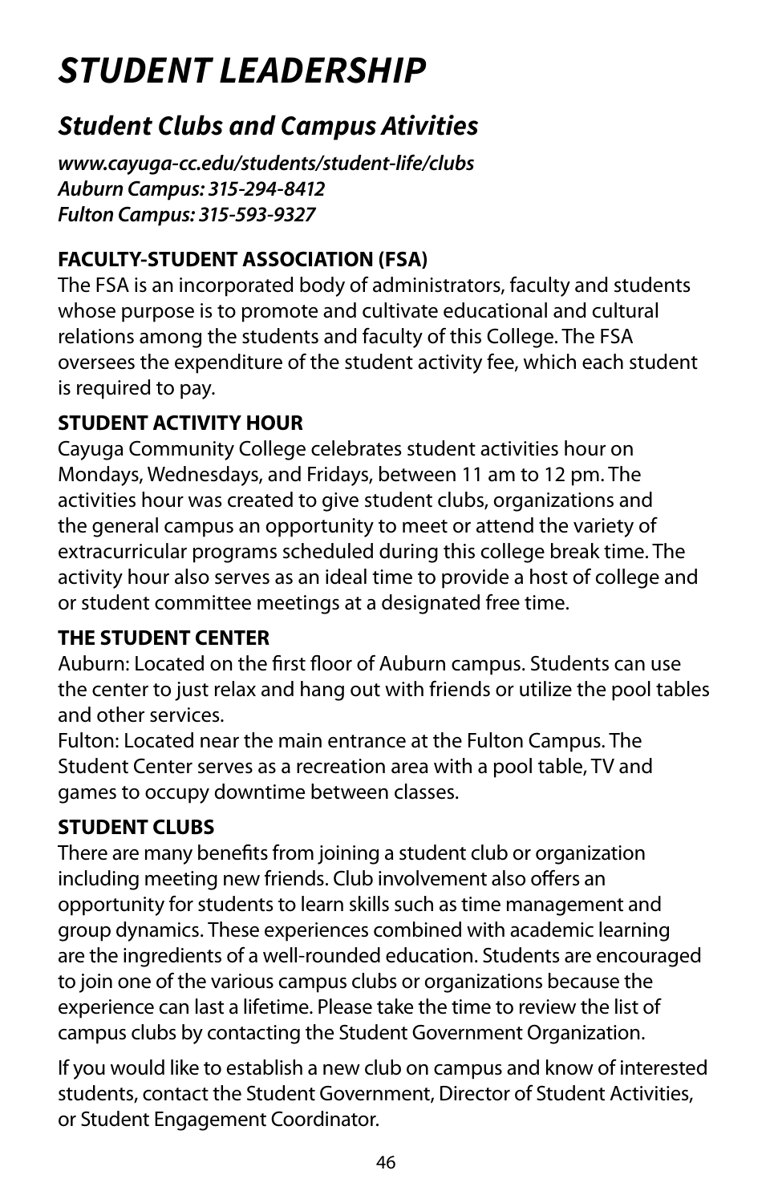# *STUDENT LEADERSHIP*

## *Student Clubs and Campus Ativities*

***www.cayuga-cc.edu/students/student-life/clubs***
***Auburn Campus: 315-294-8412***
***Fulton Campus: 315-593-9327***

**FACULTY-STUDENT ASSOCIATION (FSA)**
The FSA is an incorporated body of administrators, faculty and students whose purpose is to promote and cultivate educational and cultural relations among the students and faculty of this College. The FSA oversees the expenditure of the student activity fee, which each student is required to pay.

**STUDENT ACTIVITY HOUR**
Cayuga Community College celebrates student activities hour on Mondays, Wednesdays, and Fridays, between 11 am to 12 pm. The activities hour was created to give student clubs, organizations and the general campus an opportunity to meet or attend the variety of extracurricular programs scheduled during this college break time. The activity hour also serves as an ideal time to provide a host of college and or student committee meetings at a designated free time.

**THE STUDENT CENTER**
Auburn: Located on the first floor of Auburn campus. Students can use the center to just relax and hang out with friends or utilize the pool tables and other services.
Fulton: Located near the main entrance at the Fulton Campus. The Student Center serves as a recreation area with a pool table, TV and games to occupy downtime between classes.

**STUDENT CLUBS**
There are many benefits from joining a student club or organization including meeting new friends. Club involvement also offers an opportunity for students to learn skills such as time management and group dynamics. These experiences combined with academic learning are the ingredients of a well-rounded education. Students are encouraged to join one of the various campus clubs or organizations because the experience can last a lifetime. Please take the time to review the list of campus clubs by contacting the Student Government Organization.

If you would like to establish a new club on campus and know of interested students, contact the Student Government, Director of Student Activities, or Student Engagement Coordinator.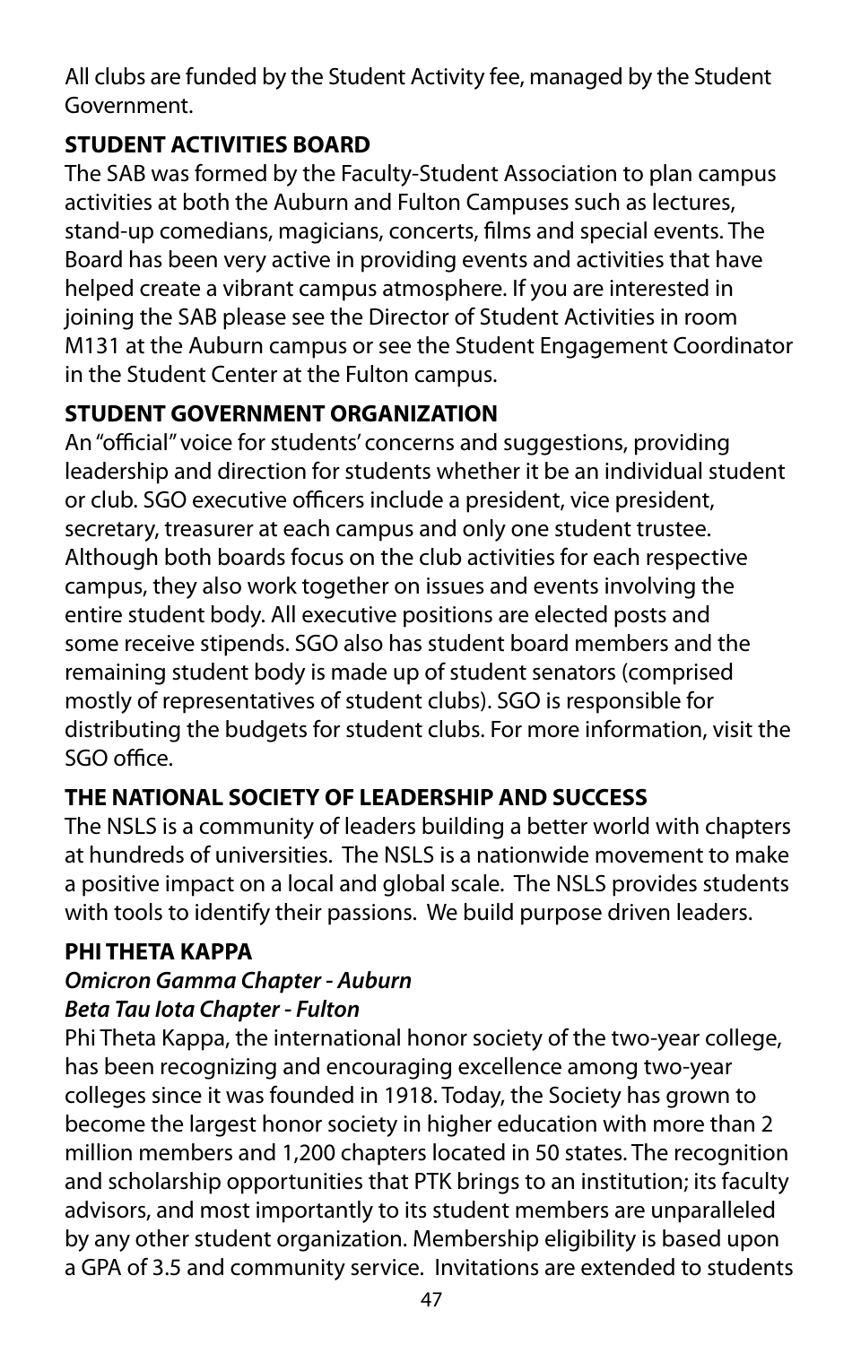All clubs are funded by the Student Activity fee, managed by the Student Government.

**STUDENT ACTIVITIES BOARD**

The SAB was formed by the Faculty-Student Association to plan campus activities at both the Auburn and Fulton Campuses such as lectures, stand-up comedians, magicians, concerts, films and special events. The Board has been very active in providing events and activities that have helped create a vibrant campus atmosphere. If you are interested in joining the SAB please see the Director of Student Activities in room M131 at the Auburn campus or see the Student Engagement Coordinator in the Student Center at the Fulton campus.

**STUDENT GOVERNMENT ORGANIZATION**

An "official" voice for students' concerns and suggestions, providing leadership and direction for students whether it be an individual student or club. SGO executive officers include a president, vice president, secretary, treasurer at each campus and only one student trustee. Although both boards focus on the club activities for each respective campus, they also work together on issues and events involving the entire student body. All executive positions are elected posts and some receive stipends. SGO also has student board members and the remaining student body is made up of student senators (comprised mostly of representatives of student clubs). SGO is responsible for distributing the budgets for student clubs. For more information, visit the SGO office.

**THE NATIONAL SOCIETY OF LEADERSHIP AND SUCCESS**

The NSLS is a community of leaders building a better world with chapters at hundreds of universities. The NSLS is a nationwide movement to make a positive impact on a local and global scale. The NSLS provides students with tools to identify their passions. We build purpose driven leaders.

**PHI THETA KAPPA**

***Omicron Gamma Chapter - Auburn***

***Beta Tau Iota Chapter - Fulton***

Phi Theta Kappa, the international honor society of the two-year college, has been recognizing and encouraging excellence among two-year colleges since it was founded in 1918. Today, the Society has grown to become the largest honor society in higher education with more than 2 million members and 1,200 chapters located in 50 states. The recognition and scholarship opportunities that PTK brings to an institution; its faculty advisors, and most importantly to its student members are unparalleled by any other student organization. Membership eligibility is based upon a GPA of 3.5 and community service. Invitations are extended to students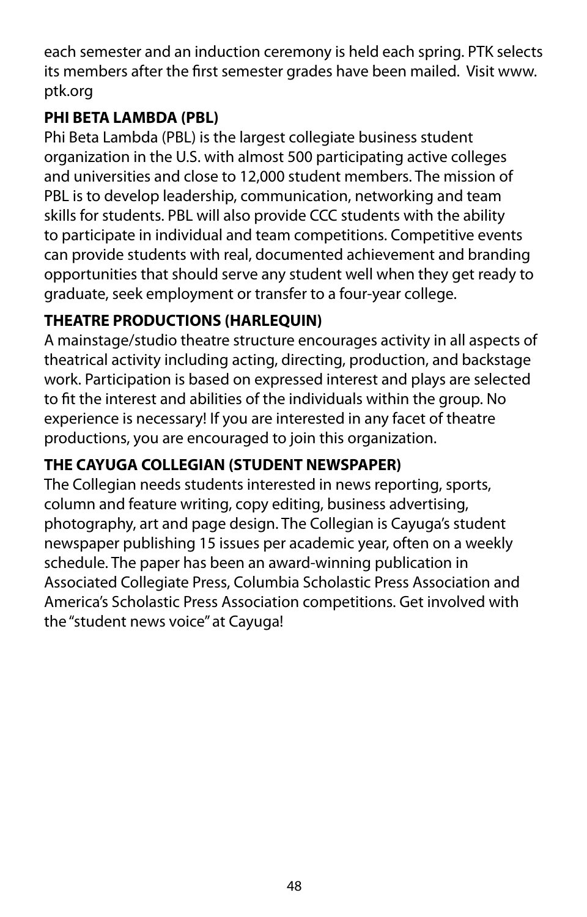each semester and an induction ceremony is held each spring. PTK selects its members after the first semester grades have been mailed. Visit www.ptk.org

**PHI BETA LAMBDA (PBL)**

Phi Beta Lambda (PBL) is the largest collegiate business student organization in the U.S. with almost 500 participating active colleges and universities and close to 12,000 student members. The mission of PBL is to develop leadership, communication, networking and team skills for students. PBL will also provide CCC students with the ability to participate in individual and team competitions. Competitive events can provide students with real, documented achievement and branding opportunities that should serve any student well when they get ready to graduate, seek employment or transfer to a four-year college.

**THEATRE PRODUCTIONS (HARLEQUIN)**

A mainstage/studio theatre structure encourages activity in all aspects of theatrical activity including acting, directing, production, and backstage work. Participation is based on expressed interest and plays are selected to fit the interest and abilities of the individuals within the group. No experience is necessary! If you are interested in any facet of theatre productions, you are encouraged to join this organization.

**THE CAYUGA COLLEGIAN (STUDENT NEWSPAPER)**

The Collegian needs students interested in news reporting, sports, column and feature writing, copy editing, business advertising, photography, art and page design. The Collegian is Cayuga's student newspaper publishing 15 issues per academic year, often on a weekly schedule. The paper has been an award-winning publication in Associated Collegiate Press, Columbia Scholastic Press Association and America's Scholastic Press Association competitions. Get involved with the "student news voice" at Cayuga!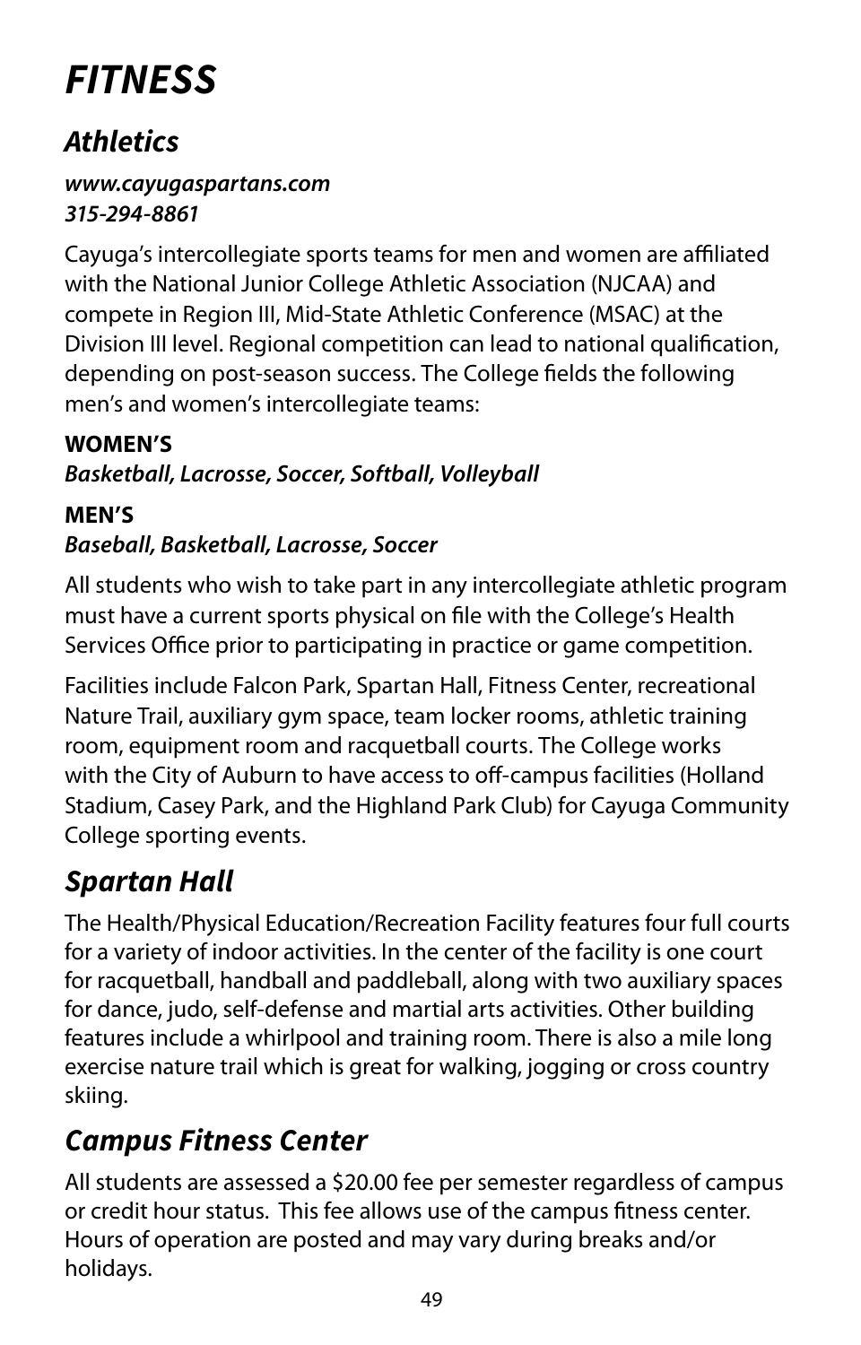# *FITNESS*

## *Athletics*

***www.cayugaspartans.com***
***315-294-8861***

Cayuga's intercollegiate sports teams for men and women are affiliated with the National Junior College Athletic Association (NJCAA) and compete in Region III, Mid-State Athletic Conference (MSAC) at the Division III level. Regional competition can lead to national qualification, depending on post-season success. The College fields the following men's and women's intercollegiate teams:

**WOMEN'S**
***Basketball, Lacrosse, Soccer, Softball, Volleyball***

**MEN'S**
***Baseball, Basketball, Lacrosse, Soccer***

All students who wish to take part in any intercollegiate athletic program must have a current sports physical on file with the College's Health Services Office prior to participating in practice or game competition.

Facilities include Falcon Park, Spartan Hall, Fitness Center, recreational Nature Trail, auxiliary gym space, team locker rooms, athletic training room, equipment room and racquetball courts. The College works with the City of Auburn to have access to off-campus facilities (Holland Stadium, Casey Park, and the Highland Park Club) for Cayuga Community College sporting events.

## *Spartan Hall*

The Health/Physical Education/Recreation Facility features four full courts for a variety of indoor activities. In the center of the facility is one court for racquetball, handball and paddleball, along with two auxiliary spaces for dance, judo, self-defense and martial arts activities. Other building features include a whirlpool and training room. There is also a mile long exercise nature trail which is great for walking, jogging or cross country skiing.

## *Campus Fitness Center*

All students are assessed a $20.00 fee per semester regardless of campus or credit hour status. This fee allows use of the campus fitness center. Hours of operation are posted and may vary during breaks and/or holidays.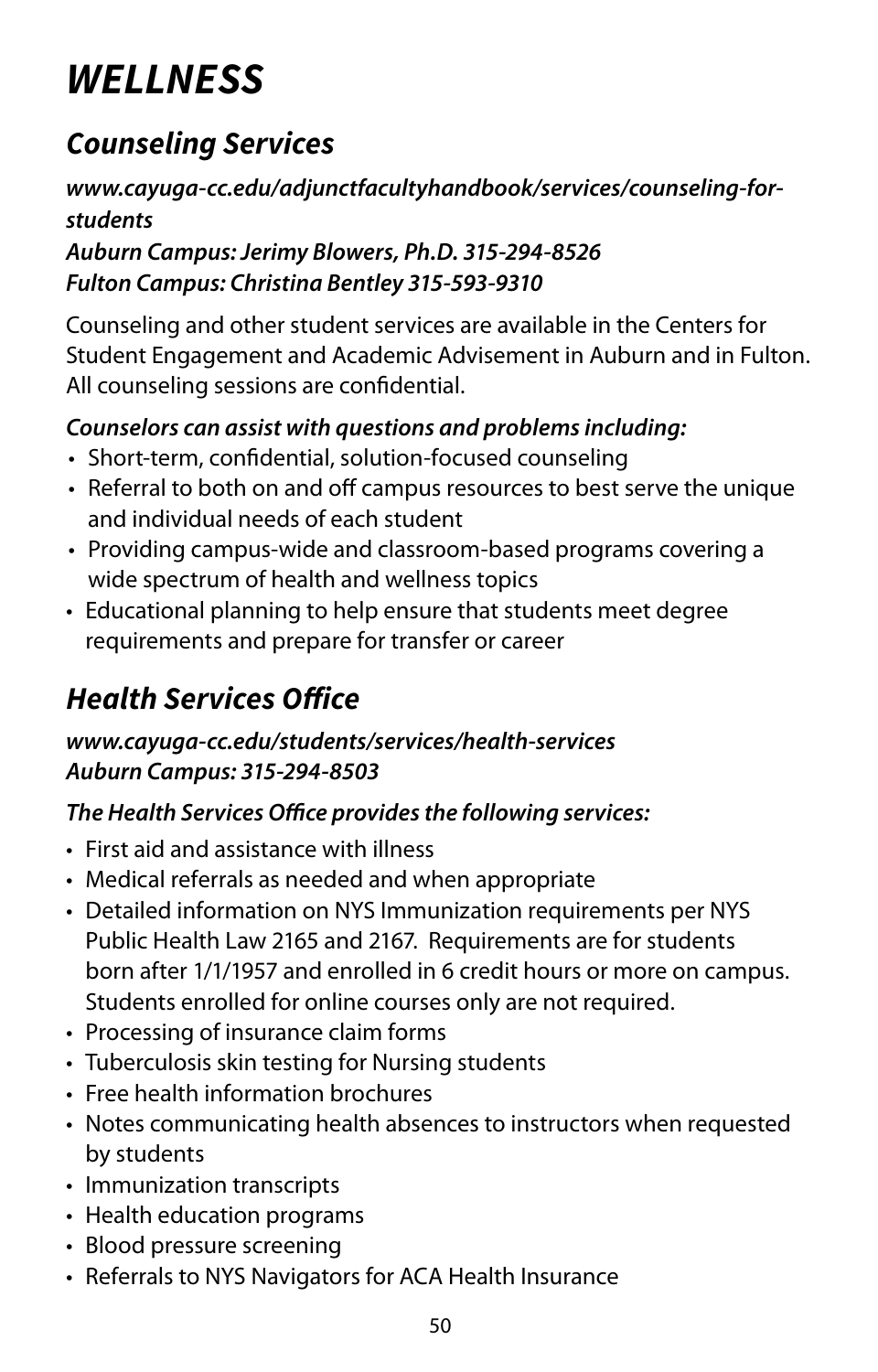# *WELLNESS*

## *Counseling Services*

***www.cayuga-cc.edu/adjunctfacultyhandbook/services/counseling-for-students***
***Auburn Campus: Jerimy Blowers, Ph.D. 315-294-8526***
***Fulton Campus: Christina Bentley 315-593-9310***

Counseling and other student services are available in the Centers for Student Engagement and Academic Advisement in Auburn and in Fulton. All counseling sessions are confidential.

***Counselors can assist with questions and problems including:***

- Short-term, confidential, solution-focused counseling
- Referral to both on and off campus resources to best serve the unique and individual needs of each student
- Providing campus-wide and classroom-based programs covering a wide spectrum of health and wellness topics
- Educational planning to help ensure that students meet degree requirements and prepare for transfer or career

## *Health Services Office*

***www.cayuga-cc.edu/students/services/health-services***
***Auburn Campus: 315-294-8503***

***The Health Services Office provides the following services:***

- First aid and assistance with illness
- Medical referrals as needed and when appropriate
- Detailed information on NYS Immunization requirements per NYS Public Health Law 2165 and 2167. Requirements are for students born after 1/1/1957 and enrolled in 6 credit hours or more on campus. Students enrolled for online courses only are not required.
- Processing of insurance claim forms
- Tuberculosis skin testing for Nursing students
- Free health information brochures
- Notes communicating health absences to instructors when requested by students
- Immunization transcripts
- Health education programs
- Blood pressure screening
- Referrals to NYS Navigators for ACA Health Insurance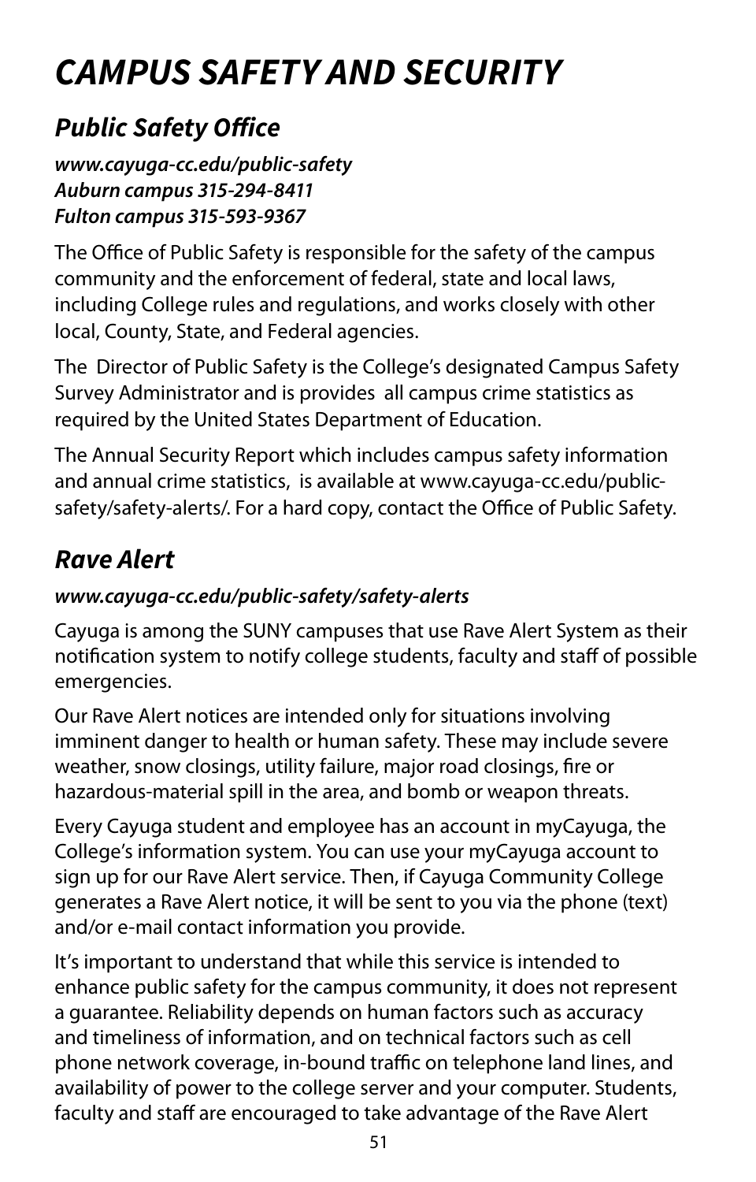# *CAMPUS SAFETY AND SECURITY*

## *Public Safety Office*

***www.cayuga-cc.edu/public-safety***
***Auburn campus 315-294-8411***
***Fulton campus 315-593-9367***

The Office of Public Safety is responsible for the safety of the campus community and the enforcement of federal, state and local laws, including College rules and regulations, and works closely with other local, County, State, and Federal agencies.

The Director of Public Safety is the College's designated Campus Safety Survey Administrator and is provides all campus crime statistics as required by the United States Department of Education.

The Annual Security Report which includes campus safety information and annual crime statistics, is available at www.cayuga-cc.edu/public-safety/safety-alerts/. For a hard copy, contact the Office of Public Safety.

## *Rave Alert*

***www.cayuga-cc.edu/public-safety/safety-alerts***

Cayuga is among the SUNY campuses that use Rave Alert System as their notification system to notify college students, faculty and staff of possible emergencies.

Our Rave Alert notices are intended only for situations involving imminent danger to health or human safety. These may include severe weather, snow closings, utility failure, major road closings, fire or hazardous-material spill in the area, and bomb or weapon threats.

Every Cayuga student and employee has an account in myCayuga, the College's information system. You can use your myCayuga account to sign up for our Rave Alert service. Then, if Cayuga Community College generates a Rave Alert notice, it will be sent to you via the phone (text) and/or e-mail contact information you provide.

It's important to understand that while this service is intended to enhance public safety for the campus community, it does not represent a guarantee. Reliability depends on human factors such as accuracy and timeliness of information, and on technical factors such as cell phone network coverage, in-bound traffic on telephone land lines, and availability of power to the college server and your computer. Students, faculty and staff are encouraged to take advantage of the Rave Alert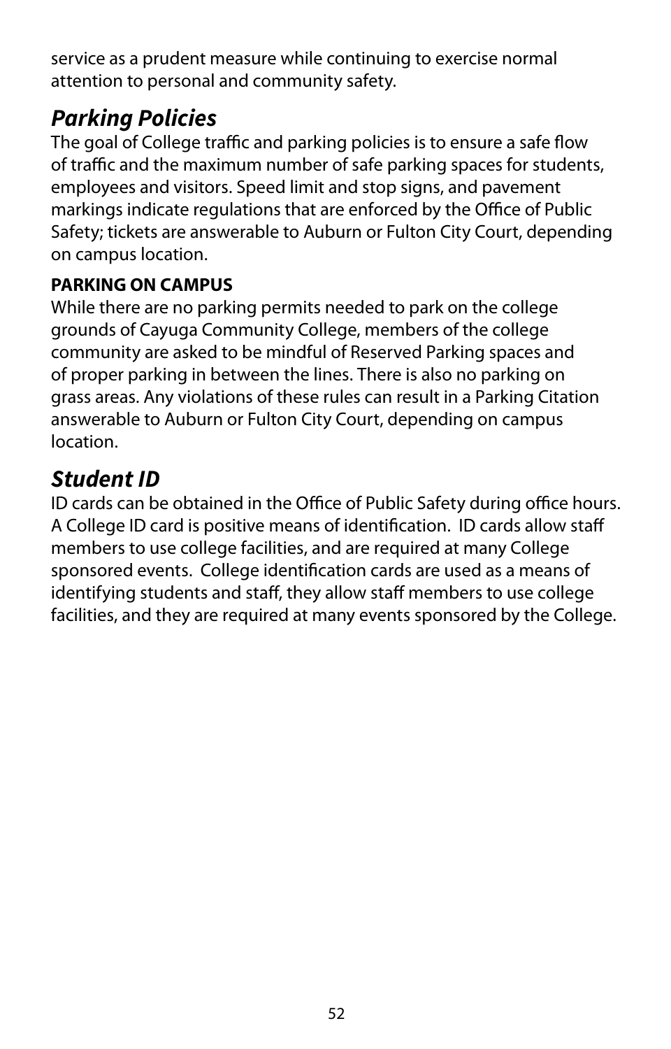service as a prudent measure while continuing to exercise normal attention to personal and community safety.

## *Parking Policies*

The goal of College traffic and parking policies is to ensure a safe flow of traffic and the maximum number of safe parking spaces for students, employees and visitors. Speed limit and stop signs, and pavement markings indicate regulations that are enforced by the Office of Public Safety; tickets are answerable to Auburn or Fulton City Court, depending on campus location.

### PARKING ON CAMPUS

While there are no parking permits needed to park on the college grounds of Cayuga Community College, members of the college community are asked to be mindful of Reserved Parking spaces and of proper parking in between the lines. There is also no parking on grass areas. Any violations of these rules can result in a Parking Citation answerable to Auburn or Fulton City Court, depending on campus location.

## *Student ID*

ID cards can be obtained in the Office of Public Safety during office hours. A College ID card is positive means of identification.  ID cards allow staff members to use college facilities, and are required at many College sponsored events.  College identification cards are used as a means of identifying students and staff, they allow staff members to use college facilities, and they are required at many events sponsored by the College.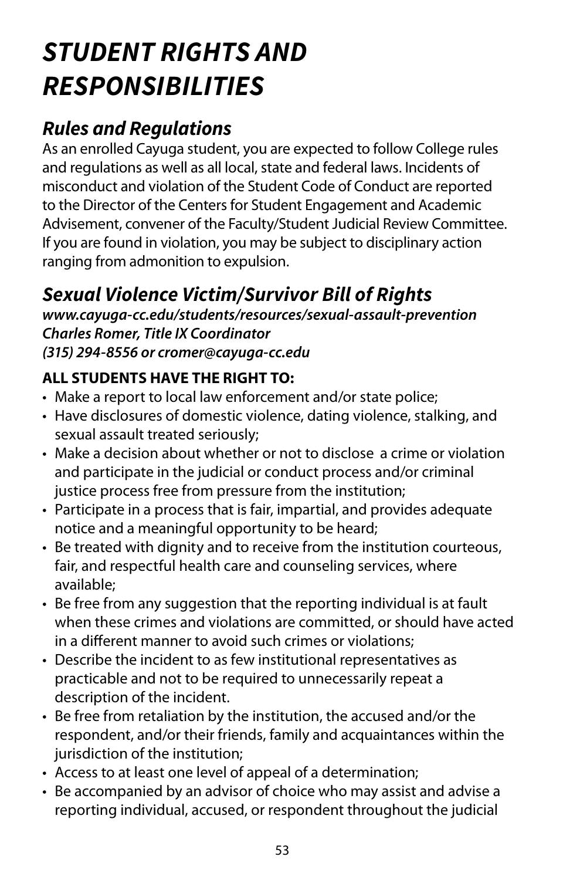# *STUDENT RIGHTS AND RESPONSIBILITIES*

## *Rules and Regulations*

As an enrolled Cayuga student, you are expected to follow College rules and regulations as well as all local, state and federal laws. Incidents of misconduct and violation of the Student Code of Conduct are reported to the Director of the Centers for Student Engagement and Academic Advisement, convener of the Faculty/Student Judicial Review Committee. If you are found in violation, you may be subject to disciplinary action ranging from admonition to expulsion.

## *Sexual Violence Victim/Survivor Bill of Rights*

***www.cayuga-cc.edu/students/resources/sexual-assault-prevention***
***Charles Romer, Title IX Coordinator***
***(315) 294-8556 or cromer@cayuga-cc.edu***

**ALL STUDENTS HAVE THE RIGHT TO:**

- Make a report to local law enforcement and/or state police;
- Have disclosures of domestic violence, dating violence, stalking, and sexual assault treated seriously;
- Make a decision about whether or not to disclose a crime or violation and participate in the judicial or conduct process and/or criminal justice process free from pressure from the institution;
- Participate in a process that is fair, impartial, and provides adequate notice and a meaningful opportunity to be heard;
- Be treated with dignity and to receive from the institution courteous, fair, and respectful health care and counseling services, where available;
- Be free from any suggestion that the reporting individual is at fault when these crimes and violations are committed, or should have acted in a different manner to avoid such crimes or violations;
- Describe the incident to as few institutional representatives as practicable and not to be required to unnecessarily repeat a description of the incident.
- Be free from retaliation by the institution, the accused and/or the respondent, and/or their friends, family and acquaintances within the jurisdiction of the institution;
- Access to at least one level of appeal of a determination;
- Be accompanied by an advisor of choice who may assist and advise a reporting individual, accused, or respondent throughout the judicial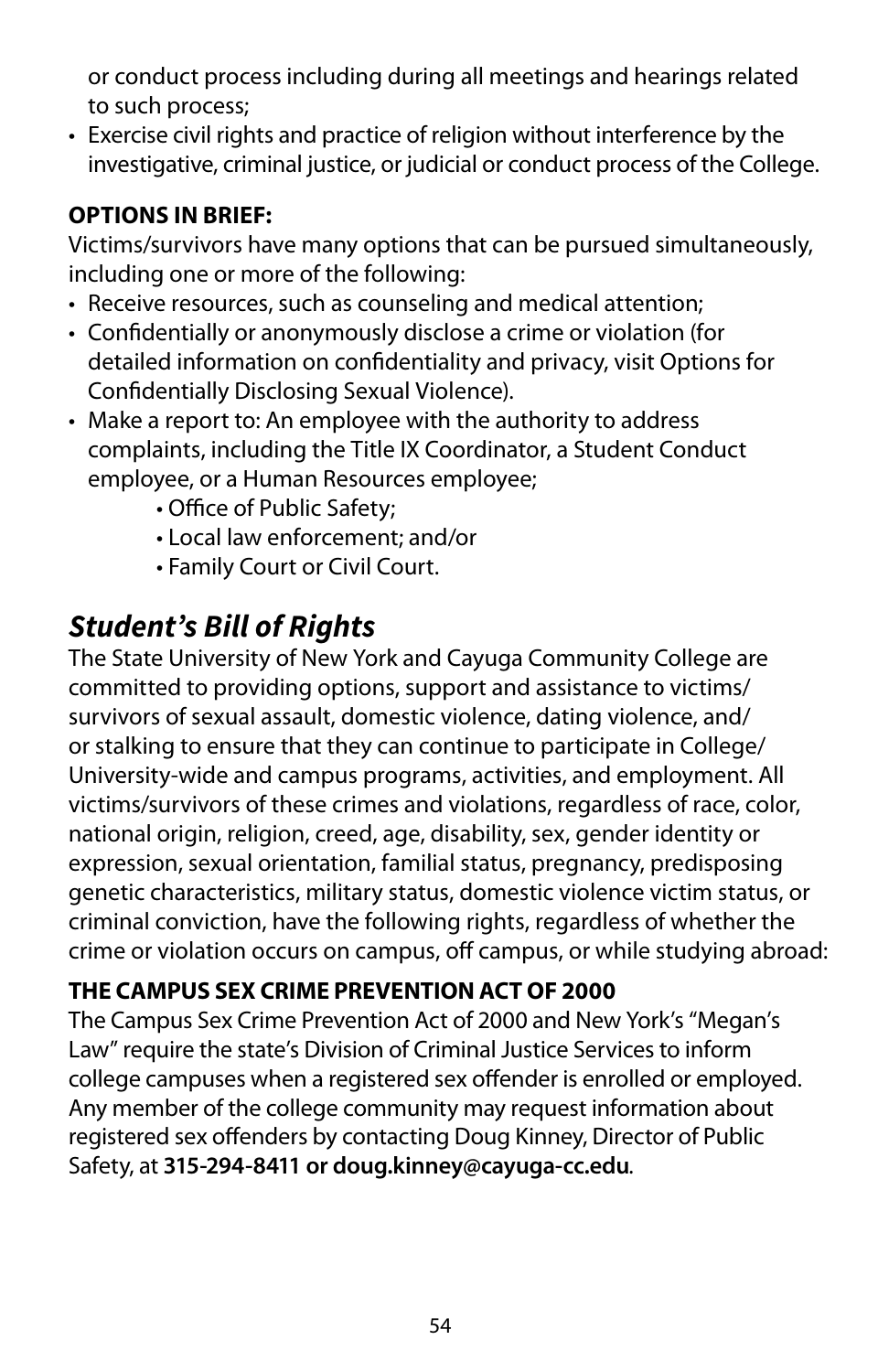or conduct process including during all meetings and hearings related to such process;
- Exercise civil rights and practice of religion without interference by the investigative, criminal justice, or judicial or conduct process of the College.

**OPTIONS IN BRIEF:**

Victims/survivors have many options that can be pursued simultaneously, including one or more of the following:

- Receive resources, such as counseling and medical attention;
- Confidentially or anonymously disclose a crime or violation (for detailed information on confidentiality and privacy, visit Options for Confidentially Disclosing Sexual Violence).
- Make a report to: An employee with the authority to address complaints, including the Title IX Coordinator, a Student Conduct employee, or a Human Resources employee;
    - Office of Public Safety;
    - Local law enforcement; and/or
    - Family Court or Civil Court.

## *Student's Bill of Rights*

The State University of New York and Cayuga Community College are committed to providing options, support and assistance to victims/survivors of sexual assault, domestic violence, dating violence, and/or stalking to ensure that they can continue to participate in College/University-wide and campus programs, activities, and employment. All victims/survivors of these crimes and violations, regardless of race, color, national origin, religion, creed, age, disability, sex, gender identity or expression, sexual orientation, familial status, pregnancy, predisposing genetic characteristics, military status, domestic violence victim status, or criminal conviction, have the following rights, regardless of whether the crime or violation occurs on campus, off campus, or while studying abroad:

**THE CAMPUS SEX CRIME PREVENTION ACT OF 2000**

The Campus Sex Crime Prevention Act of 2000 and New York's "Megan's Law" require the state's Division of Criminal Justice Services to inform college campuses when a registered sex offender is enrolled or employed. Any member of the college community may request information about registered sex offenders by contacting Doug Kinney, Director of Public Safety, at **315-294-8411 or doug.kinney@cayuga-cc.edu**.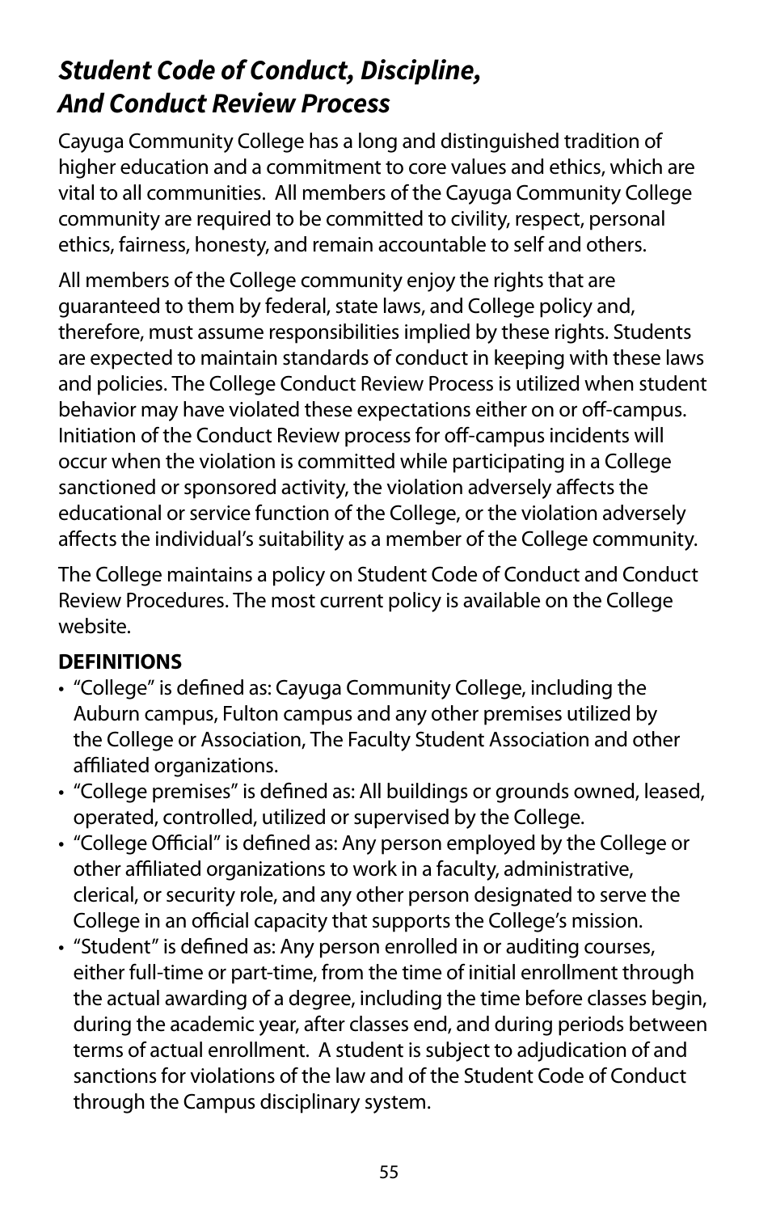## *Student Code of Conduct, Discipline, And Conduct Review Process*

Cayuga Community College has a long and distinguished tradition of higher education and a commitment to core values and ethics, which are vital to all communities. All members of the Cayuga Community College community are required to be committed to civility, respect, personal ethics, fairness, honesty, and remain accountable to self and others.

All members of the College community enjoy the rights that are guaranteed to them by federal, state laws, and College policy and, therefore, must assume responsibilities implied by these rights. Students are expected to maintain standards of conduct in keeping with these laws and policies. The College Conduct Review Process is utilized when student behavior may have violated these expectations either on or off-campus. Initiation of the Conduct Review process for off-campus incidents will occur when the violation is committed while participating in a College sanctioned or sponsored activity, the violation adversely affects the educational or service function of the College, or the violation adversely affects the individual's suitability as a member of the College community.

The College maintains a policy on Student Code of Conduct and Conduct Review Procedures. The most current policy is available on the College website.

**DEFINITIONS**

- "College" is defined as: Cayuga Community College, including the Auburn campus, Fulton campus and any other premises utilized by the College or Association, The Faculty Student Association and other affiliated organizations.
- "College premises" is defined as: All buildings or grounds owned, leased, operated, controlled, utilized or supervised by the College.
- "College Official" is defined as: Any person employed by the College or other affiliated organizations to work in a faculty, administrative, clerical, or security role, and any other person designated to serve the College in an official capacity that supports the College's mission.
- "Student" is defined as: Any person enrolled in or auditing courses, either full-time or part-time, from the time of initial enrollment through the actual awarding of a degree, including the time before classes begin, during the academic year, after classes end, and during periods between terms of actual enrollment. A student is subject to adjudication of and sanctions for violations of the law and of the Student Code of Conduct through the Campus disciplinary system.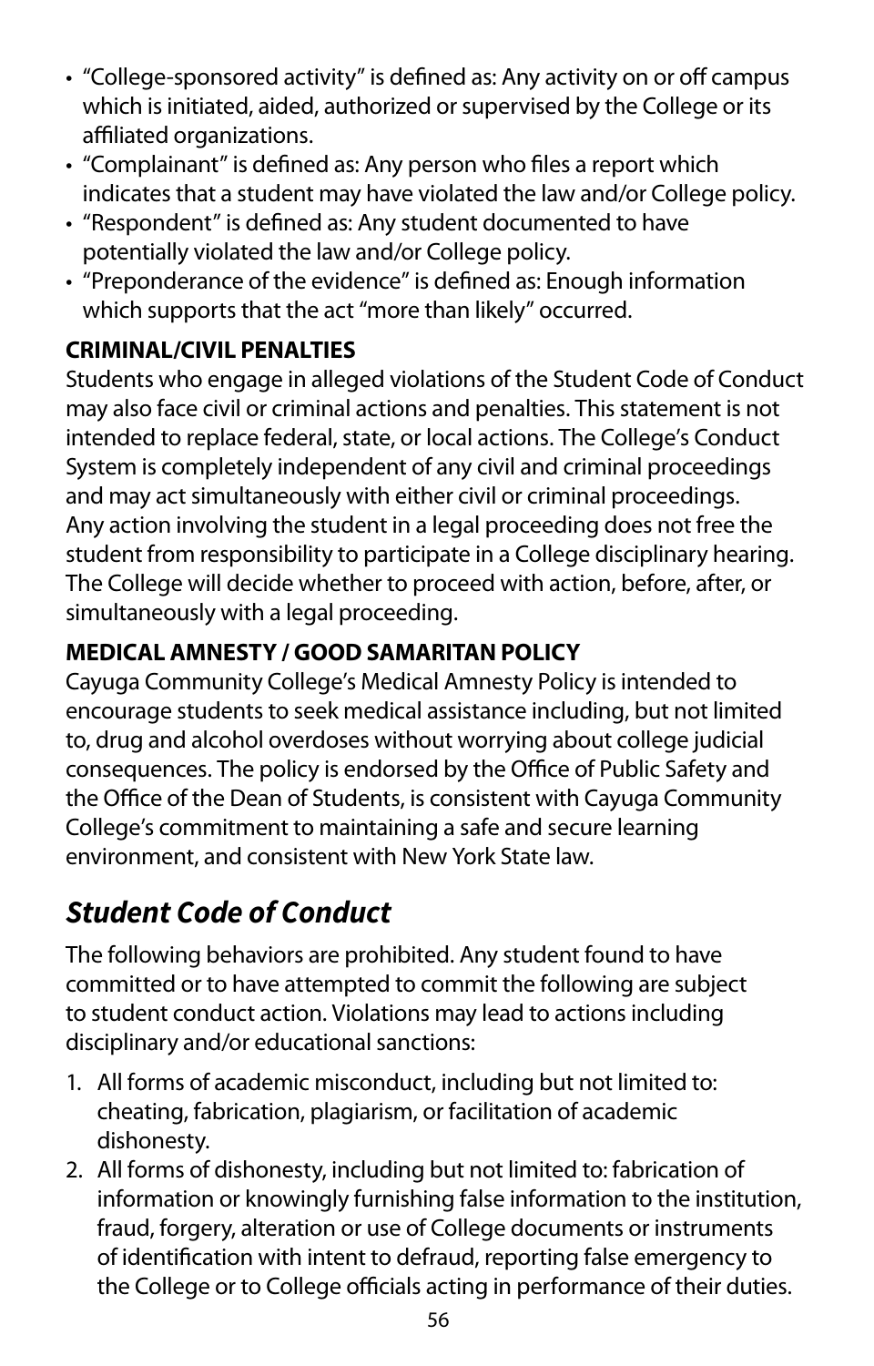- "College-sponsored activity" is defined as: Any activity on or off campus which is initiated, aided, authorized or supervised by the College or its affiliated organizations.
- "Complainant" is defined as: Any person who files a report which indicates that a student may have violated the law and/or College policy.
- "Respondent" is defined as: Any student documented to have potentially violated the law and/or College policy.
- "Preponderance of the evidence" is defined as: Enough information which supports that the act "more than likely" occurred.

**CRIMINAL/CIVIL PENALTIES**

Students who engage in alleged violations of the Student Code of Conduct may also face civil or criminal actions and penalties. This statement is not intended to replace federal, state, or local actions. The College's Conduct System is completely independent of any civil and criminal proceedings and may act simultaneously with either civil or criminal proceedings. Any action involving the student in a legal proceeding does not free the student from responsibility to participate in a College disciplinary hearing. The College will decide whether to proceed with action, before, after, or simultaneously with a legal proceeding.

**MEDICAL AMNESTY / GOOD SAMARITAN POLICY**

Cayuga Community College's Medical Amnesty Policy is intended to encourage students to seek medical assistance including, but not limited to, drug and alcohol overdoses without worrying about college judicial consequences. The policy is endorsed by the Office of Public Safety and the Office of the Dean of Students, is consistent with Cayuga Community College's commitment to maintaining a safe and secure learning environment, and consistent with New York State law.

## *Student Code of Conduct*

The following behaviors are prohibited. Any student found to have committed or to have attempted to commit the following are subject to student conduct action. Violations may lead to actions including disciplinary and/or educational sanctions:

1. All forms of academic misconduct, including but not limited to: cheating, fabrication, plagiarism, or facilitation of academic dishonesty.
2. All forms of dishonesty, including but not limited to: fabrication of information or knowingly furnishing false information to the institution, fraud, forgery, alteration or use of College documents or instruments of identification with intent to defraud, reporting false emergency to the College or to College officials acting in performance of their duties.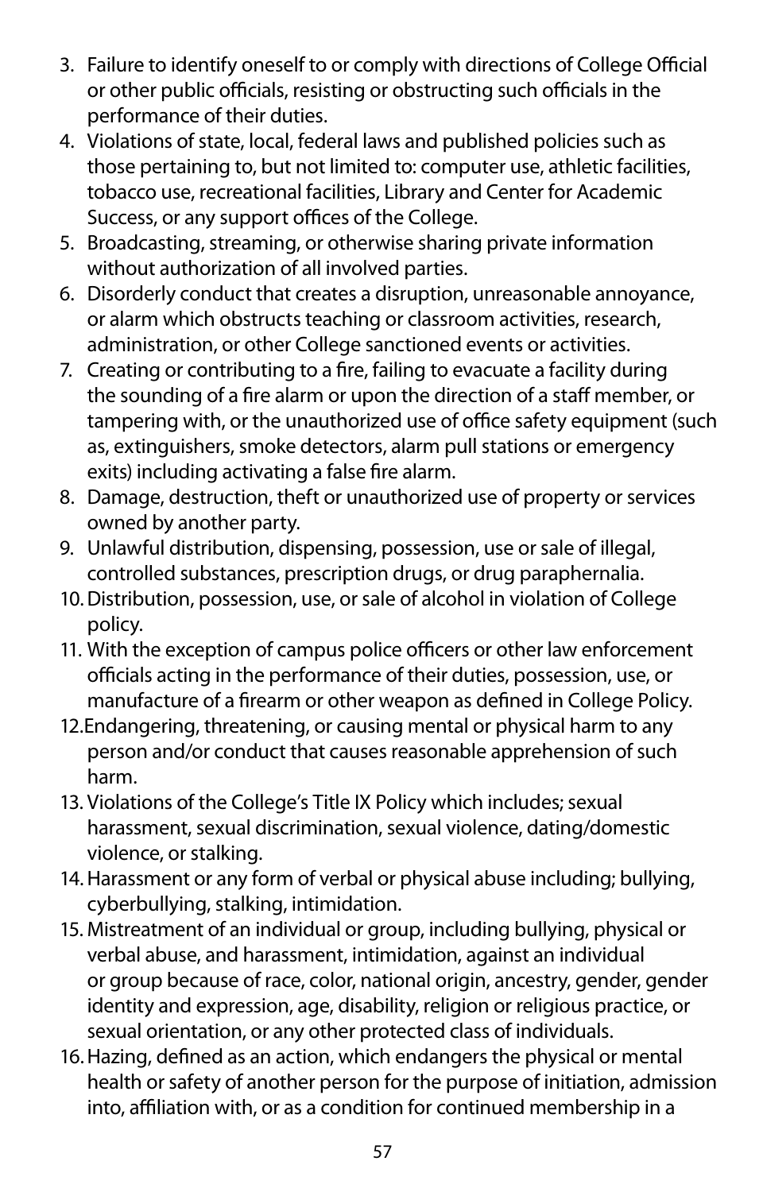3. Failure to identify oneself to or comply with directions of College Official or other public officials, resisting or obstructing such officials in the performance of their duties.
4. Violations of state, local, federal laws and published policies such as those pertaining to, but not limited to: computer use, athletic facilities, tobacco use, recreational facilities, Library and Center for Academic Success, or any support offices of the College.
5. Broadcasting, streaming, or otherwise sharing private information without authorization of all involved parties.
6. Disorderly conduct that creates a disruption, unreasonable annoyance, or alarm which obstructs teaching or classroom activities, research, administration, or other College sanctioned events or activities.
7. Creating or contributing to a fire, failing to evacuate a facility during the sounding of a fire alarm or upon the direction of a staff member, or tampering with, or the unauthorized use of office safety equipment (such as, extinguishers, smoke detectors, alarm pull stations or emergency exits) including activating a false fire alarm.
8. Damage, destruction, theft or unauthorized use of property or services owned by another party.
9. Unlawful distribution, dispensing, possession, use or sale of illegal, controlled substances, prescription drugs, or drug paraphernalia.
10. Distribution, possession, use, or sale of alcohol in violation of College policy.
11. With the exception of campus police officers or other law enforcement officials acting in the performance of their duties, possession, use, or manufacture of a firearm or other weapon as defined in College Policy.
12. Endangering, threatening, or causing mental or physical harm to any person and/or conduct that causes reasonable apprehension of such harm.
13. Violations of the College's Title IX Policy which includes; sexual harassment, sexual discrimination, sexual violence, dating/domestic violence, or stalking.
14. Harassment or any form of verbal or physical abuse including; bullying, cyberbullying, stalking, intimidation.
15. Mistreatment of an individual or group, including bullying, physical or verbal abuse, and harassment, intimidation, against an individual or group because of race, color, national origin, ancestry, gender, gender identity and expression, age, disability, religion or religious practice, or sexual orientation, or any other protected class of individuals.
16. Hazing, defined as an action, which endangers the physical or mental health or safety of another person for the purpose of initiation, admission into, affiliation with, or as a condition for continued membership in a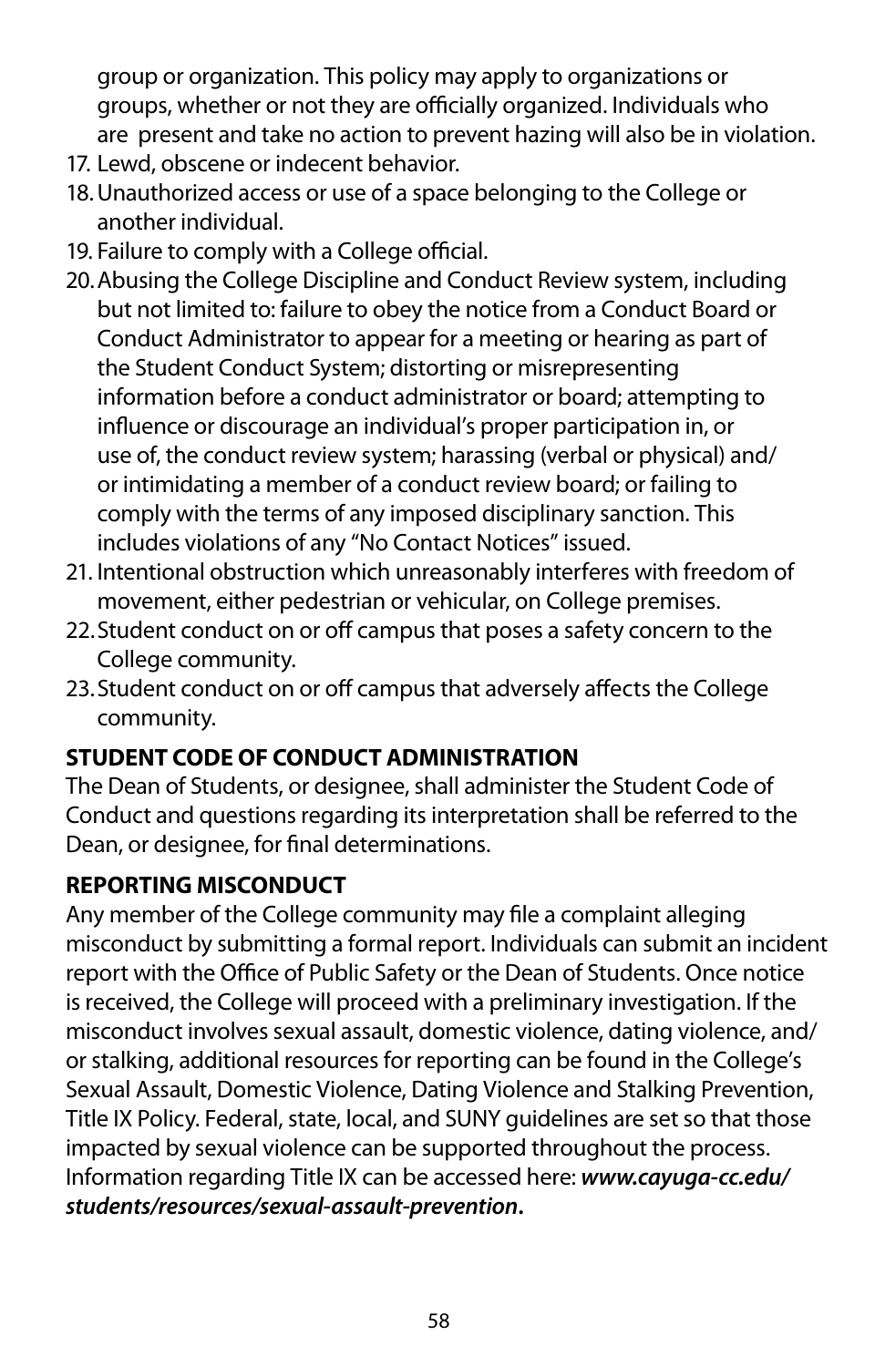group or organization. This policy may apply to organizations or groups, whether or not they are officially organized. Individuals who are present and take no action to prevent hazing will also be in violation.

17. Lewd, obscene or indecent behavior.
18. Unauthorized access or use of a space belonging to the College or another individual.
19. Failure to comply with a College official.
20. Abusing the College Discipline and Conduct Review system, including but not limited to: failure to obey the notice from a Conduct Board or Conduct Administrator to appear for a meeting or hearing as part of the Student Conduct System; distorting or misrepresenting information before a conduct administrator or board; attempting to influence or discourage an individual's proper participation in, or use of, the conduct review system; harassing (verbal or physical) and/or intimidating a member of a conduct review board; or failing to comply with the terms of any imposed disciplinary sanction. This includes violations of any "No Contact Notices" issued.
21. Intentional obstruction which unreasonably interferes with freedom of movement, either pedestrian or vehicular, on College premises.
22. Student conduct on or off campus that poses a safety concern to the College community.
23. Student conduct on or off campus that adversely affects the College community.

**STUDENT CODE OF CONDUCT ADMINISTRATION**

The Dean of Students, or designee, shall administer the Student Code of Conduct and questions regarding its interpretation shall be referred to the Dean, or designee, for final determinations.

**REPORTING MISCONDUCT**

Any member of the College community may file a complaint alleging misconduct by submitting a formal report. Individuals can submit an incident report with the Office of Public Safety or the Dean of Students. Once notice is received, the College will proceed with a preliminary investigation. If the misconduct involves sexual assault, domestic violence, dating violence, and/or stalking, additional resources for reporting can be found in the College's Sexual Assault, Domestic Violence, Dating Violence and Stalking Prevention, Title IX Policy. Federal, state, local, and SUNY guidelines are set so that those impacted by sexual violence can be supported throughout the process. Information regarding Title IX can be accessed here: ***www.cayuga-cc.edu/students/resources/sexual-assault-prevention*.**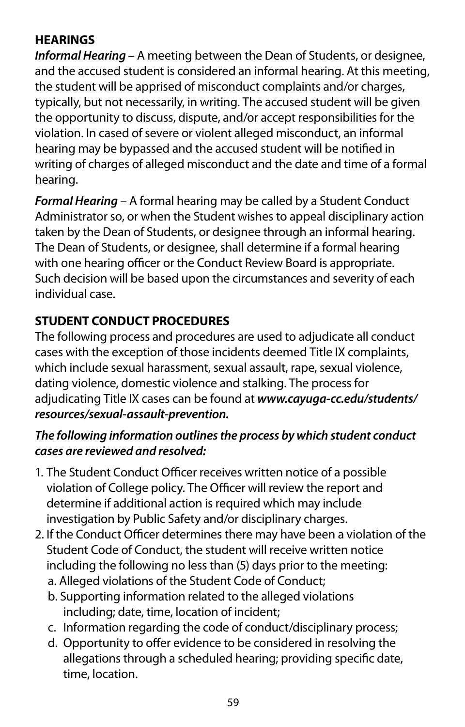## HEARINGS

***Informal Hearing*** – A meeting between the Dean of Students, or designee, and the accused student is considered an informal hearing. At this meeting, the student will be apprised of misconduct complaints and/or charges, typically, but not necessarily, in writing. The accused student will be given the opportunity to discuss, dispute, and/or accept responsibilities for the violation. In cased of severe or violent alleged misconduct, an informal hearing may be bypassed and the accused student will be notified in writing of charges of alleged misconduct and the date and time of a formal hearing.

***Formal Hearing*** – A formal hearing may be called by a Student Conduct Administrator so, or when the Student wishes to appeal disciplinary action taken by the Dean of Students, or designee through an informal hearing. The Dean of Students, or designee, shall determine if a formal hearing with one hearing officer or the Conduct Review Board is appropriate. Such decision will be based upon the circumstances and severity of each individual case.

## STUDENT CONDUCT PROCEDURES

The following process and procedures are used to adjudicate all conduct cases with the exception of those incidents deemed Title IX complaints, which include sexual harassment, sexual assault, rape, sexual violence, dating violence, domestic violence and stalking. The process for adjudicating Title IX cases can be found at ***www.cayuga-cc.edu/students/resources/sexual-assault-prevention.***

***The following information outlines the process by which student conduct cases are reviewed and resolved:***

1. The Student Conduct Officer receives written notice of a possible violation of College policy. The Officer will review the report and determine if additional action is required which may include investigation by Public Safety and/or disciplinary charges.
2. If the Conduct Officer determines there may have been a violation of the Student Code of Conduct, the student will receive written notice including the following no less than (5) days prior to the meeting:
   a. Alleged violations of the Student Code of Conduct;
   b. Supporting information related to the alleged violations including; date, time, location of incident;
   c. Information regarding the code of conduct/disciplinary process;
   d. Opportunity to offer evidence to be considered in resolving the allegations through a scheduled hearing; providing specific date, time, location.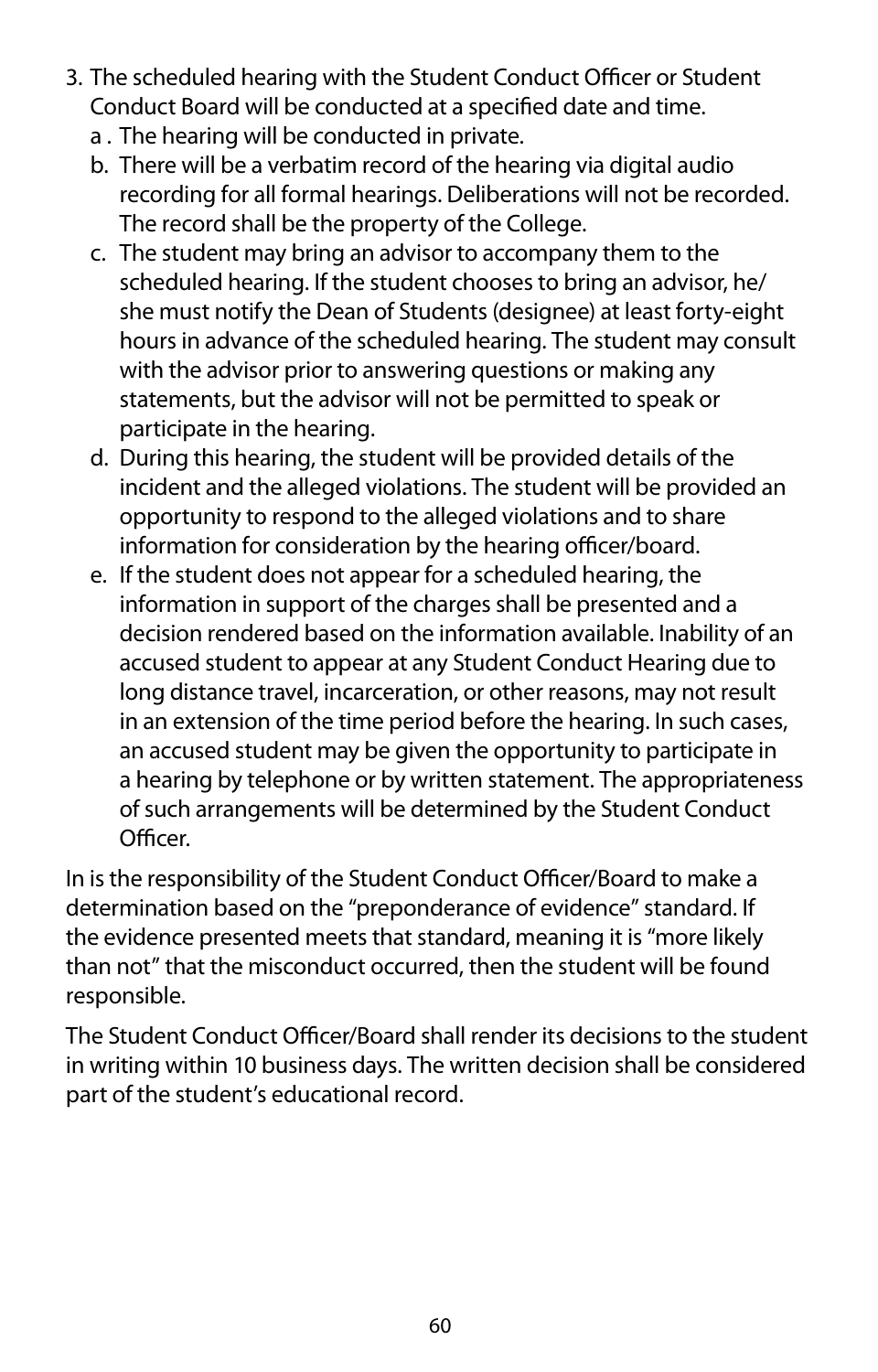3. The scheduled hearing with the Student Conduct Officer or Student Conduct Board will be conducted at a specified date and time.
   a . The hearing will be conducted in private.
   b. There will be a verbatim record of the hearing via digital audio recording for all formal hearings. Deliberations will not be recorded. The record shall be the property of the College.
   c. The student may bring an advisor to accompany them to the scheduled hearing. If the student chooses to bring an advisor, he/she must notify the Dean of Students (designee) at least forty-eight hours in advance of the scheduled hearing. The student may consult with the advisor prior to answering questions or making any statements, but the advisor will not be permitted to speak or participate in the hearing.
   d. During this hearing, the student will be provided details of the incident and the alleged violations. The student will be provided an opportunity to respond to the alleged violations and to share information for consideration by the hearing officer/board.
   e. If the student does not appear for a scheduled hearing, the information in support of the charges shall be presented and a decision rendered based on the information available. Inability of an accused student to appear at any Student Conduct Hearing due to long distance travel, incarceration, or other reasons, may not result in an extension of the time period before the hearing. In such cases, an accused student may be given the opportunity to participate in a hearing by telephone or by written statement. The appropriateness of such arrangements will be determined by the Student Conduct Officer.

In is the responsibility of the Student Conduct Officer/Board to make a determination based on the "preponderance of evidence" standard. If the evidence presented meets that standard, meaning it is "more likely than not" that the misconduct occurred, then the student will be found responsible.

The Student Conduct Officer/Board shall render its decisions to the student in writing within 10 business days. The written decision shall be considered part of the student's educational record.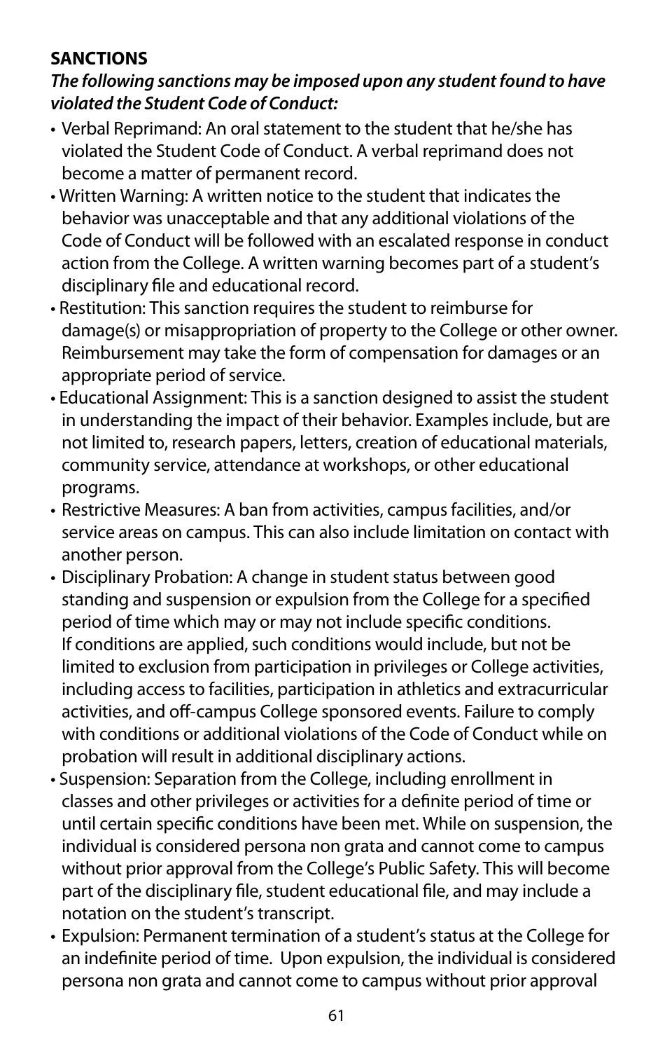**SANCTIONS**

***The following sanctions may be imposed upon any student found to have violated the Student Code of Conduct:***

- Verbal Reprimand: An oral statement to the student that he/she has violated the Student Code of Conduct. A verbal reprimand does not become a matter of permanent record.
- Written Warning: A written notice to the student that indicates the behavior was unacceptable and that any additional violations of the Code of Conduct will be followed with an escalated response in conduct action from the College. A written warning becomes part of a student's disciplinary file and educational record.
- Restitution: This sanction requires the student to reimburse for damage(s) or misappropriation of property to the College or other owner. Reimbursement may take the form of compensation for damages or an appropriate period of service.
- Educational Assignment: This is a sanction designed to assist the student in understanding the impact of their behavior. Examples include, but are not limited to, research papers, letters, creation of educational materials, community service, attendance at workshops, or other educational programs.
- Restrictive Measures: A ban from activities, campus facilities, and/or service areas on campus. This can also include limitation on contact with another person.
- Disciplinary Probation: A change in student status between good standing and suspension or expulsion from the College for a specified period of time which may or may not include specific conditions. If conditions are applied, such conditions would include, but not be limited to exclusion from participation in privileges or College activities, including access to facilities, participation in athletics and extracurricular activities, and off-campus College sponsored events. Failure to comply with conditions or additional violations of the Code of Conduct while on probation will result in additional disciplinary actions.
- Suspension: Separation from the College, including enrollment in classes and other privileges or activities for a definite period of time or until certain specific conditions have been met. While on suspension, the individual is considered persona non grata and cannot come to campus without prior approval from the College's Public Safety. This will become part of the disciplinary file, student educational file, and may include a notation on the student's transcript.
- Expulsion: Permanent termination of a student's status at the College for an indefinite period of time. Upon expulsion, the individual is considered persona non grata and cannot come to campus without prior approval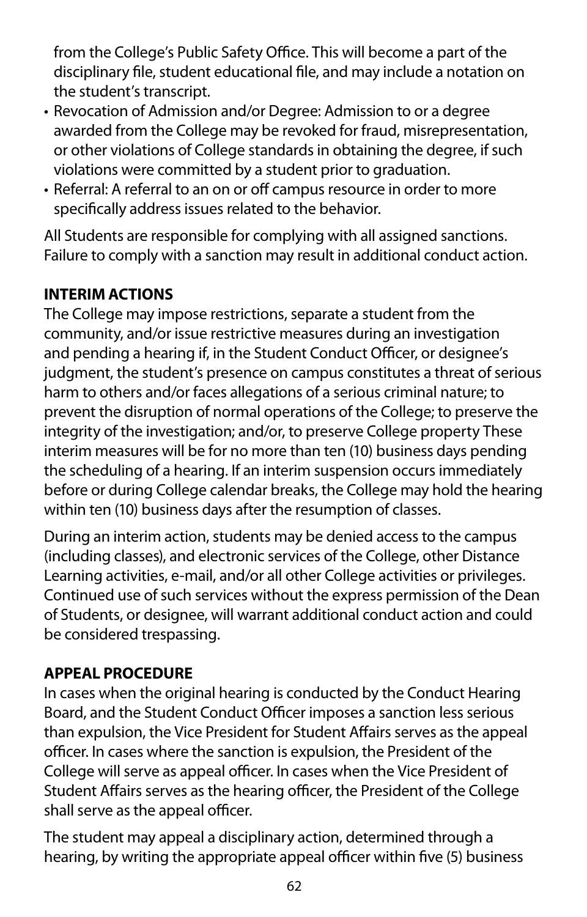from the College's Public Safety Office. This will become a part of the disciplinary file, student educational file, and may include a notation on the student's transcript.

- Revocation of Admission and/or Degree: Admission to or a degree awarded from the College may be revoked for fraud, misrepresentation, or other violations of College standards in obtaining the degree, if such violations were committed by a student prior to graduation.
- Referral: A referral to an on or off campus resource in order to more specifically address issues related to the behavior.

All Students are responsible for complying with all assigned sanctions. Failure to comply with a sanction may result in additional conduct action.

**INTERIM ACTIONS**

The College may impose restrictions, separate a student from the community, and/or issue restrictive measures during an investigation and pending a hearing if, in the Student Conduct Officer, or designee's judgment, the student's presence on campus constitutes a threat of serious harm to others and/or faces allegations of a serious criminal nature; to prevent the disruption of normal operations of the College; to preserve the integrity of the investigation; and/or, to preserve College property These interim measures will be for no more than ten (10) business days pending the scheduling of a hearing. If an interim suspension occurs immediately before or during College calendar breaks, the College may hold the hearing within ten (10) business days after the resumption of classes.

During an interim action, students may be denied access to the campus (including classes), and electronic services of the College, other Distance Learning activities, e-mail, and/or all other College activities or privileges. Continued use of such services without the express permission of the Dean of Students, or designee, will warrant additional conduct action and could be considered trespassing.

**APPEAL PROCEDURE**

In cases when the original hearing is conducted by the Conduct Hearing Board, and the Student Conduct Officer imposes a sanction less serious than expulsion, the Vice President for Student Affairs serves as the appeal officer. In cases where the sanction is expulsion, the President of the College will serve as appeal officer. In cases when the Vice President of Student Affairs serves as the hearing officer, the President of the College shall serve as the appeal officer.

The student may appeal a disciplinary action, determined through a hearing, by writing the appropriate appeal officer within five (5) business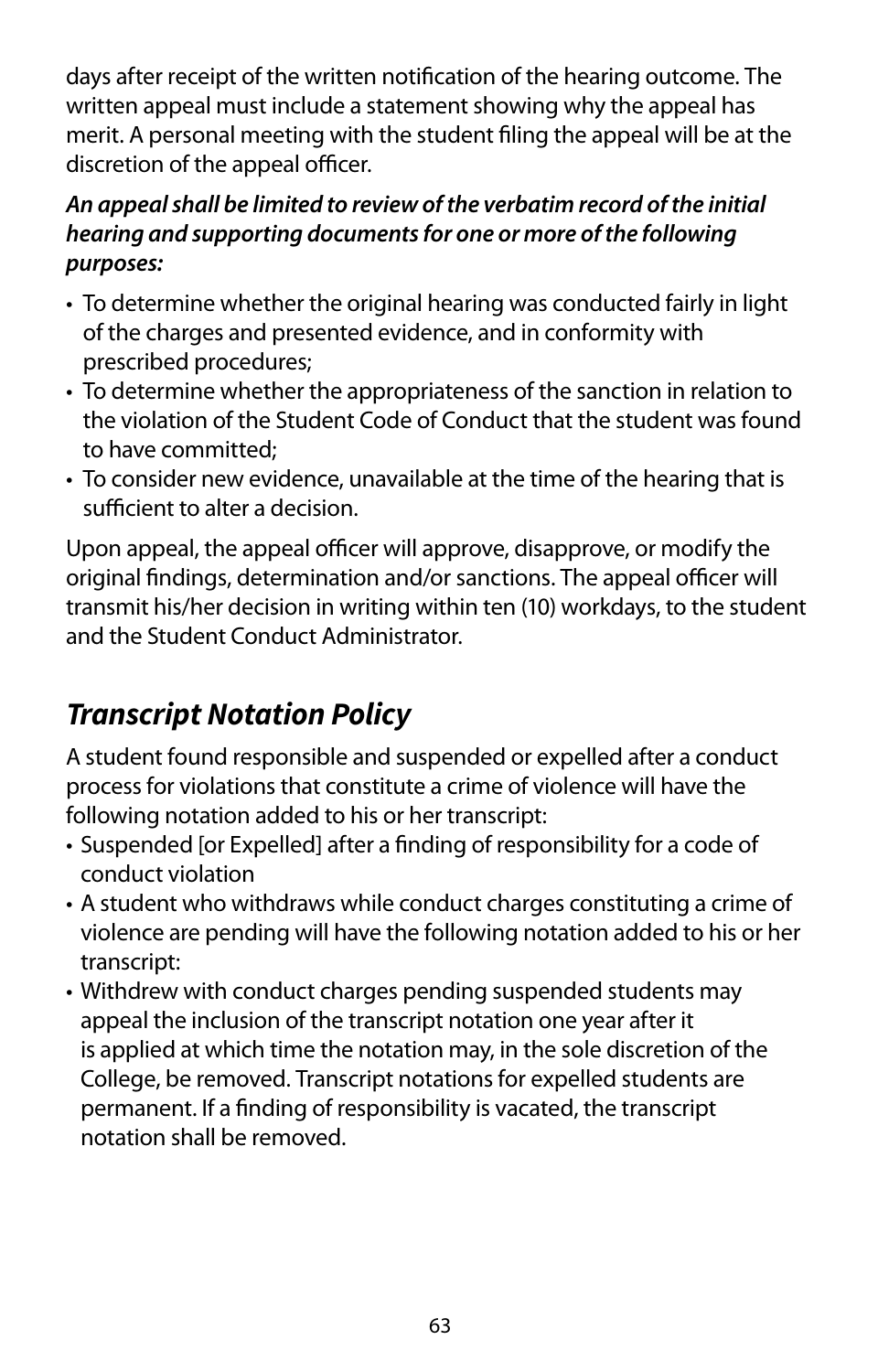days after receipt of the written notification of the hearing outcome. The written appeal must include a statement showing why the appeal has merit. A personal meeting with the student filing the appeal will be at the discretion of the appeal officer.

***An appeal shall be limited to review of the verbatim record of the initial hearing and supporting documents for one or more of the following purposes:***

- To determine whether the original hearing was conducted fairly in light of the charges and presented evidence, and in conformity with prescribed procedures;
- To determine whether the appropriateness of the sanction in relation to the violation of the Student Code of Conduct that the student was found to have committed;
- To consider new evidence, unavailable at the time of the hearing that is sufficient to alter a decision.

Upon appeal, the appeal officer will approve, disapprove, or modify the original findings, determination and/or sanctions. The appeal officer will transmit his/her decision in writing within ten (10) workdays, to the student and the Student Conduct Administrator.

## *Transcript Notation Policy*

A student found responsible and suspended or expelled after a conduct process for violations that constitute a crime of violence will have the following notation added to his or her transcript:

- Suspended [or Expelled] after a finding of responsibility for a code of conduct violation
- A student who withdraws while conduct charges constituting a crime of violence are pending will have the following notation added to his or her transcript:
- Withdrew with conduct charges pending suspended students may appeal the inclusion of the transcript notation one year after it is applied at which time the notation may, in the sole discretion of the College, be removed. Transcript notations for expelled students are permanent. If a finding of responsibility is vacated, the transcript notation shall be removed.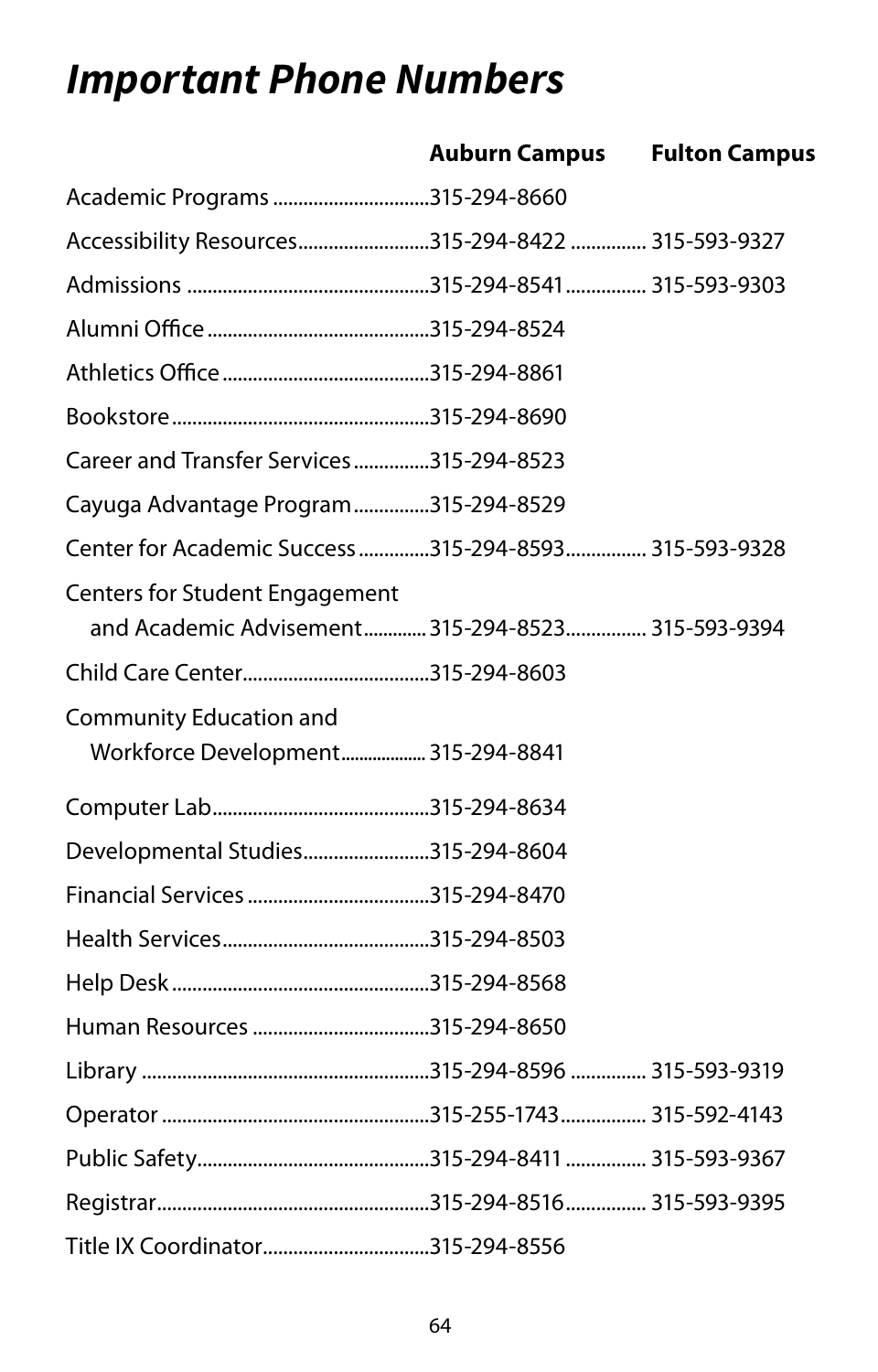# *Important Phone Numbers*

| | Auburn Campus | Fulton Campus |
|---|---|---|
| Academic Programs | 315-294-8660 | |
| Accessibility Resources | 315-294-8422 | 315-593-9327 |
| Admissions | 315-294-8541 | 315-593-9303 |
| Alumni Office | 315-294-8524 | |
| Athletics Office | 315-294-8861 | |
| Bookstore | 315-294-8690 | |
| Career and Transfer Services | 315-294-8523 | |
| Cayuga Advantage Program | 315-294-8529 | |
| Center for Academic Success | 315-294-8593 | 315-593-9328 |
| Centers for Student Engagement and Academic Advisement | 315-294-8523 | 315-593-9394 |
| Child Care Center | 315-294-8603 | |
| Community Education and Workforce Development | 315-294-8841 | |
| Computer Lab | 315-294-8634 | |
| Developmental Studies | 315-294-8604 | |
| Financial Services | 315-294-8470 | |
| Health Services | 315-294-8503 | |
| Help Desk | 315-294-8568 | |
| Human Resources | 315-294-8650 | |
| Library | 315-294-8596 | 315-593-9319 |
| Operator | 315-255-1743 | 315-592-4143 |
| Public Safety | 315-294-8411 | 315-593-9367 |
| Registrar | 315-294-8516 | 315-593-9395 |
| Title IX Coordinator | 315-294-8556 | |